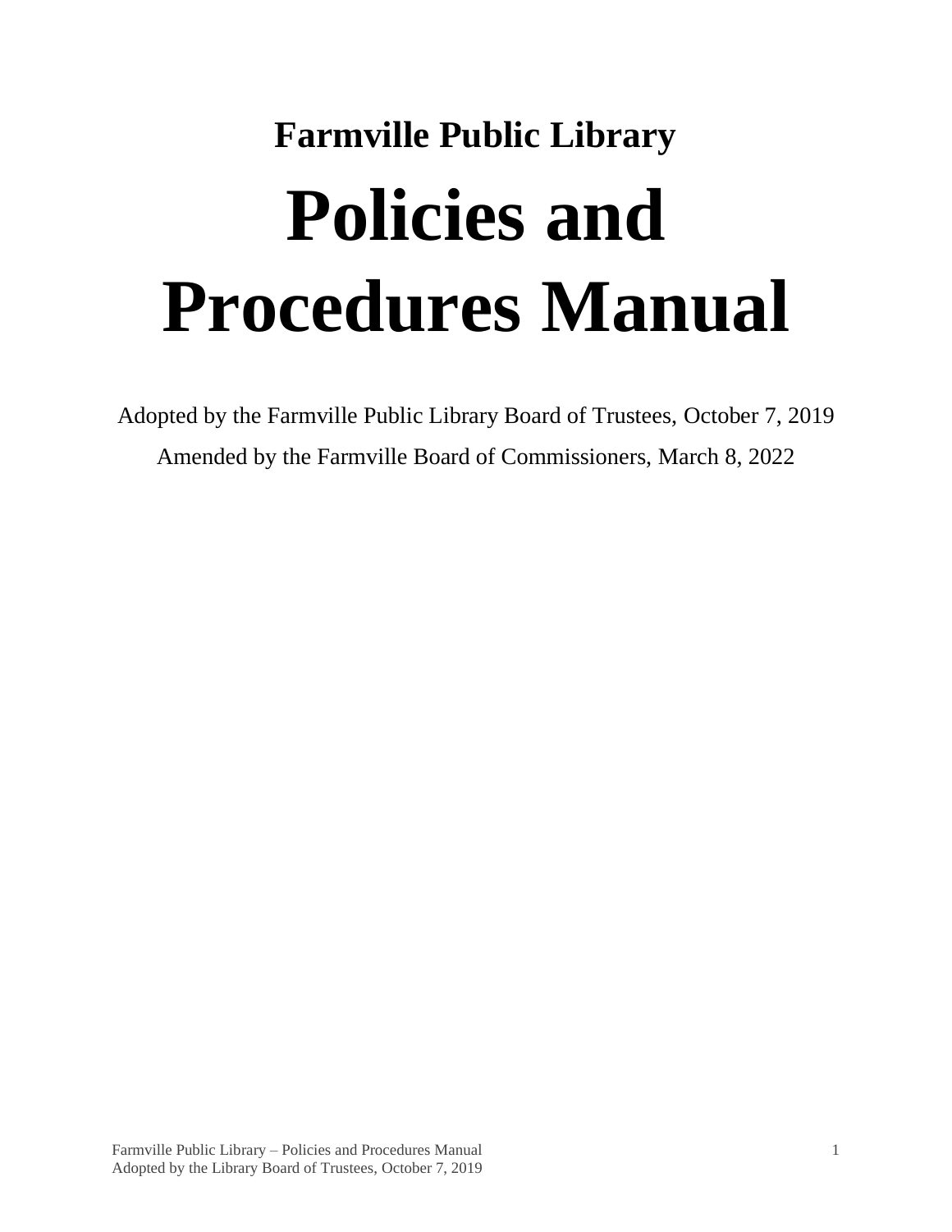## Farmville Public Library

# Policies and Procedures Manual

Adopted by the Farmville Public Library Board of Trustees, October 7, 2019

Amended by the Farmville Board of Commissioners, March 8, 2022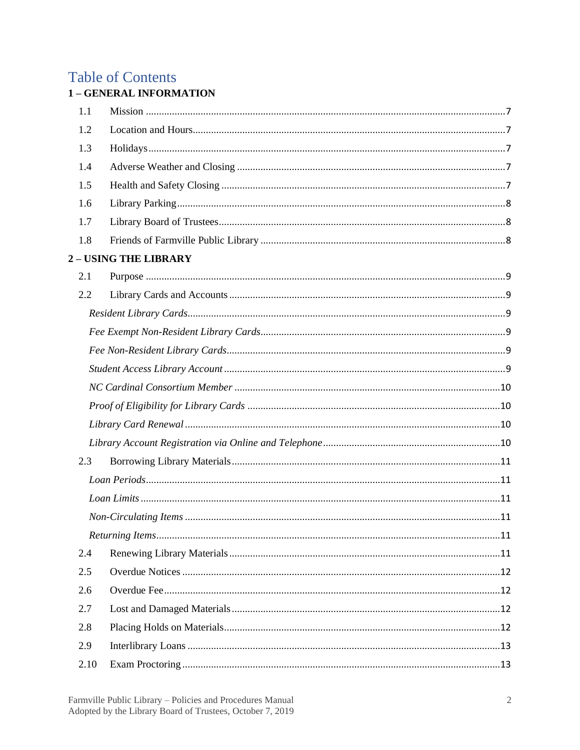# Table of Contents

**1 – GENERAL INFORMATION**

| | | |
|---|---|---|
| 1.1 | Mission | 7 |
| 1.2 | Location and Hours | 7 |
| 1.3 | Holidays | 7 |
| 1.4 | Adverse Weather and Closing | 7 |
| 1.5 | Health and Safety Closing | 7 |
| 1.6 | Library Parking | 8 |
| 1.7 | Library Board of Trustees | 8 |
| 1.8 | Friends of Farmville Public Library | 8 |

**2 – USING THE LIBRARY**

| | | |
|---|---|---|
| 2.1 | Purpose | 9 |
| 2.2 | Library Cards and Accounts | 9 |
| | *Resident Library Cards* | 9 |
| | *Fee Exempt Non-Resident Library Cards* | 9 |
| | *Fee Non-Resident Library Cards* | 9 |
| | *Student Access Library Account* | 9 |
| | *NC Cardinal Consortium Member* | 10 |
| | *Proof of Eligibility for Library Cards* | 10 |
| | *Library Card Renewal* | 10 |
| | *Library Account Registration via Online and Telephone* | 10 |
| 2.3 | Borrowing Library Materials | 11 |
| | *Loan Periods* | 11 |
| | *Loan Limits* | 11 |
| | *Non-Circulating Items* | 11 |
| | *Returning Items* | 11 |
| 2.4 | Renewing Library Materials | 11 |
| 2.5 | Overdue Notices | 12 |
| 2.6 | Overdue Fee | 12 |
| 2.7 | Lost and Damaged Materials | 12 |
| 2.8 | Placing Holds on Materials | 12 |
| 2.9 | Interlibrary Loans | 13 |
| 2.10 | Exam Proctoring | 13 |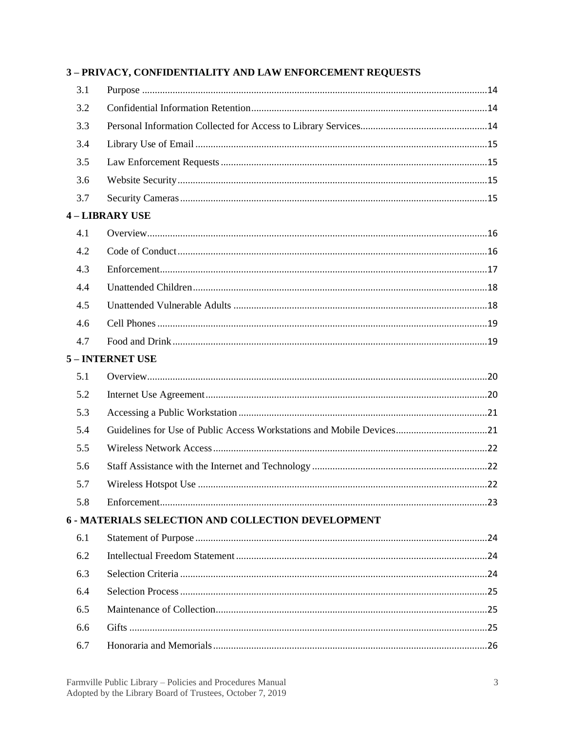**3 – PRIVACY, CONFIDENTIALITY AND LAW ENFORCEMENT REQUESTS**

| | | |
|---|---|---|
| 3.1 | Purpose | 14 |
| 3.2 | Confidential Information Retention | 14 |
| 3.3 | Personal Information Collected for Access to Library Services | 14 |
| 3.4 | Library Use of Email | 15 |
| 3.5 | Law Enforcement Requests | 15 |
| 3.6 | Website Security | 15 |
| 3.7 | Security Cameras | 15 |

**4 – LIBRARY USE**

| | | |
|---|---|---|
| 4.1 | Overview | 16 |
| 4.2 | Code of Conduct | 16 |
| 4.3 | Enforcement | 17 |
| 4.4 | Unattended Children | 18 |
| 4.5 | Unattended Vulnerable Adults | 18 |
| 4.6 | Cell Phones | 19 |
| 4.7 | Food and Drink | 19 |

**5 – INTERNET USE**

| | | |
|---|---|---|
| 5.1 | Overview | 20 |
| 5.2 | Internet Use Agreement | 20 |
| 5.3 | Accessing a Public Workstation | 21 |
| 5.4 | Guidelines for Use of Public Access Workstations and Mobile Devices | 21 |
| 5.5 | Wireless Network Access | 22 |
| 5.6 | Staff Assistance with the Internet and Technology | 22 |
| 5.7 | Wireless Hotspot Use | 22 |
| 5.8 | Enforcement | 23 |

**6 - MATERIALS SELECTION AND COLLECTION DEVELOPMENT**

| | | |
|---|---|---|
| 6.1 | Statement of Purpose | 24 |
| 6.2 | Intellectual Freedom Statement | 24 |
| 6.3 | Selection Criteria | 24 |
| 6.4 | Selection Process | 25 |
| 6.5 | Maintenance of Collection | 25 |
| 6.6 | Gifts | 25 |
| 6.7 | Honoraria and Memorials | 26 |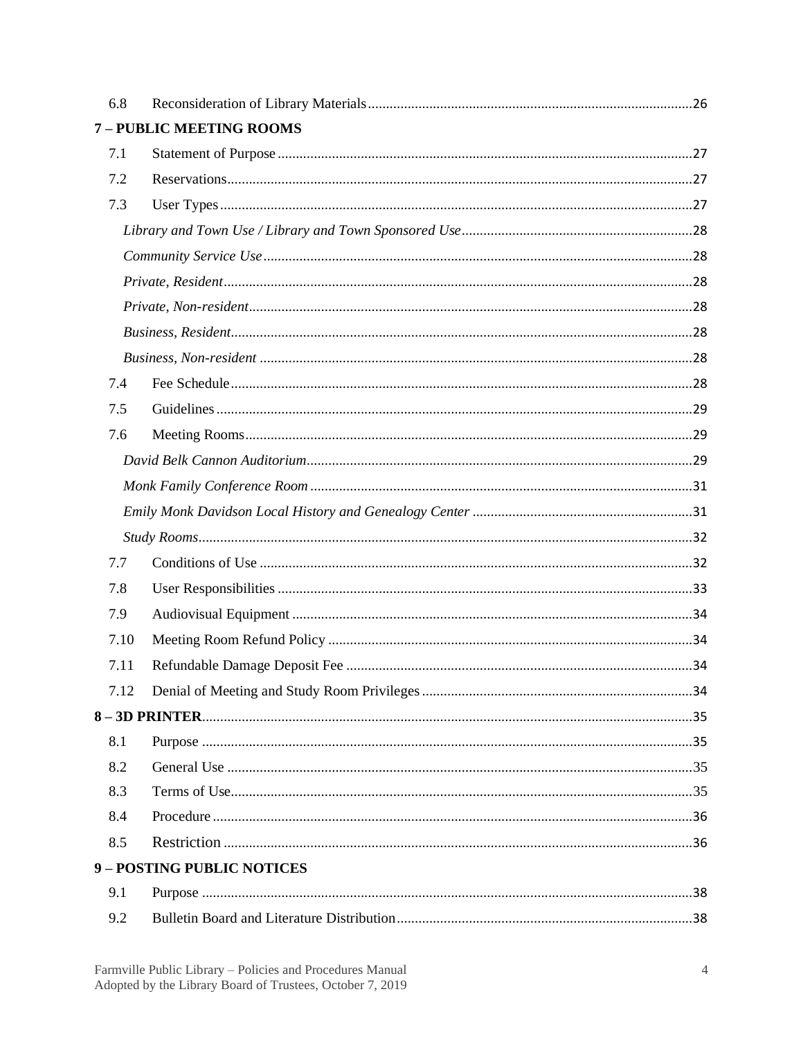| | |
|---|---|
| 6.8 Reconsideration of Library Materials | 26 |
| **7 – PUBLIC MEETING ROOMS** | |
| 7.1 Statement of Purpose | 27 |
| 7.2 Reservations | 27 |
| 7.3 User Types | 27 |
| *Library and Town Use / Library and Town Sponsored Use* | 28 |
| *Community Service Use* | 28 |
| *Private, Resident* | 28 |
| *Private, Non-resident* | 28 |
| *Business, Resident* | 28 |
| *Business, Non-resident* | 28 |
| 7.4 Fee Schedule | 28 |
| 7.5 Guidelines | 29 |
| 7.6 Meeting Rooms | 29 |
| *David Belk Cannon Auditorium* | 29 |
| *Monk Family Conference Room* | 31 |
| *Emily Monk Davidson Local History and Genealogy Center* | 31 |
| *Study Rooms* | 32 |
| 7.7 Conditions of Use | 32 |
| 7.8 User Responsibilities | 33 |
| 7.9 Audiovisual Equipment | 34 |
| 7.10 Meeting Room Refund Policy | 34 |
| 7.11 Refundable Damage Deposit Fee | 34 |
| 7.12 Denial of Meeting and Study Room Privileges | 34 |
| **8 – 3D PRINTER** | 35 |
| 8.1 Purpose | 35 |
| 8.2 General Use | 35 |
| 8.3 Terms of Use | 35 |
| 8.4 Procedure | 36 |
| 8.5 Restriction | 36 |
| **9 – POSTING PUBLIC NOTICES** | |
| 9.1 Purpose | 38 |
| 9.2 Bulletin Board and Literature Distribution | 38 |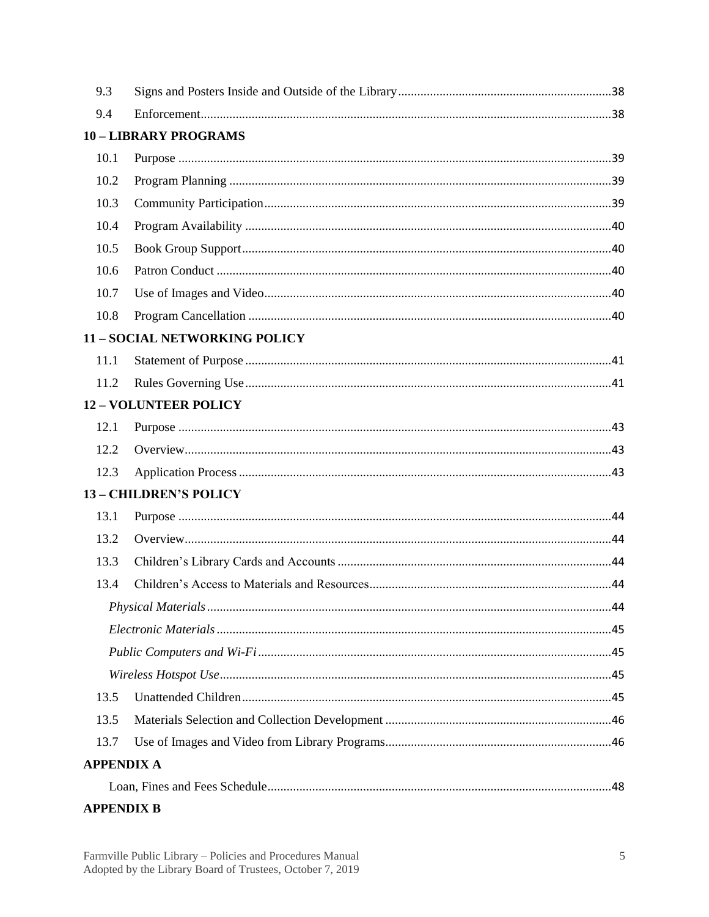| | | |
|---|---|---|
| 9.3 | Signs and Posters Inside and Outside of the Library | 38 |
| 9.4 | Enforcement | 38 |

**10 – LIBRARY PROGRAMS**

| | | |
|---|---|---|
| 10.1 | Purpose | 39 |
| 10.2 | Program Planning | 39 |
| 10.3 | Community Participation | 39 |
| 10.4 | Program Availability | 40 |
| 10.5 | Book Group Support | 40 |
| 10.6 | Patron Conduct | 40 |
| 10.7 | Use of Images and Video | 40 |
| 10.8 | Program Cancellation | 40 |

**11 – SOCIAL NETWORKING POLICY**

| | | |
|---|---|---|
| 11.1 | Statement of Purpose | 41 |
| 11.2 | Rules Governing Use | 41 |

**12 – VOLUNTEER POLICY**

| | | |
|---|---|---|
| 12.1 | Purpose | 43 |
| 12.2 | Overview | 43 |
| 12.3 | Application Process | 43 |

**13 – CHILDREN'S POLICY**

| | | |
|---|---|---|
| 13.1 | Purpose | 44 |
| 13.2 | Overview | 44 |
| 13.3 | Children's Library Cards and Accounts | 44 |
| 13.4 | Children's Access to Materials and Resources | 44 |
| | *Physical Materials* | 44 |
| | *Electronic Materials* | 45 |
| | *Public Computers and Wi-Fi* | 45 |
| | *Wireless Hotspot Use* | 45 |
| 13.5 | Unattended Children | 45 |
| 13.5 | Materials Selection and Collection Development | 46 |
| 13.7 | Use of Images and Video from Library Programs | 46 |

**APPENDIX A**

| | |
|---|---|
| Loan, Fines and Fees Schedule | 48 |

**APPENDIX B**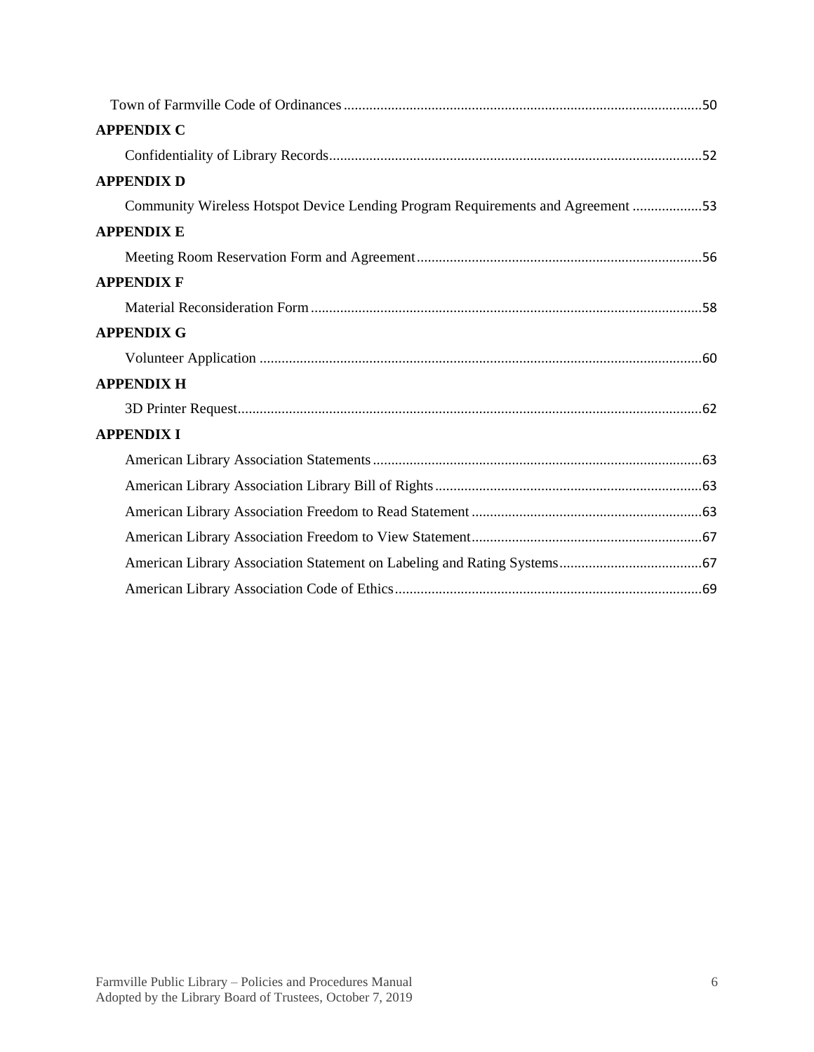Town of Farmville Code of Ordinances .......................................................................................50

**APPENDIX C**

Confidentiality of Library Records.......................................................................................52

**APPENDIX D**

Community Wireless Hotspot Device Lending Program Requirements and Agreement ..................53

**APPENDIX E**

Meeting Room Reservation Form and Agreement.............................................................................56

**APPENDIX F**

Material Reconsideration Form..........................................................................................................58

**APPENDIX G**

Volunteer Application ........................................................................................................................60

**APPENDIX H**

3D Printer Request..............................................................................................................................62

**APPENDIX I**

American Library Association Statements.........................................................................................63

American Library Association Library Bill of Rights.........................................................................63

American Library Association Freedom to Read Statement ..............................................................63

American Library Association Freedom to View Statement..............................................................67

American Library Association Statement on Labeling and Rating Systems.......................................67

American Library Association Code of Ethics...................................................................................69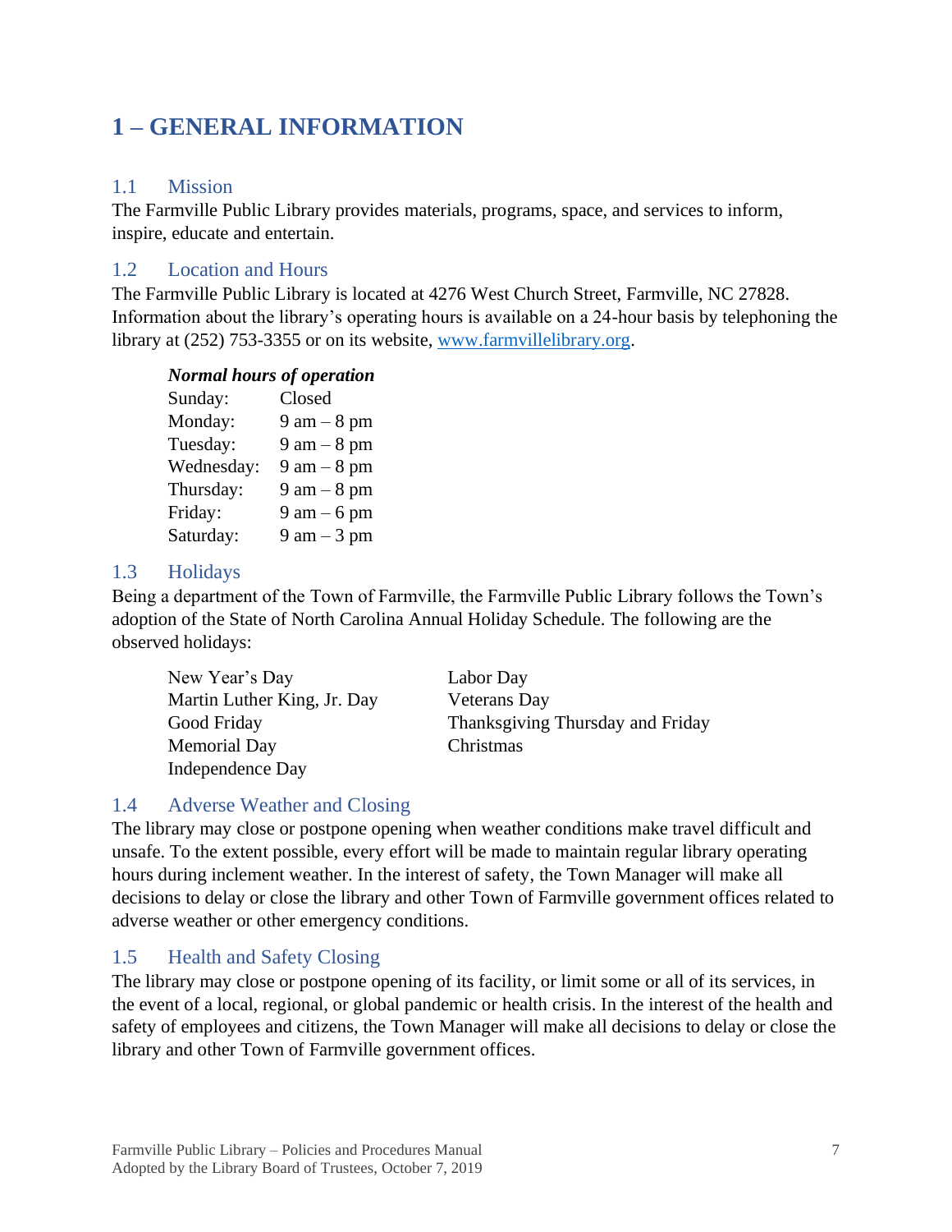# 1 – GENERAL INFORMATION

## 1.1 Mission

The Farmville Public Library provides materials, programs, space, and services to inform, inspire, educate and entertain.

## 1.2 Location and Hours

The Farmville Public Library is located at 4276 West Church Street, Farmville, NC 27828. Information about the library's operating hours is available on a 24-hour basis by telephoning the library at (252) 753-3355 or on its website, [www.farmvillelibrary.org](http://www.farmvillelibrary.org).

***Normal hours of operation***

| | |
|---|---|
| Sunday: | Closed |
| Monday: | 9 am – 8 pm |
| Tuesday: | 9 am – 8 pm |
| Wednesday: | 9 am – 8 pm |
| Thursday: | 9 am – 8 pm |
| Friday: | 9 am – 6 pm |
| Saturday: | 9 am – 3 pm |

## 1.3 Holidays

Being a department of the Town of Farmville, the Farmville Public Library follows the Town's adoption of the State of North Carolina Annual Holiday Schedule. The following are the observed holidays:

- New Year's Day
- Martin Luther King, Jr. Day
- Good Friday
- Memorial Day
- Independence Day
- Labor Day
- Veterans Day
- Thanksgiving Thursday and Friday
- Christmas

## 1.4 Adverse Weather and Closing

The library may close or postpone opening when weather conditions make travel difficult and unsafe. To the extent possible, every effort will be made to maintain regular library operating hours during inclement weather. In the interest of safety, the Town Manager will make all decisions to delay or close the library and other Town of Farmville government offices related to adverse weather or other emergency conditions.

## 1.5 Health and Safety Closing

The library may close or postpone opening of its facility, or limit some or all of its services, in the event of a local, regional, or global pandemic or health crisis. In the interest of the health and safety of employees and citizens, the Town Manager will make all decisions to delay or close the library and other Town of Farmville government offices.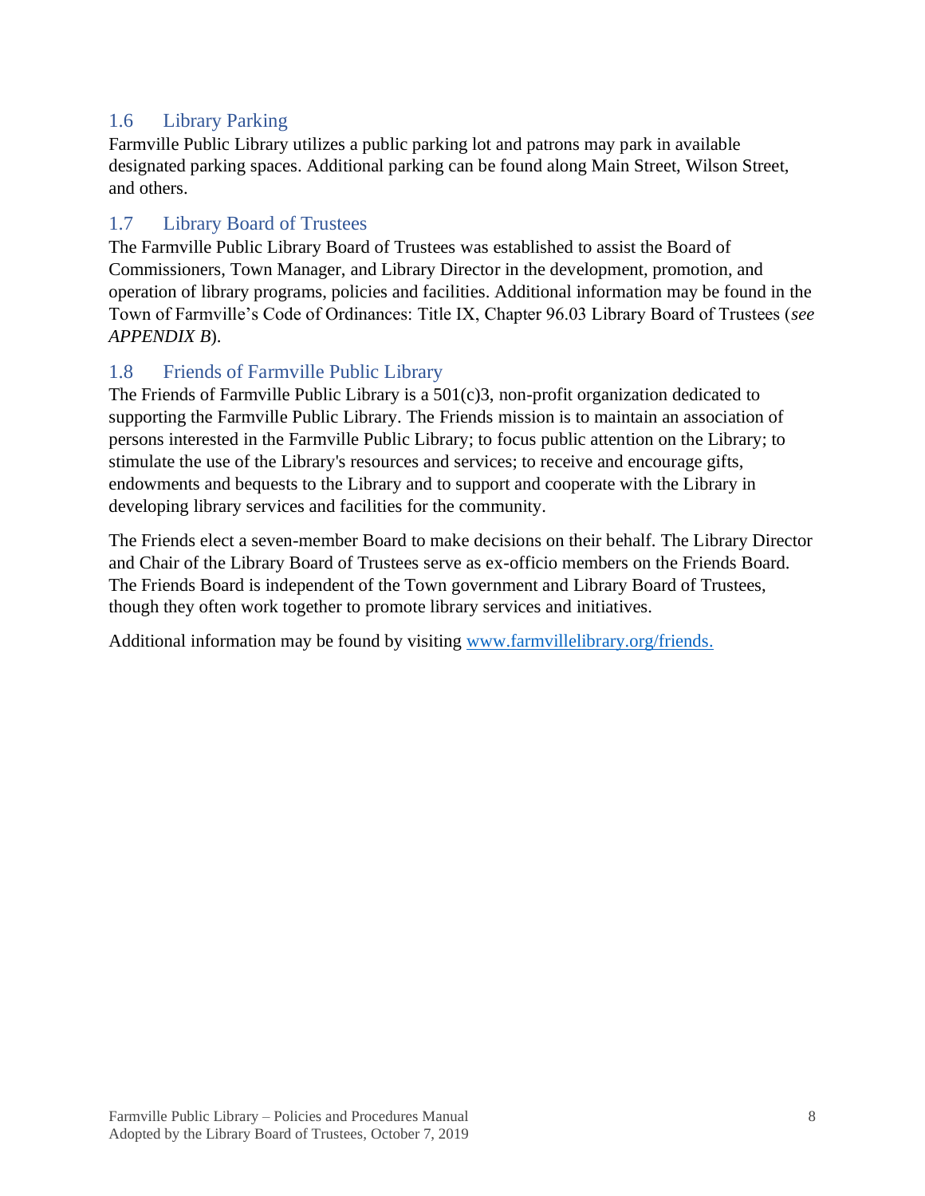## 1.6 Library Parking

Farmville Public Library utilizes a public parking lot and patrons may park in available designated parking spaces. Additional parking can be found along Main Street, Wilson Street, and others.

## 1.7 Library Board of Trustees

The Farmville Public Library Board of Trustees was established to assist the Board of Commissioners, Town Manager, and Library Director in the development, promotion, and operation of library programs, policies and facilities. Additional information may be found in the Town of Farmville's Code of Ordinances: Title IX, Chapter 96.03 Library Board of Trustees (*see APPENDIX B*).

## 1.8 Friends of Farmville Public Library

The Friends of Farmville Public Library is a 501(c)3, non-profit organization dedicated to supporting the Farmville Public Library. The Friends mission is to maintain an association of persons interested in the Farmville Public Library; to focus public attention on the Library; to stimulate the use of the Library's resources and services; to receive and encourage gifts, endowments and bequests to the Library and to support and cooperate with the Library in developing library services and facilities for the community.

The Friends elect a seven-member Board to make decisions on their behalf. The Library Director and Chair of the Library Board of Trustees serve as ex-officio members on the Friends Board. The Friends Board is independent of the Town government and Library Board of Trustees, though they often work together to promote library services and initiatives.

Additional information may be found by visiting [www.farmvillelibrary.org/friends.](www.farmvillelibrary.org/friends)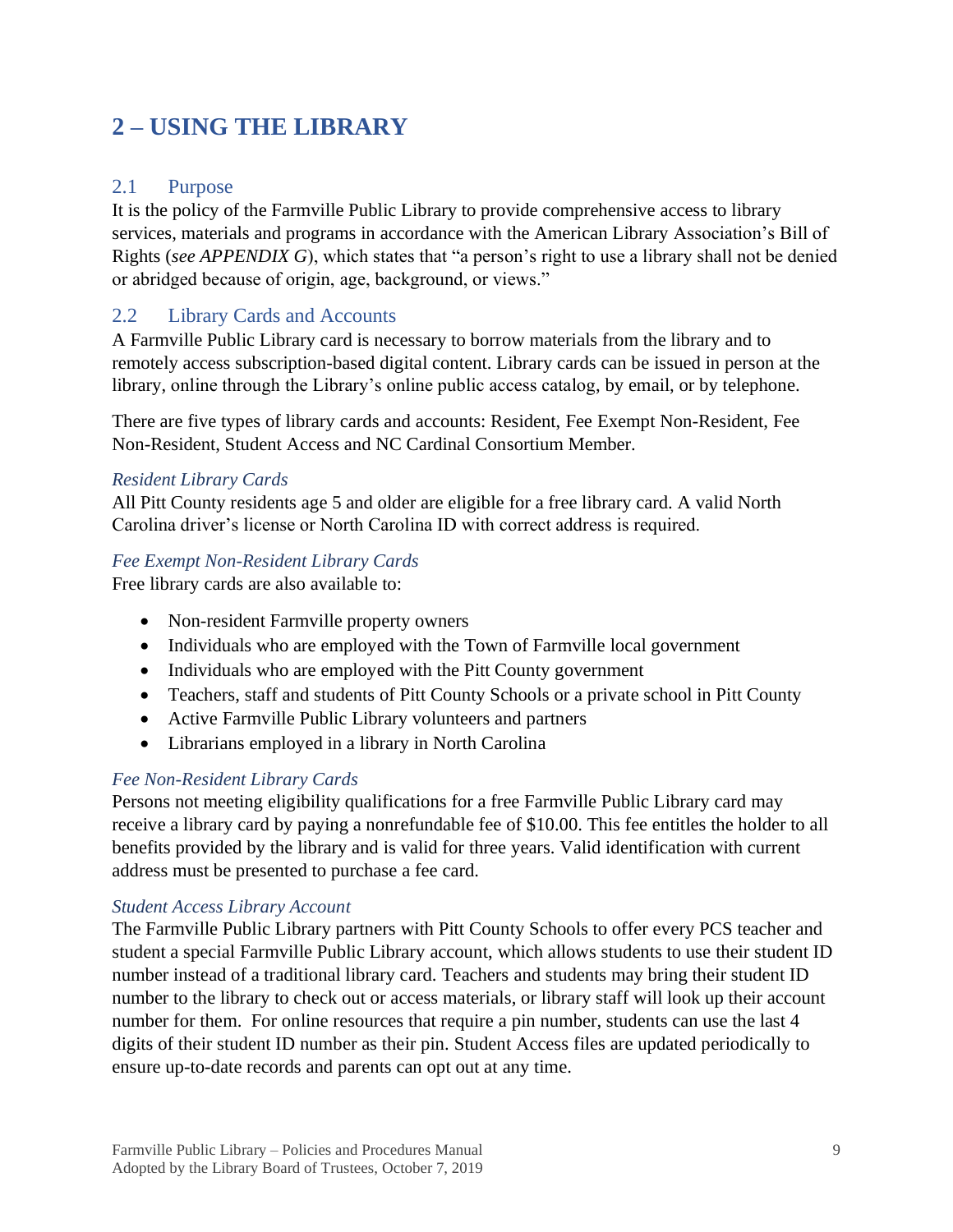# 2 – USING THE LIBRARY

## 2.1 Purpose

It is the policy of the Farmville Public Library to provide comprehensive access to library services, materials and programs in accordance with the American Library Association's Bill of Rights (*see APPENDIX G*), which states that "a person's right to use a library shall not be denied or abridged because of origin, age, background, or views."

## 2.2 Library Cards and Accounts

A Farmville Public Library card is necessary to borrow materials from the library and to remotely access subscription-based digital content. Library cards can be issued in person at the library, online through the Library's online public access catalog, by email, or by telephone.

There are five types of library cards and accounts: Resident, Fee Exempt Non-Resident, Fee Non-Resident, Student Access and NC Cardinal Consortium Member.

### *Resident Library Cards*

All Pitt County residents age 5 and older are eligible for a free library card. A valid North Carolina driver's license or North Carolina ID with correct address is required.

### *Fee Exempt Non-Resident Library Cards*

Free library cards are also available to:

- Non-resident Farmville property owners
- Individuals who are employed with the Town of Farmville local government
- Individuals who are employed with the Pitt County government
- Teachers, staff and students of Pitt County Schools or a private school in Pitt County
- Active Farmville Public Library volunteers and partners
- Librarians employed in a library in North Carolina

### *Fee Non-Resident Library Cards*

Persons not meeting eligibility qualifications for a free Farmville Public Library card may receive a library card by paying a nonrefundable fee of $10.00. This fee entitles the holder to all benefits provided by the library and is valid for three years. Valid identification with current address must be presented to purchase a fee card.

### *Student Access Library Account*

The Farmville Public Library partners with Pitt County Schools to offer every PCS teacher and student a special Farmville Public Library account, which allows students to use their student ID number instead of a traditional library card. Teachers and students may bring their student ID number to the library to check out or access materials, or library staff will look up their account number for them. For online resources that require a pin number, students can use the last 4 digits of their student ID number as their pin. Student Access files are updated periodically to ensure up-to-date records and parents can opt out at any time.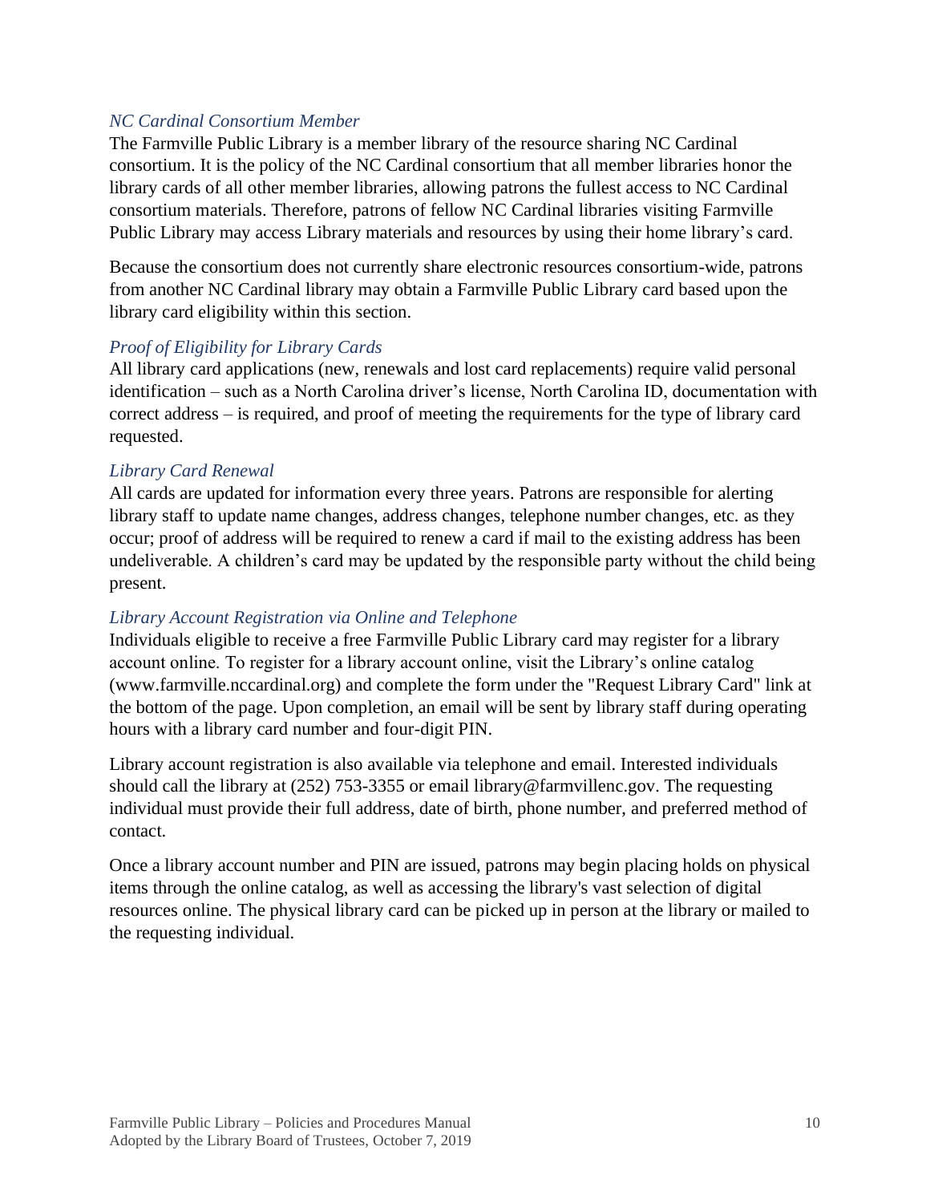### *NC Cardinal Consortium Member*

The Farmville Public Library is a member library of the resource sharing NC Cardinal consortium. It is the policy of the NC Cardinal consortium that all member libraries honor the library cards of all other member libraries, allowing patrons the fullest access to NC Cardinal consortium materials. Therefore, patrons of fellow NC Cardinal libraries visiting Farmville Public Library may access Library materials and resources by using their home library's card.

Because the consortium does not currently share electronic resources consortium-wide, patrons from another NC Cardinal library may obtain a Farmville Public Library card based upon the library card eligibility within this section.

### *Proof of Eligibility for Library Cards*

All library card applications (new, renewals and lost card replacements) require valid personal identification – such as a North Carolina driver's license, North Carolina ID, documentation with correct address – is required, and proof of meeting the requirements for the type of library card requested.

### *Library Card Renewal*

All cards are updated for information every three years. Patrons are responsible for alerting library staff to update name changes, address changes, telephone number changes, etc. as they occur; proof of address will be required to renew a card if mail to the existing address has been undeliverable. A children's card may be updated by the responsible party without the child being present.

### *Library Account Registration via Online and Telephone*

Individuals eligible to receive a free Farmville Public Library card may register for a library account online. To register for a library account online, visit the Library's online catalog (www.farmville.nccardinal.org) and complete the form under the "Request Library Card" link at the bottom of the page. Upon completion, an email will be sent by library staff during operating hours with a library card number and four-digit PIN.

Library account registration is also available via telephone and email. Interested individuals should call the library at (252) 753-3355 or email library@farmvillenc.gov. The requesting individual must provide their full address, date of birth, phone number, and preferred method of contact.

Once a library account number and PIN are issued, patrons may begin placing holds on physical items through the online catalog, as well as accessing the library's vast selection of digital resources online. The physical library card can be picked up in person at the library or mailed to the requesting individual.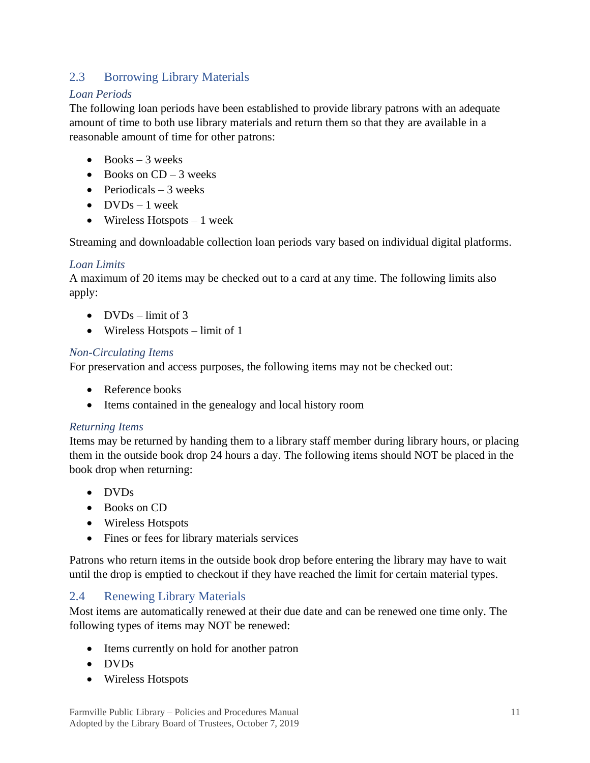## 2.3 Borrowing Library Materials

### *Loan Periods*

The following loan periods have been established to provide library patrons with an adequate amount of time to both use library materials and return them so that they are available in a reasonable amount of time for other patrons:

- Books – 3 weeks
- Books on CD – 3 weeks
- Periodicals – 3 weeks
- DVDs – 1 week
- Wireless Hotspots – 1 week

Streaming and downloadable collection loan periods vary based on individual digital platforms.

### *Loan Limits*

A maximum of 20 items may be checked out to a card at any time. The following limits also apply:

- DVDs – limit of 3
- Wireless Hotspots – limit of 1

### *Non-Circulating Items*

For preservation and access purposes, the following items may not be checked out:

- Reference books
- Items contained in the genealogy and local history room

### *Returning Items*

Items may be returned by handing them to a library staff member during library hours, or placing them in the outside book drop 24 hours a day. The following items should NOT be placed in the book drop when returning:

- DVDs
- Books on CD
- Wireless Hotspots
- Fines or fees for library materials services

Patrons who return items in the outside book drop before entering the library may have to wait until the drop is emptied to checkout if they have reached the limit for certain material types.

## 2.4 Renewing Library Materials

Most items are automatically renewed at their due date and can be renewed one time only. The following types of items may NOT be renewed:

- Items currently on hold for another patron
- DVDs
- Wireless Hotspots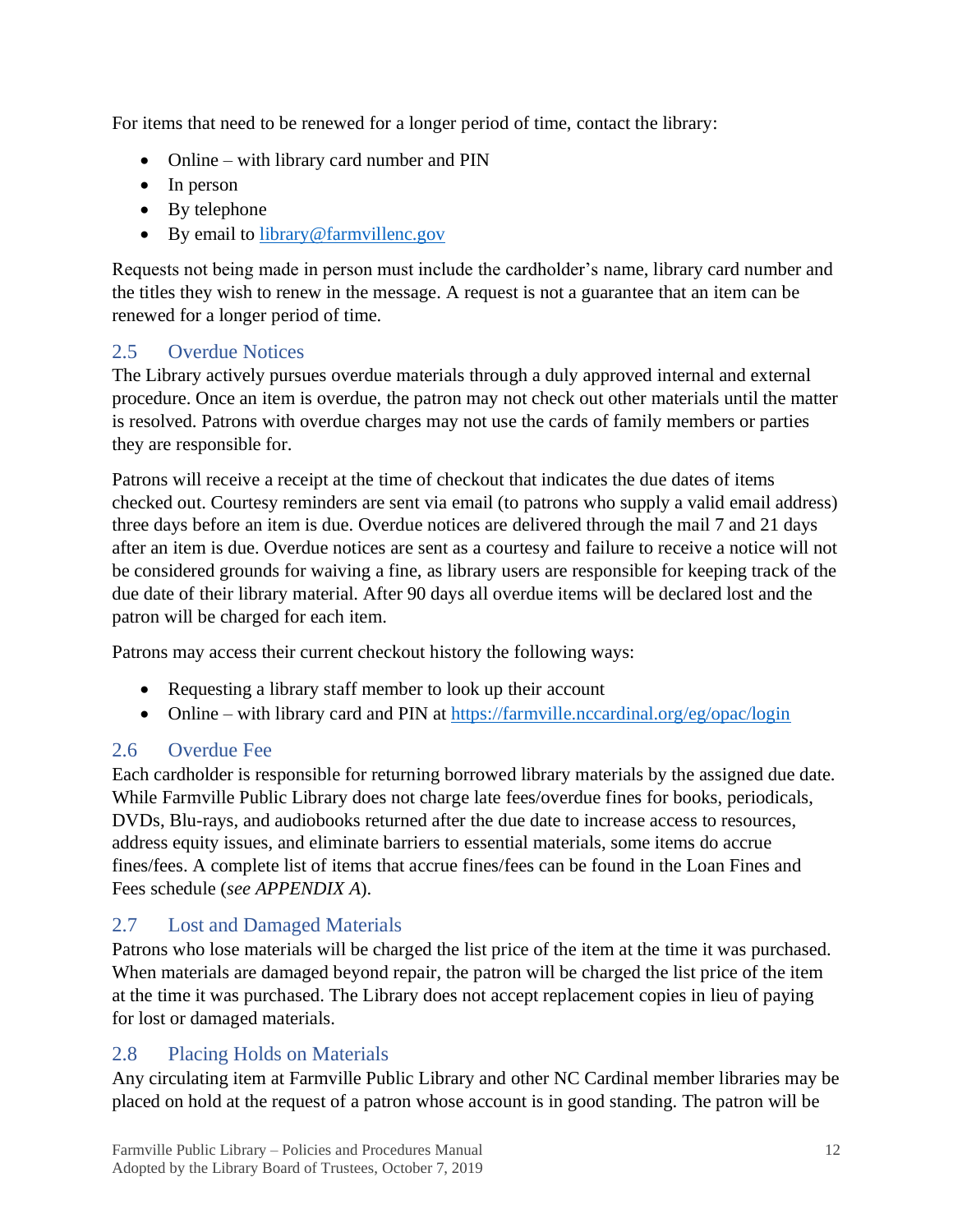For items that need to be renewed for a longer period of time, contact the library:

- Online – with library card number and PIN
- In person
- By telephone
- By email to [library@farmvillenc.gov](mailto:library@farmvillenc.gov)

Requests not being made in person must include the cardholder's name, library card number and the titles they wish to renew in the message. A request is not a guarantee that an item can be renewed for a longer period of time.

## 2.5 Overdue Notices

The Library actively pursues overdue materials through a duly approved internal and external procedure. Once an item is overdue, the patron may not check out other materials until the matter is resolved. Patrons with overdue charges may not use the cards of family members or parties they are responsible for.

Patrons will receive a receipt at the time of checkout that indicates the due dates of items checked out. Courtesy reminders are sent via email (to patrons who supply a valid email address) three days before an item is due. Overdue notices are delivered through the mail 7 and 21 days after an item is due. Overdue notices are sent as a courtesy and failure to receive a notice will not be considered grounds for waiving a fine, as library users are responsible for keeping track of the due date of their library material. After 90 days all overdue items will be declared lost and the patron will be charged for each item.

Patrons may access their current checkout history the following ways:

- Requesting a library staff member to look up their account
- Online – with library card and PIN at [https://farmville.nccardinal.org/eg/opac/login](https://farmville.nccardinal.org/eg/opac/login)

## 2.6 Overdue Fee

Each cardholder is responsible for returning borrowed library materials by the assigned due date. While Farmville Public Library does not charge late fees/overdue fines for books, periodicals, DVDs, Blu-rays, and audiobooks returned after the due date to increase access to resources, address equity issues, and eliminate barriers to essential materials, some items do accrue fines/fees. A complete list of items that accrue fines/fees can be found in the Loan Fines and Fees schedule (*see APPENDIX A*).

## 2.7 Lost and Damaged Materials

Patrons who lose materials will be charged the list price of the item at the time it was purchased. When materials are damaged beyond repair, the patron will be charged the list price of the item at the time it was purchased. The Library does not accept replacement copies in lieu of paying for lost or damaged materials.

## 2.8 Placing Holds on Materials

Any circulating item at Farmville Public Library and other NC Cardinal member libraries may be placed on hold at the request of a patron whose account is in good standing. The patron will be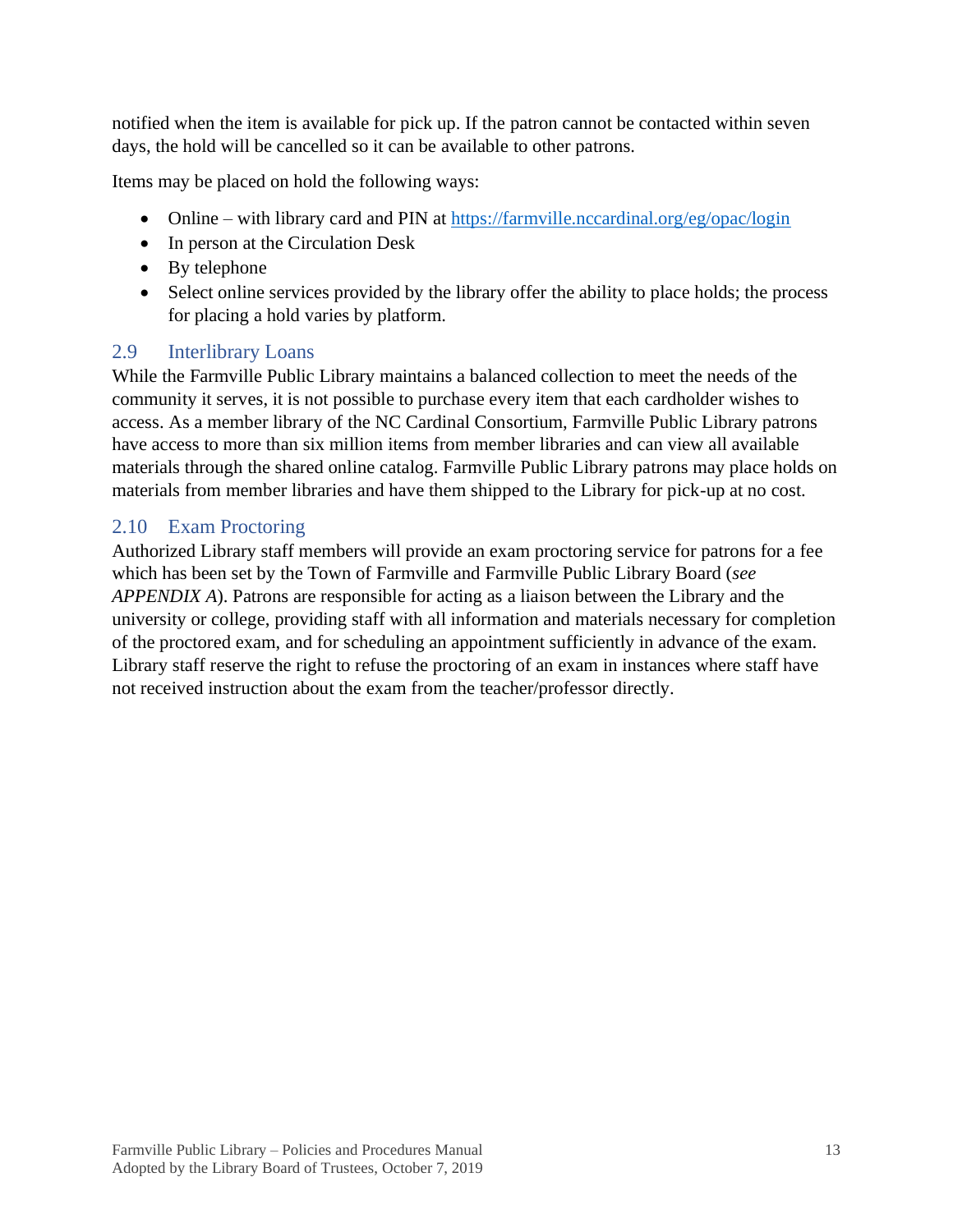notified when the item is available for pick up. If the patron cannot be contacted within seven days, the hold will be cancelled so it can be available to other patrons.

Items may be placed on hold the following ways:

- Online – with library card and PIN at https://farmville.nccardinal.org/eg/opac/login
- In person at the Circulation Desk
- By telephone
- Select online services provided by the library offer the ability to place holds; the process for placing a hold varies by platform.

## 2.9 Interlibrary Loans

While the Farmville Public Library maintains a balanced collection to meet the needs of the community it serves, it is not possible to purchase every item that each cardholder wishes to access. As a member library of the NC Cardinal Consortium, Farmville Public Library patrons have access to more than six million items from member libraries and can view all available materials through the shared online catalog. Farmville Public Library patrons may place holds on materials from member libraries and have them shipped to the Library for pick-up at no cost.

## 2.10 Exam Proctoring

Authorized Library staff members will provide an exam proctoring service for patrons for a fee which has been set by the Town of Farmville and Farmville Public Library Board (*see APPENDIX A*). Patrons are responsible for acting as a liaison between the Library and the university or college, providing staff with all information and materials necessary for completion of the proctored exam, and for scheduling an appointment sufficiently in advance of the exam. Library staff reserve the right to refuse the proctoring of an exam in instances where staff have not received instruction about the exam from the teacher/professor directly.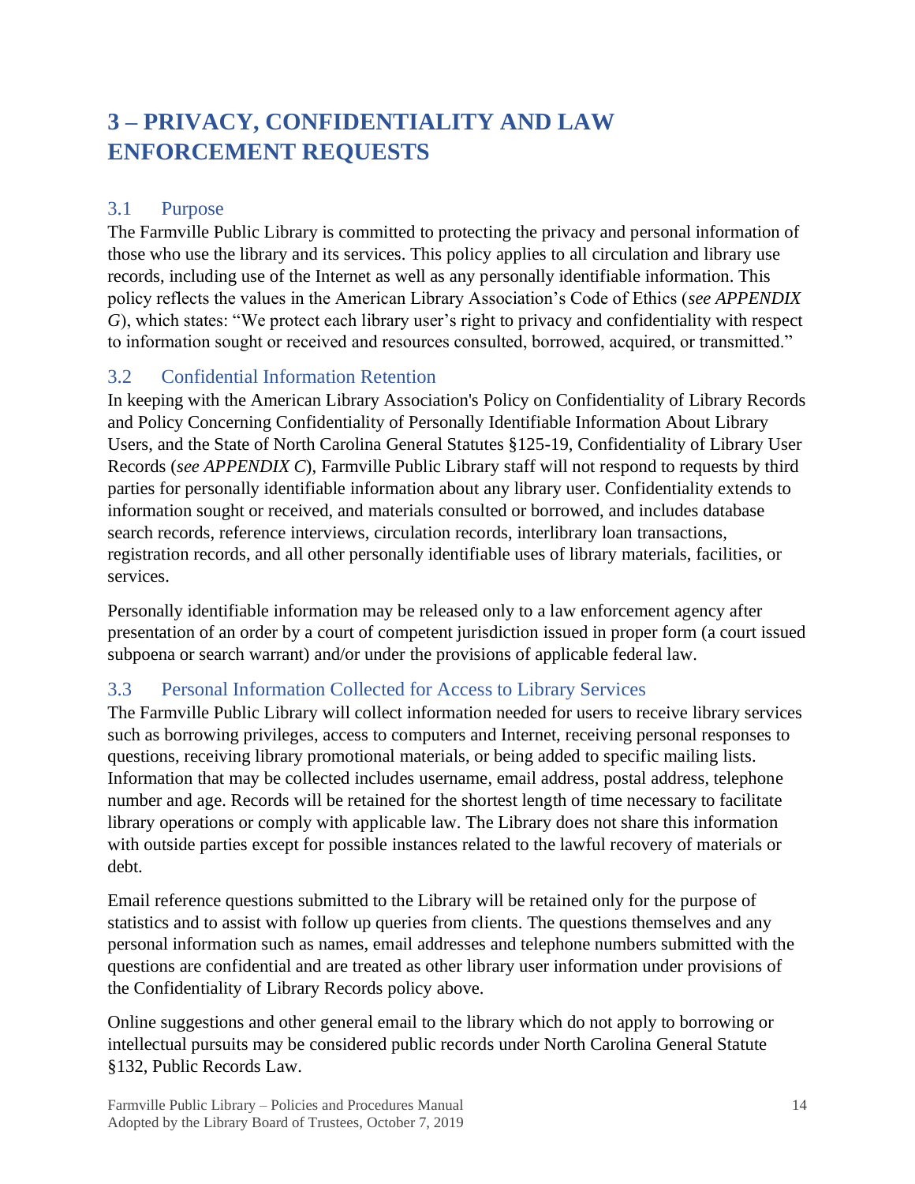# 3 – PRIVACY, CONFIDENTIALITY AND LAW ENFORCEMENT REQUESTS

## 3.1 Purpose

The Farmville Public Library is committed to protecting the privacy and personal information of those who use the library and its services. This policy applies to all circulation and library use records, including use of the Internet as well as any personally identifiable information. This policy reflects the values in the American Library Association's Code of Ethics (*see APPENDIX G*), which states: "We protect each library user's right to privacy and confidentiality with respect to information sought or received and resources consulted, borrowed, acquired, or transmitted."

## 3.2 Confidential Information Retention

In keeping with the American Library Association's Policy on Confidentiality of Library Records and Policy Concerning Confidentiality of Personally Identifiable Information About Library Users, and the State of North Carolina General Statutes §125-19, Confidentiality of Library User Records (*see APPENDIX C*), Farmville Public Library staff will not respond to requests by third parties for personally identifiable information about any library user. Confidentiality extends to information sought or received, and materials consulted or borrowed, and includes database search records, reference interviews, circulation records, interlibrary loan transactions, registration records, and all other personally identifiable uses of library materials, facilities, or services.

Personally identifiable information may be released only to a law enforcement agency after presentation of an order by a court of competent jurisdiction issued in proper form (a court issued subpoena or search warrant) and/or under the provisions of applicable federal law.

## 3.3 Personal Information Collected for Access to Library Services

The Farmville Public Library will collect information needed for users to receive library services such as borrowing privileges, access to computers and Internet, receiving personal responses to questions, receiving library promotional materials, or being added to specific mailing lists. Information that may be collected includes username, email address, postal address, telephone number and age. Records will be retained for the shortest length of time necessary to facilitate library operations or comply with applicable law. The Library does not share this information with outside parties except for possible instances related to the lawful recovery of materials or debt.

Email reference questions submitted to the Library will be retained only for the purpose of statistics and to assist with follow up queries from clients. The questions themselves and any personal information such as names, email addresses and telephone numbers submitted with the questions are confidential and are treated as other library user information under provisions of the Confidentiality of Library Records policy above.

Online suggestions and other general email to the library which do not apply to borrowing or intellectual pursuits may be considered public records under North Carolina General Statute §132, Public Records Law.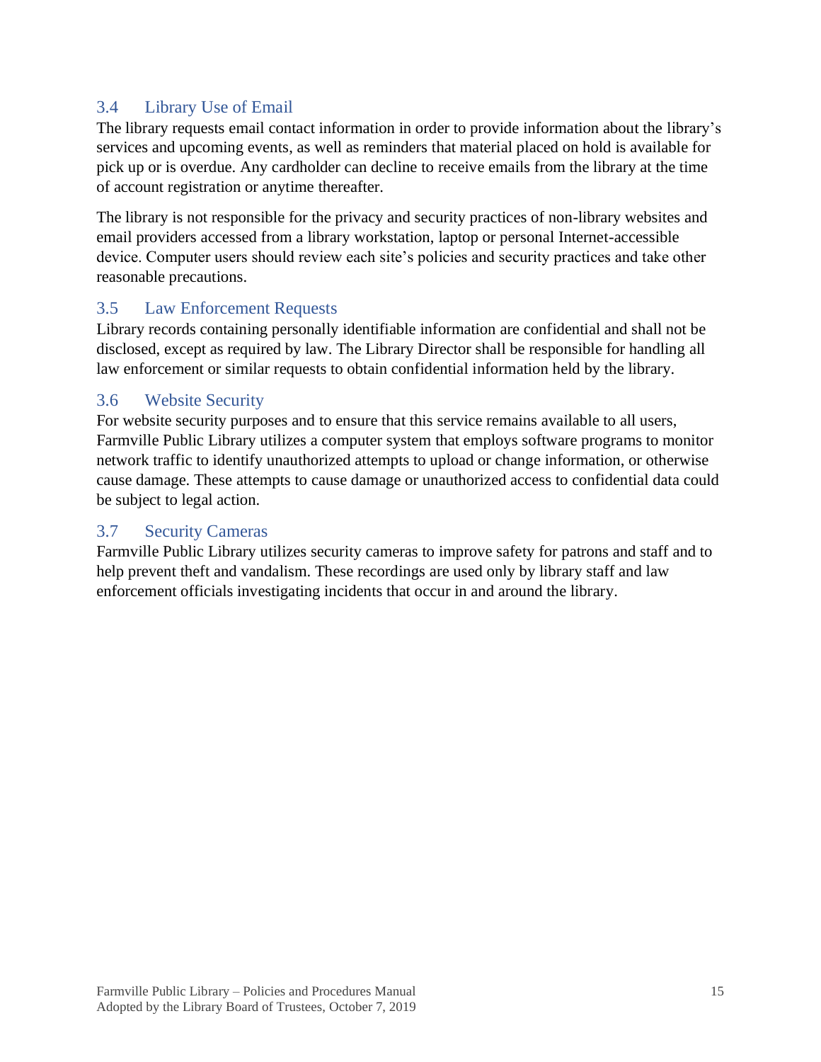### 3.4 Library Use of Email

The library requests email contact information in order to provide information about the library's services and upcoming events, as well as reminders that material placed on hold is available for pick up or is overdue. Any cardholder can decline to receive emails from the library at the time of account registration or anytime thereafter.

The library is not responsible for the privacy and security practices of non-library websites and email providers accessed from a library workstation, laptop or personal Internet-accessible device. Computer users should review each site's policies and security practices and take other reasonable precautions.

### 3.5 Law Enforcement Requests

Library records containing personally identifiable information are confidential and shall not be disclosed, except as required by law. The Library Director shall be responsible for handling all law enforcement or similar requests to obtain confidential information held by the library.

### 3.6 Website Security

For website security purposes and to ensure that this service remains available to all users, Farmville Public Library utilizes a computer system that employs software programs to monitor network traffic to identify unauthorized attempts to upload or change information, or otherwise cause damage. These attempts to cause damage or unauthorized access to confidential data could be subject to legal action.

### 3.7 Security Cameras

Farmville Public Library utilizes security cameras to improve safety for patrons and staff and to help prevent theft and vandalism. These recordings are used only by library staff and law enforcement officials investigating incidents that occur in and around the library.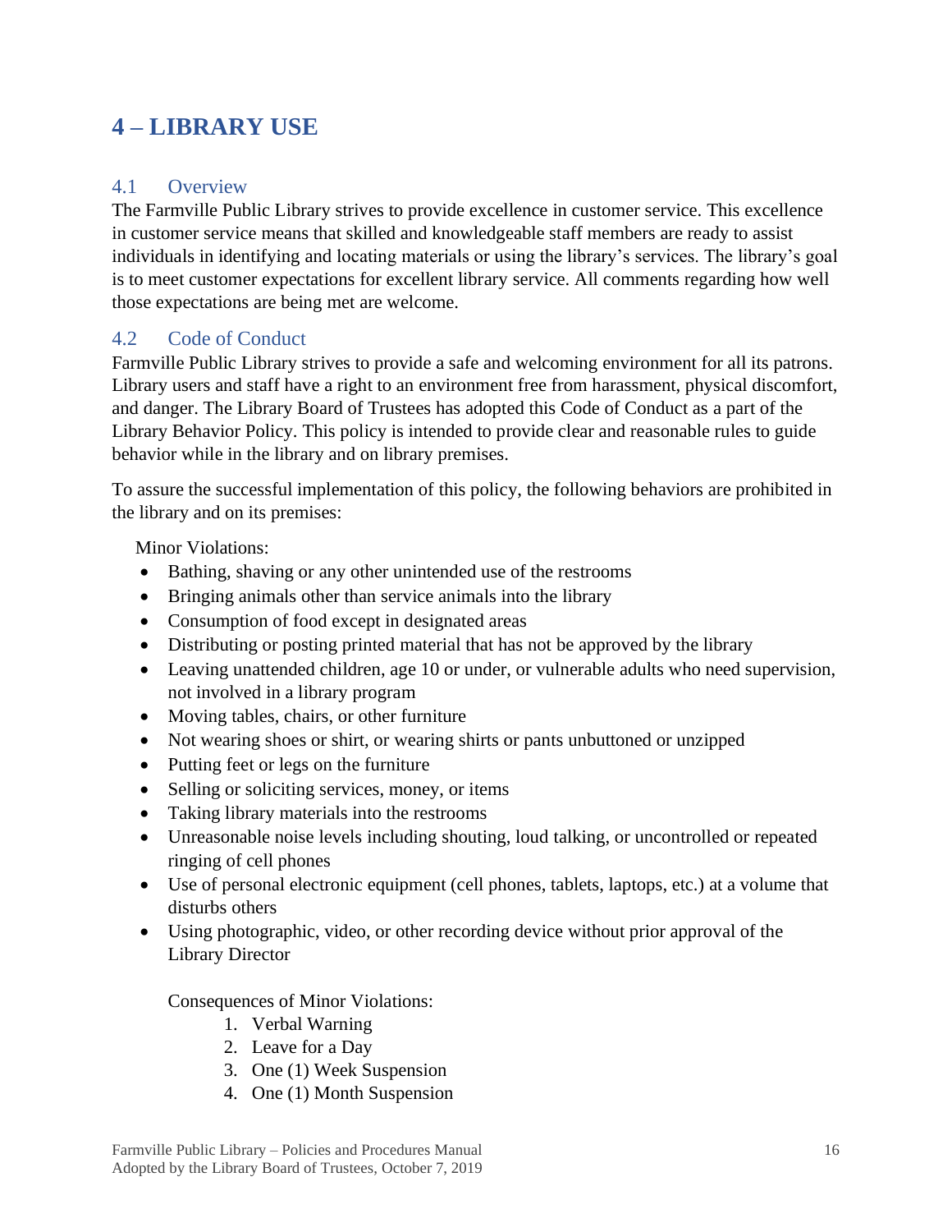# 4 – LIBRARY USE

## 4.1 Overview

The Farmville Public Library strives to provide excellence in customer service. This excellence in customer service means that skilled and knowledgeable staff members are ready to assist individuals in identifying and locating materials or using the library's services. The library's goal is to meet customer expectations for excellent library service. All comments regarding how well those expectations are being met are welcome.

## 4.2 Code of Conduct

Farmville Public Library strives to provide a safe and welcoming environment for all its patrons. Library users and staff have a right to an environment free from harassment, physical discomfort, and danger. The Library Board of Trustees has adopted this Code of Conduct as a part of the Library Behavior Policy. This policy is intended to provide clear and reasonable rules to guide behavior while in the library and on library premises.

To assure the successful implementation of this policy, the following behaviors are prohibited in the library and on its premises:

Minor Violations:

- Bathing, shaving or any other unintended use of the restrooms
- Bringing animals other than service animals into the library
- Consumption of food except in designated areas
- Distributing or posting printed material that has not be approved by the library
- Leaving unattended children, age 10 or under, or vulnerable adults who need supervision, not involved in a library program
- Moving tables, chairs, or other furniture
- Not wearing shoes or shirt, or wearing shirts or pants unbuttoned or unzipped
- Putting feet or legs on the furniture
- Selling or soliciting services, money, or items
- Taking library materials into the restrooms
- Unreasonable noise levels including shouting, loud talking, or uncontrolled or repeated ringing of cell phones
- Use of personal electronic equipment (cell phones, tablets, laptops, etc.) at a volume that disturbs others
- Using photographic, video, or other recording device without prior approval of the Library Director

Consequences of Minor Violations:

1. Verbal Warning
2. Leave for a Day
3. One (1) Week Suspension
4. One (1) Month Suspension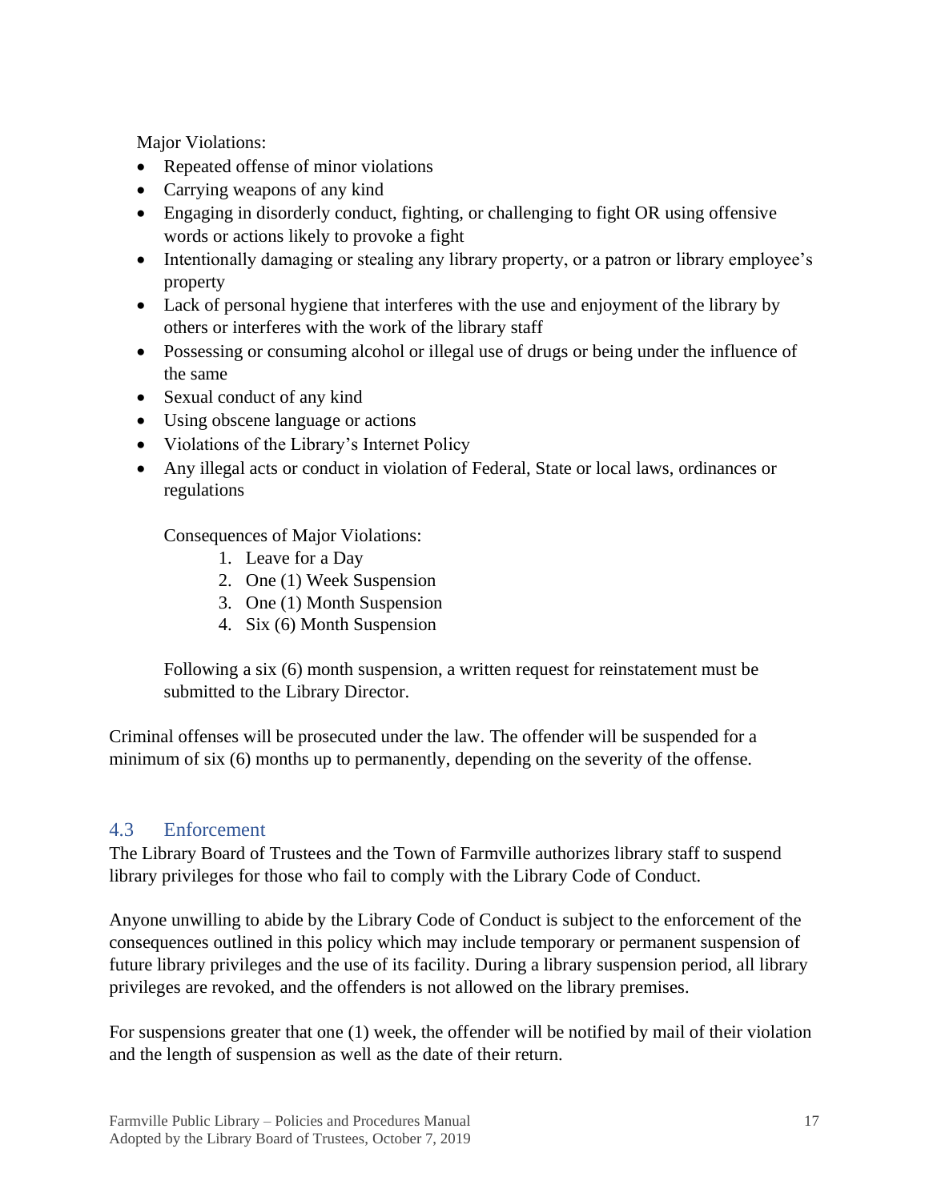Major Violations:

- Repeated offense of minor violations
- Carrying weapons of any kind
- Engaging in disorderly conduct, fighting, or challenging to fight OR using offensive words or actions likely to provoke a fight
- Intentionally damaging or stealing any library property, or a patron or library employee's property
- Lack of personal hygiene that interferes with the use and enjoyment of the library by others or interferes with the work of the library staff
- Possessing or consuming alcohol or illegal use of drugs or being under the influence of the same
- Sexual conduct of any kind
- Using obscene language or actions
- Violations of the Library's Internet Policy
- Any illegal acts or conduct in violation of Federal, State or local laws, ordinances or regulations

  Consequences of Major Violations:

  1. Leave for a Day
  2. One (1) Week Suspension
  3. One (1) Month Suspension
  4. Six (6) Month Suspension

  Following a six (6) month suspension, a written request for reinstatement must be submitted to the Library Director.

Criminal offenses will be prosecuted under the law. The offender will be suspended for a minimum of six (6) months up to permanently, depending on the severity of the offense.

## 4.3 Enforcement

The Library Board of Trustees and the Town of Farmville authorizes library staff to suspend library privileges for those who fail to comply with the Library Code of Conduct.

Anyone unwilling to abide by the Library Code of Conduct is subject to the enforcement of the consequences outlined in this policy which may include temporary or permanent suspension of future library privileges and the use of its facility. During a library suspension period, all library privileges are revoked, and the offenders is not allowed on the library premises.

For suspensions greater that one (1) week, the offender will be notified by mail of their violation and the length of suspension as well as the date of their return.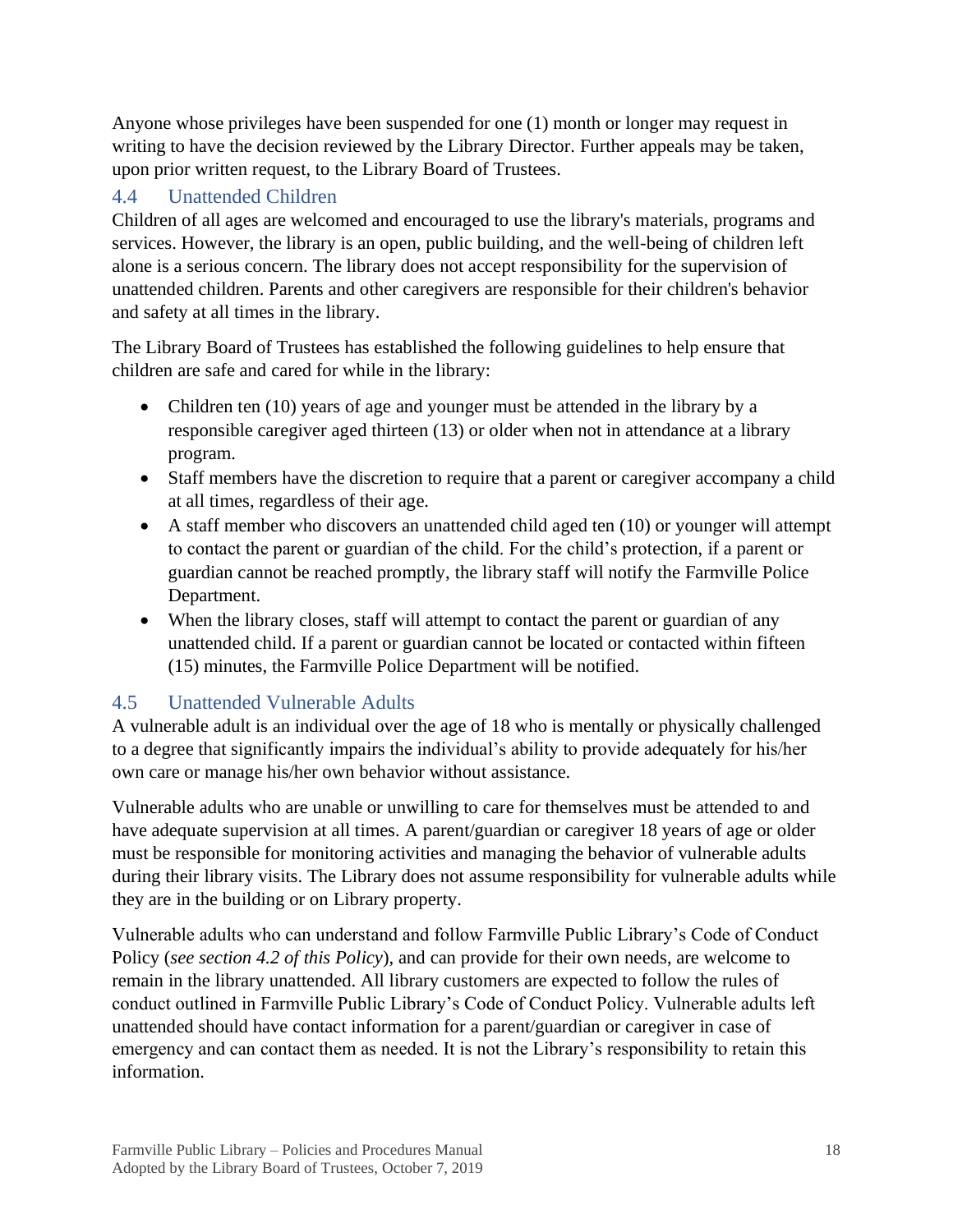Anyone whose privileges have been suspended for one (1) month or longer may request in writing to have the decision reviewed by the Library Director. Further appeals may be taken, upon prior written request, to the Library Board of Trustees.

## 4.4 Unattended Children

Children of all ages are welcomed and encouraged to use the library's materials, programs and services. However, the library is an open, public building, and the well-being of children left alone is a serious concern. The library does not accept responsibility for the supervision of unattended children. Parents and other caregivers are responsible for their children's behavior and safety at all times in the library.

The Library Board of Trustees has established the following guidelines to help ensure that children are safe and cared for while in the library:

- Children ten (10) years of age and younger must be attended in the library by a responsible caregiver aged thirteen (13) or older when not in attendance at a library program.
- Staff members have the discretion to require that a parent or caregiver accompany a child at all times, regardless of their age.
- A staff member who discovers an unattended child aged ten (10) or younger will attempt to contact the parent or guardian of the child. For the child's protection, if a parent or guardian cannot be reached promptly, the library staff will notify the Farmville Police Department.
- When the library closes, staff will attempt to contact the parent or guardian of any unattended child. If a parent or guardian cannot be located or contacted within fifteen (15) minutes, the Farmville Police Department will be notified.

## 4.5 Unattended Vulnerable Adults

A vulnerable adult is an individual over the age of 18 who is mentally or physically challenged to a degree that significantly impairs the individual's ability to provide adequately for his/her own care or manage his/her own behavior without assistance.

Vulnerable adults who are unable or unwilling to care for themselves must be attended to and have adequate supervision at all times. A parent/guardian or caregiver 18 years of age or older must be responsible for monitoring activities and managing the behavior of vulnerable adults during their library visits. The Library does not assume responsibility for vulnerable adults while they are in the building or on Library property.

Vulnerable adults who can understand and follow Farmville Public Library's Code of Conduct Policy (*see section 4.2 of this Policy*), and can provide for their own needs, are welcome to remain in the library unattended. All library customers are expected to follow the rules of conduct outlined in Farmville Public Library's Code of Conduct Policy. Vulnerable adults left unattended should have contact information for a parent/guardian or caregiver in case of emergency and can contact them as needed. It is not the Library's responsibility to retain this information.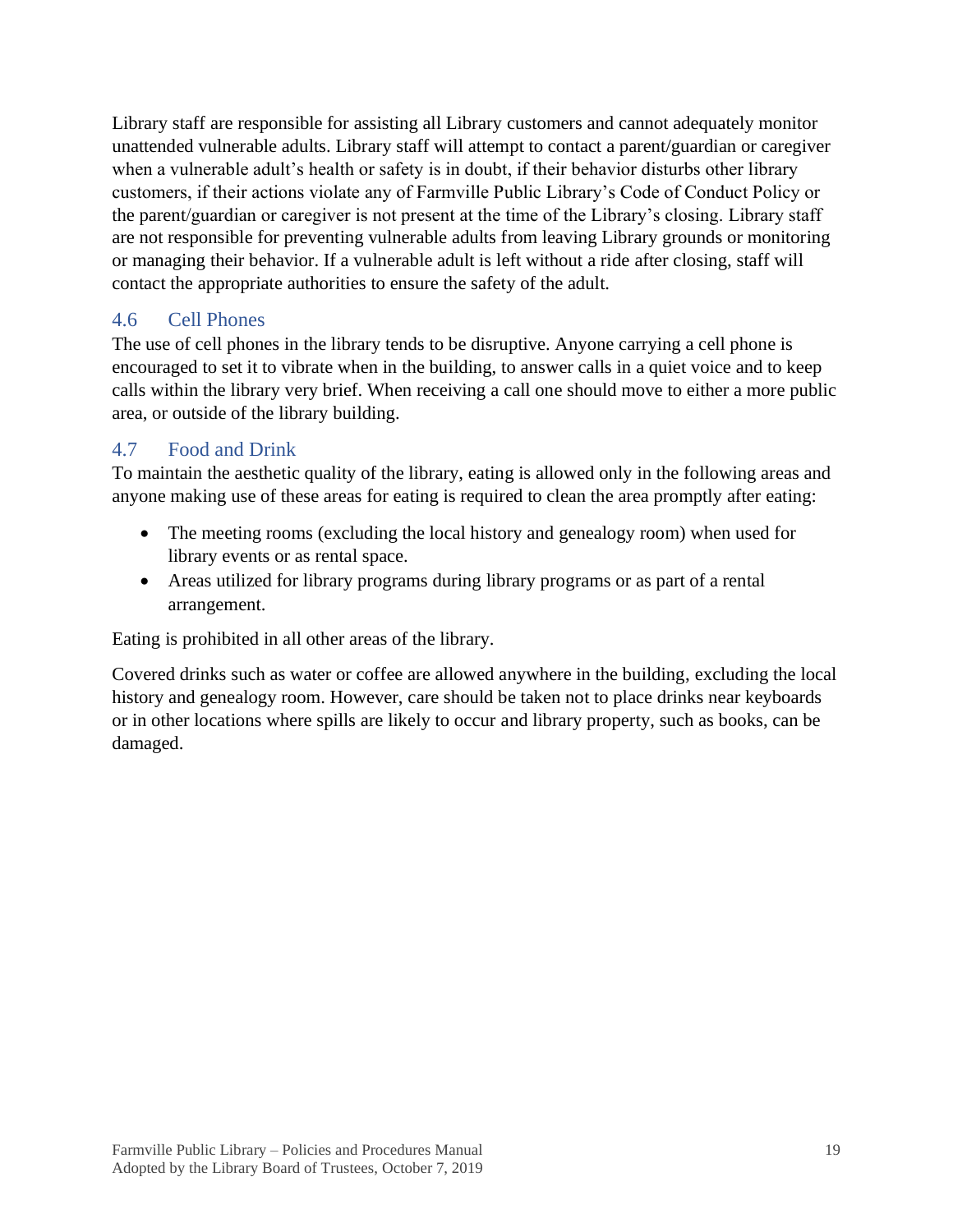Library staff are responsible for assisting all Library customers and cannot adequately monitor unattended vulnerable adults. Library staff will attempt to contact a parent/guardian or caregiver when a vulnerable adult's health or safety is in doubt, if their behavior disturbs other library customers, if their actions violate any of Farmville Public Library's Code of Conduct Policy or the parent/guardian or caregiver is not present at the time of the Library's closing. Library staff are not responsible for preventing vulnerable adults from leaving Library grounds or monitoring or managing their behavior. If a vulnerable adult is left without a ride after closing, staff will contact the appropriate authorities to ensure the safety of the adult.

## 4.6 Cell Phones

The use of cell phones in the library tends to be disruptive. Anyone carrying a cell phone is encouraged to set it to vibrate when in the building, to answer calls in a quiet voice and to keep calls within the library very brief. When receiving a call one should move to either a more public area, or outside of the library building.

## 4.7 Food and Drink

To maintain the aesthetic quality of the library, eating is allowed only in the following areas and anyone making use of these areas for eating is required to clean the area promptly after eating:

- The meeting rooms (excluding the local history and genealogy room) when used for library events or as rental space.
- Areas utilized for library programs during library programs or as part of a rental arrangement.

Eating is prohibited in all other areas of the library.

Covered drinks such as water or coffee are allowed anywhere in the building, excluding the local history and genealogy room. However, care should be taken not to place drinks near keyboards or in other locations where spills are likely to occur and library property, such as books, can be damaged.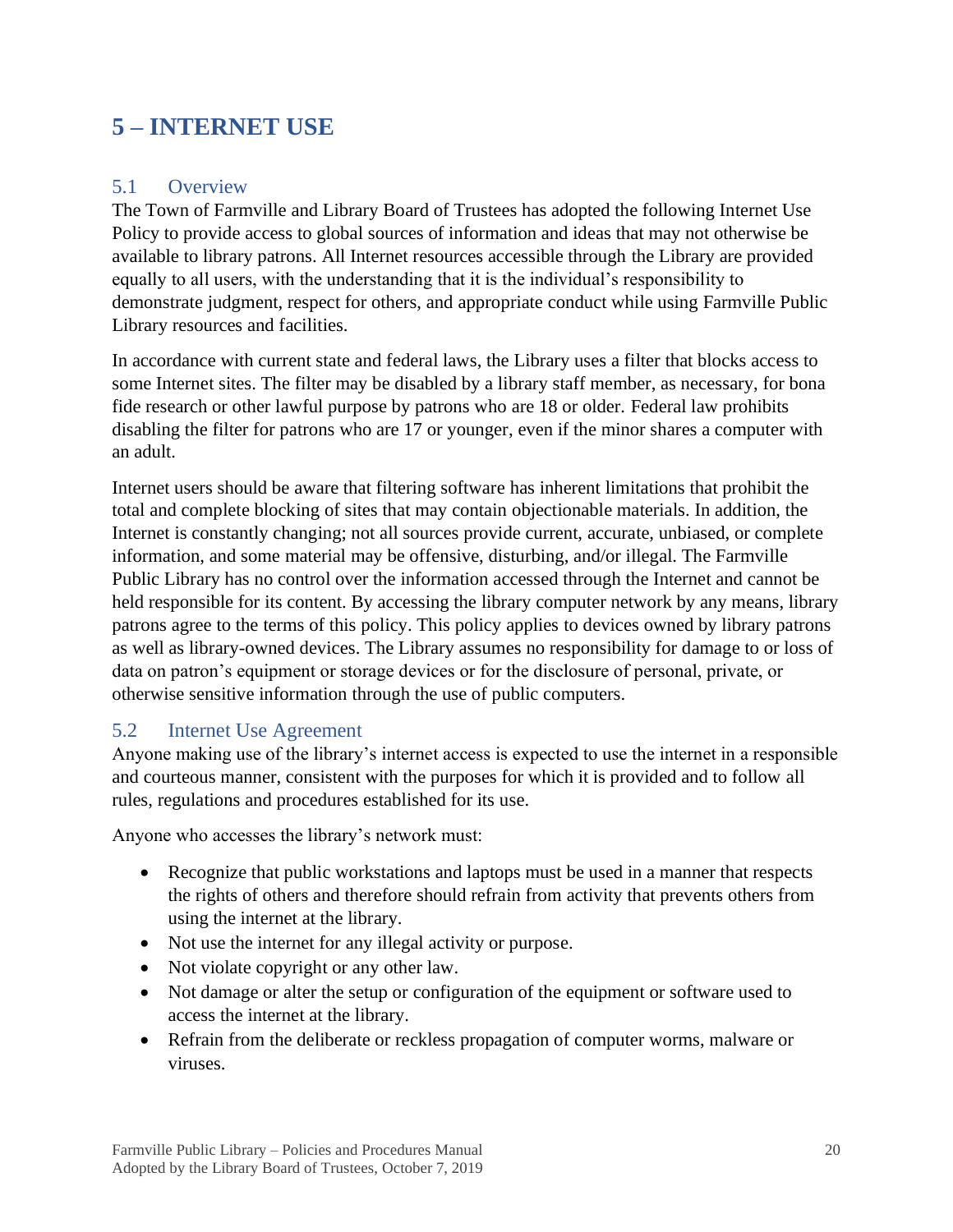# 5 – INTERNET USE

## 5.1 Overview

The Town of Farmville and Library Board of Trustees has adopted the following Internet Use Policy to provide access to global sources of information and ideas that may not otherwise be available to library patrons. All Internet resources accessible through the Library are provided equally to all users, with the understanding that it is the individual's responsibility to demonstrate judgment, respect for others, and appropriate conduct while using Farmville Public Library resources and facilities.

In accordance with current state and federal laws, the Library uses a filter that blocks access to some Internet sites. The filter may be disabled by a library staff member, as necessary, for bona fide research or other lawful purpose by patrons who are 18 or older. Federal law prohibits disabling the filter for patrons who are 17 or younger, even if the minor shares a computer with an adult.

Internet users should be aware that filtering software has inherent limitations that prohibit the total and complete blocking of sites that may contain objectionable materials. In addition, the Internet is constantly changing; not all sources provide current, accurate, unbiased, or complete information, and some material may be offensive, disturbing, and/or illegal. The Farmville Public Library has no control over the information accessed through the Internet and cannot be held responsible for its content. By accessing the library computer network by any means, library patrons agree to the terms of this policy. This policy applies to devices owned by library patrons as well as library-owned devices. The Library assumes no responsibility for damage to or loss of data on patron's equipment or storage devices or for the disclosure of personal, private, or otherwise sensitive information through the use of public computers.

## 5.2 Internet Use Agreement

Anyone making use of the library's internet access is expected to use the internet in a responsible and courteous manner, consistent with the purposes for which it is provided and to follow all rules, regulations and procedures established for its use.

Anyone who accesses the library's network must:

- Recognize that public workstations and laptops must be used in a manner that respects the rights of others and therefore should refrain from activity that prevents others from using the internet at the library.
- Not use the internet for any illegal activity or purpose.
- Not violate copyright or any other law.
- Not damage or alter the setup or configuration of the equipment or software used to access the internet at the library.
- Refrain from the deliberate or reckless propagation of computer worms, malware or viruses.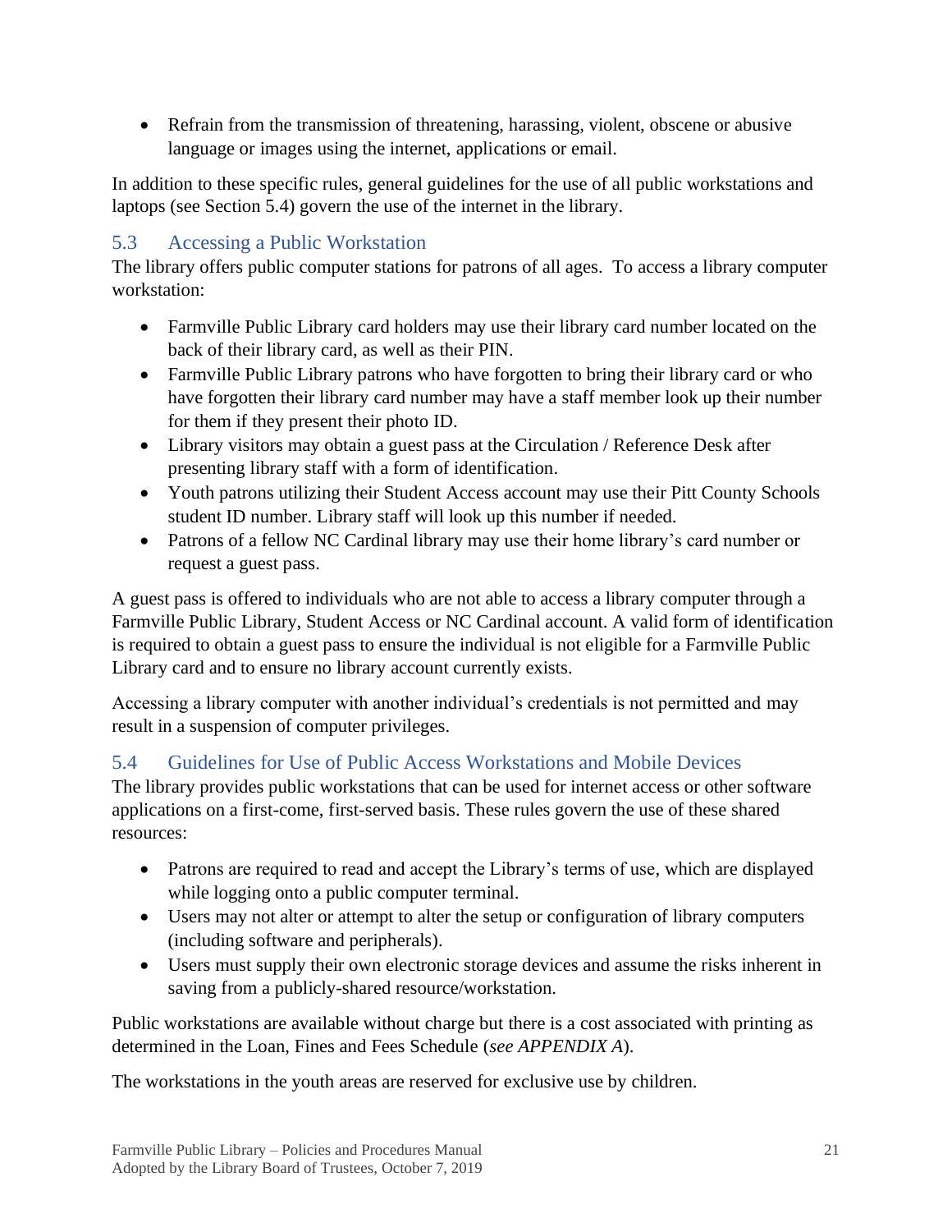- Refrain from the transmission of threatening, harassing, violent, obscene or abusive language or images using the internet, applications or email.

In addition to these specific rules, general guidelines for the use of all public workstations and laptops (see Section 5.4) govern the use of the internet in the library.

## 5.3 Accessing a Public Workstation

The library offers public computer stations for patrons of all ages. To access a library computer workstation:

- Farmville Public Library card holders may use their library card number located on the back of their library card, as well as their PIN.
- Farmville Public Library patrons who have forgotten to bring their library card or who have forgotten their library card number may have a staff member look up their number for them if they present their photo ID.
- Library visitors may obtain a guest pass at the Circulation / Reference Desk after presenting library staff with a form of identification.
- Youth patrons utilizing their Student Access account may use their Pitt County Schools student ID number. Library staff will look up this number if needed.
- Patrons of a fellow NC Cardinal library may use their home library's card number or request a guest pass.

A guest pass is offered to individuals who are not able to access a library computer through a Farmville Public Library, Student Access or NC Cardinal account. A valid form of identification is required to obtain a guest pass to ensure the individual is not eligible for a Farmville Public Library card and to ensure no library account currently exists.

Accessing a library computer with another individual's credentials is not permitted and may result in a suspension of computer privileges.

## 5.4 Guidelines for Use of Public Access Workstations and Mobile Devices

The library provides public workstations that can be used for internet access or other software applications on a first-come, first-served basis. These rules govern the use of these shared resources:

- Patrons are required to read and accept the Library's terms of use, which are displayed while logging onto a public computer terminal.
- Users may not alter or attempt to alter the setup or configuration of library computers (including software and peripherals).
- Users must supply their own electronic storage devices and assume the risks inherent in saving from a publicly-shared resource/workstation.

Public workstations are available without charge but there is a cost associated with printing as determined in the Loan, Fines and Fees Schedule (*see APPENDIX A*).

The workstations in the youth areas are reserved for exclusive use by children.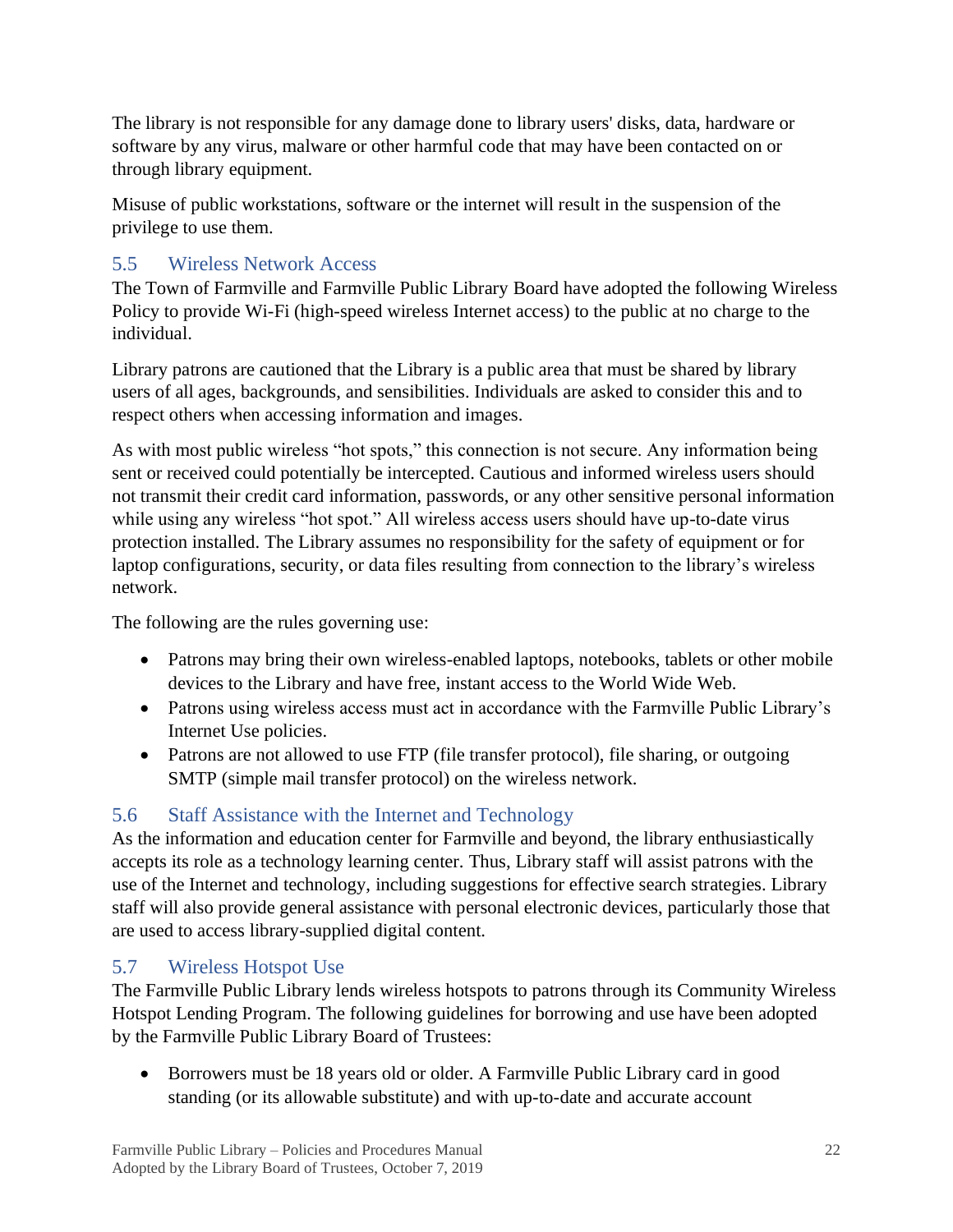The library is not responsible for any damage done to library users' disks, data, hardware or software by any virus, malware or other harmful code that may have been contacted on or through library equipment.

Misuse of public workstations, software or the internet will result in the suspension of the privilege to use them.

## 5.5 Wireless Network Access

The Town of Farmville and Farmville Public Library Board have adopted the following Wireless Policy to provide Wi-Fi (high-speed wireless Internet access) to the public at no charge to the individual.

Library patrons are cautioned that the Library is a public area that must be shared by library users of all ages, backgrounds, and sensibilities. Individuals are asked to consider this and to respect others when accessing information and images.

As with most public wireless "hot spots," this connection is not secure. Any information being sent or received could potentially be intercepted. Cautious and informed wireless users should not transmit their credit card information, passwords, or any other sensitive personal information while using any wireless "hot spot." All wireless access users should have up-to-date virus protection installed. The Library assumes no responsibility for the safety of equipment or for laptop configurations, security, or data files resulting from connection to the library's wireless network.

The following are the rules governing use:

- Patrons may bring their own wireless-enabled laptops, notebooks, tablets or other mobile devices to the Library and have free, instant access to the World Wide Web.
- Patrons using wireless access must act in accordance with the Farmville Public Library's Internet Use policies.
- Patrons are not allowed to use FTP (file transfer protocol), file sharing, or outgoing SMTP (simple mail transfer protocol) on the wireless network.

## 5.6 Staff Assistance with the Internet and Technology

As the information and education center for Farmville and beyond, the library enthusiastically accepts its role as a technology learning center. Thus, Library staff will assist patrons with the use of the Internet and technology, including suggestions for effective search strategies. Library staff will also provide general assistance with personal electronic devices, particularly those that are used to access library-supplied digital content.

## 5.7 Wireless Hotspot Use

The Farmville Public Library lends wireless hotspots to patrons through its Community Wireless Hotspot Lending Program. The following guidelines for borrowing and use have been adopted by the Farmville Public Library Board of Trustees:

- Borrowers must be 18 years old or older. A Farmville Public Library card in good standing (or its allowable substitute) and with up-to-date and accurate account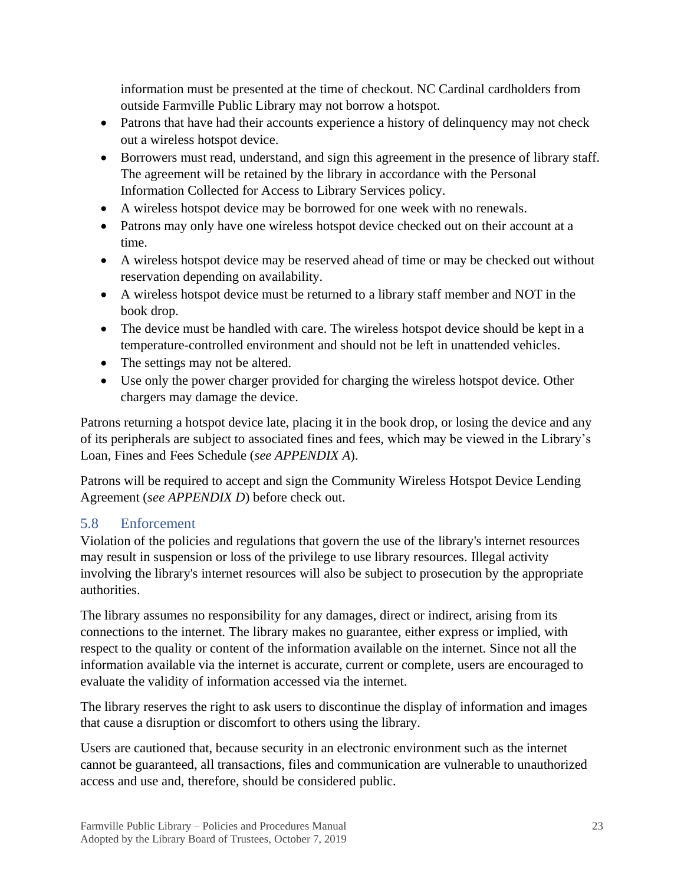information must be presented at the time of checkout. NC Cardinal cardholders from outside Farmville Public Library may not borrow a hotspot.

- Patrons that have had their accounts experience a history of delinquency may not check out a wireless hotspot device.
- Borrowers must read, understand, and sign this agreement in the presence of library staff. The agreement will be retained by the library in accordance with the Personal Information Collected for Access to Library Services policy.
- A wireless hotspot device may be borrowed for one week with no renewals.
- Patrons may only have one wireless hotspot device checked out on their account at a time.
- A wireless hotspot device may be reserved ahead of time or may be checked out without reservation depending on availability.
- A wireless hotspot device must be returned to a library staff member and NOT in the book drop.
- The device must be handled with care. The wireless hotspot device should be kept in a temperature-controlled environment and should not be left in unattended vehicles.
- The settings may not be altered.
- Use only the power charger provided for charging the wireless hotspot device. Other chargers may damage the device.

Patrons returning a hotspot device late, placing it in the book drop, or losing the device and any of its peripherals are subject to associated fines and fees, which may be viewed in the Library's Loan, Fines and Fees Schedule (*see APPENDIX A*).

Patrons will be required to accept and sign the Community Wireless Hotspot Device Lending Agreement (*see APPENDIX D*) before check out.

## 5.8 Enforcement

Violation of the policies and regulations that govern the use of the library's internet resources may result in suspension or loss of the privilege to use library resources. Illegal activity involving the library's internet resources will also be subject to prosecution by the appropriate authorities.

The library assumes no responsibility for any damages, direct or indirect, arising from its connections to the internet. The library makes no guarantee, either express or implied, with respect to the quality or content of the information available on the internet. Since not all the information available via the internet is accurate, current or complete, users are encouraged to evaluate the validity of information accessed via the internet.

The library reserves the right to ask users to discontinue the display of information and images that cause a disruption or discomfort to others using the library.

Users are cautioned that, because security in an electronic environment such as the internet cannot be guaranteed, all transactions, files and communication are vulnerable to unauthorized access and use and, therefore, should be considered public.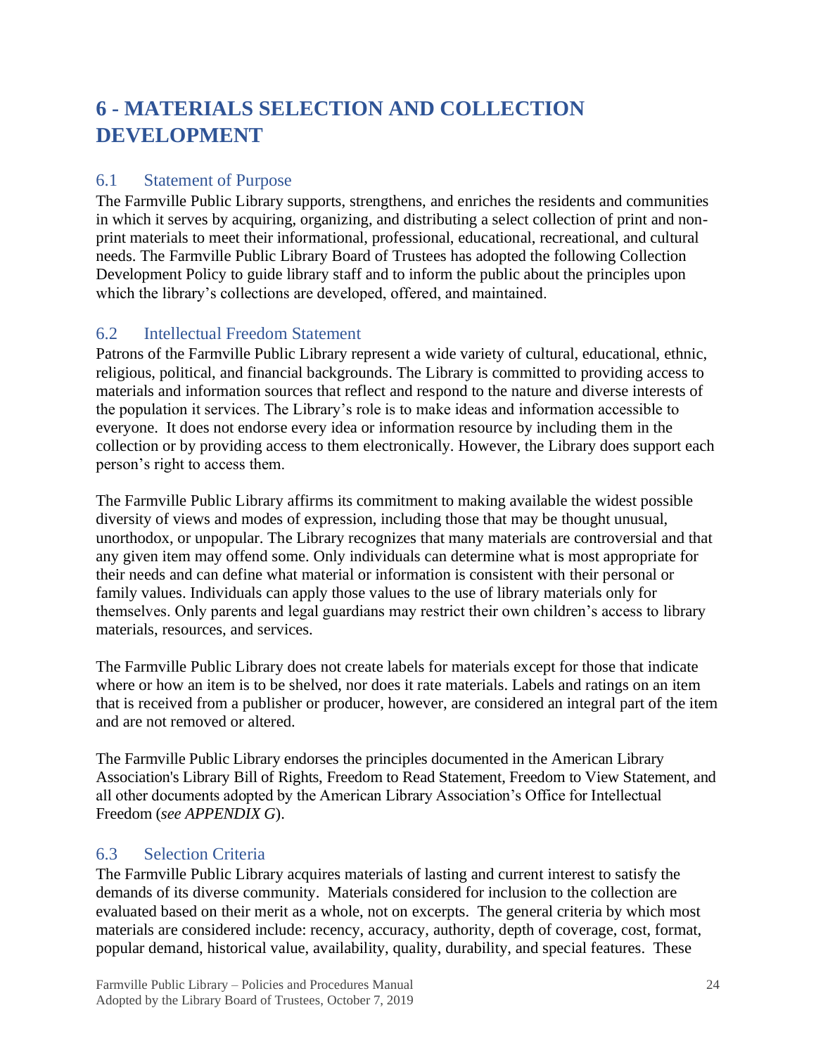# 6 - MATERIALS SELECTION AND COLLECTION DEVELOPMENT

## 6.1 Statement of Purpose

The Farmville Public Library supports, strengthens, and enriches the residents and communities in which it serves by acquiring, organizing, and distributing a select collection of print and non-print materials to meet their informational, professional, educational, recreational, and cultural needs. The Farmville Public Library Board of Trustees has adopted the following Collection Development Policy to guide library staff and to inform the public about the principles upon which the library's collections are developed, offered, and maintained.

## 6.2 Intellectual Freedom Statement

Patrons of the Farmville Public Library represent a wide variety of cultural, educational, ethnic, religious, political, and financial backgrounds. The Library is committed to providing access to materials and information sources that reflect and respond to the nature and diverse interests of the population it services. The Library's role is to make ideas and information accessible to everyone. It does not endorse every idea or information resource by including them in the collection or by providing access to them electronically. However, the Library does support each person's right to access them.

The Farmville Public Library affirms its commitment to making available the widest possible diversity of views and modes of expression, including those that may be thought unusual, unorthodox, or unpopular. The Library recognizes that many materials are controversial and that any given item may offend some. Only individuals can determine what is most appropriate for their needs and can define what material or information is consistent with their personal or family values. Individuals can apply those values to the use of library materials only for themselves. Only parents and legal guardians may restrict their own children's access to library materials, resources, and services.

The Farmville Public Library does not create labels for materials except for those that indicate where or how an item is to be shelved, nor does it rate materials. Labels and ratings on an item that is received from a publisher or producer, however, are considered an integral part of the item and are not removed or altered.

The Farmville Public Library endorses the principles documented in the American Library Association's Library Bill of Rights, Freedom to Read Statement, Freedom to View Statement, and all other documents adopted by the American Library Association's Office for Intellectual Freedom (*see APPENDIX G*).

## 6.3 Selection Criteria

The Farmville Public Library acquires materials of lasting and current interest to satisfy the demands of its diverse community. Materials considered for inclusion to the collection are evaluated based on their merit as a whole, not on excerpts. The general criteria by which most materials are considered include: recency, accuracy, authority, depth of coverage, cost, format, popular demand, historical value, availability, quality, durability, and special features. These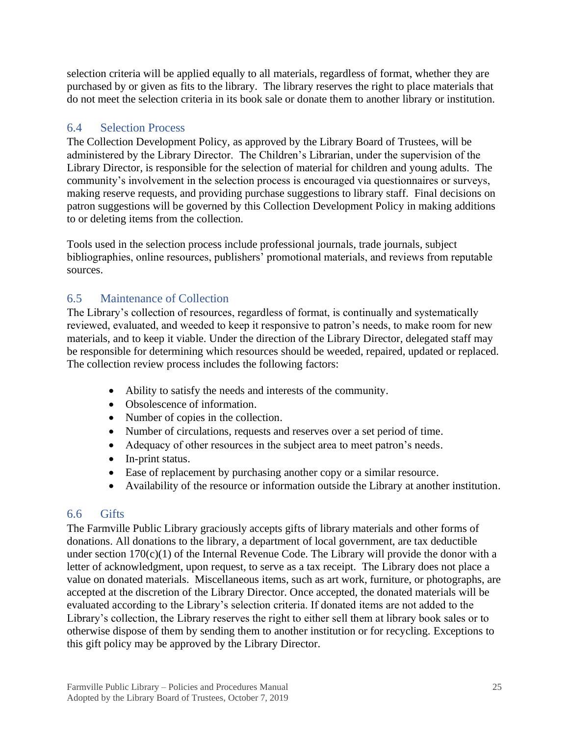selection criteria will be applied equally to all materials, regardless of format, whether they are purchased by or given as fits to the library. The library reserves the right to place materials that do not meet the selection criteria in its book sale or donate them to another library or institution.

## 6.4 Selection Process

The Collection Development Policy, as approved by the Library Board of Trustees, will be administered by the Library Director. The Children's Librarian, under the supervision of the Library Director, is responsible for the selection of material for children and young adults. The community's involvement in the selection process is encouraged via questionnaires or surveys, making reserve requests, and providing purchase suggestions to library staff. Final decisions on patron suggestions will be governed by this Collection Development Policy in making additions to or deleting items from the collection.

Tools used in the selection process include professional journals, trade journals, subject bibliographies, online resources, publishers' promotional materials, and reviews from reputable sources.

## 6.5 Maintenance of Collection

The Library's collection of resources, regardless of format, is continually and systematically reviewed, evaluated, and weeded to keep it responsive to patron's needs, to make room for new materials, and to keep it viable. Under the direction of the Library Director, delegated staff may be responsible for determining which resources should be weeded, repaired, updated or replaced. The collection review process includes the following factors:

- Ability to satisfy the needs and interests of the community.
- Obsolescence of information.
- Number of copies in the collection.
- Number of circulations, requests and reserves over a set period of time.
- Adequacy of other resources in the subject area to meet patron's needs.
- In-print status.
- Ease of replacement by purchasing another copy or a similar resource.
- Availability of the resource or information outside the Library at another institution.

## 6.6 Gifts

The Farmville Public Library graciously accepts gifts of library materials and other forms of donations. All donations to the library, a department of local government, are tax deductible under section 170(c)(1) of the Internal Revenue Code. The Library will provide the donor with a letter of acknowledgment, upon request, to serve as a tax receipt. The Library does not place a value on donated materials. Miscellaneous items, such as art work, furniture, or photographs, are accepted at the discretion of the Library Director. Once accepted, the donated materials will be evaluated according to the Library's selection criteria. If donated items are not added to the Library's collection, the Library reserves the right to either sell them at library book sales or to otherwise dispose of them by sending them to another institution or for recycling. Exceptions to this gift policy may be approved by the Library Director.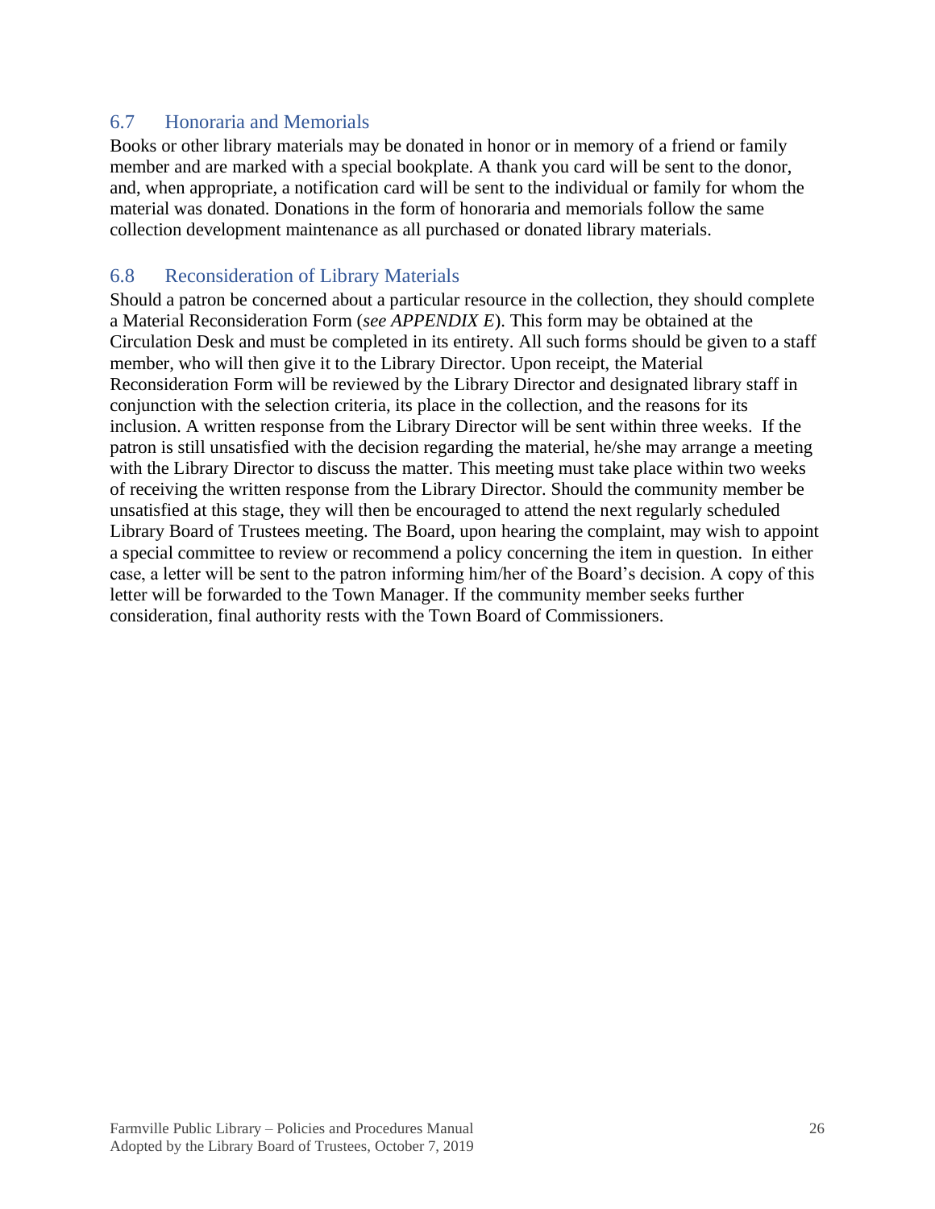## 6.7 Honoraria and Memorials

Books or other library materials may be donated in honor or in memory of a friend or family member and are marked with a special bookplate. A thank you card will be sent to the donor, and, when appropriate, a notification card will be sent to the individual or family for whom the material was donated. Donations in the form of honoraria and memorials follow the same collection development maintenance as all purchased or donated library materials.

## 6.8 Reconsideration of Library Materials

Should a patron be concerned about a particular resource in the collection, they should complete a Material Reconsideration Form (*see APPENDIX E*). This form may be obtained at the Circulation Desk and must be completed in its entirety. All such forms should be given to a staff member, who will then give it to the Library Director. Upon receipt, the Material Reconsideration Form will be reviewed by the Library Director and designated library staff in conjunction with the selection criteria, its place in the collection, and the reasons for its inclusion. A written response from the Library Director will be sent within three weeks. If the patron is still unsatisfied with the decision regarding the material, he/she may arrange a meeting with the Library Director to discuss the matter. This meeting must take place within two weeks of receiving the written response from the Library Director. Should the community member be unsatisfied at this stage, they will then be encouraged to attend the next regularly scheduled Library Board of Trustees meeting. The Board, upon hearing the complaint, may wish to appoint a special committee to review or recommend a policy concerning the item in question. In either case, a letter will be sent to the patron informing him/her of the Board's decision. A copy of this letter will be forwarded to the Town Manager. If the community member seeks further consideration, final authority rests with the Town Board of Commissioners.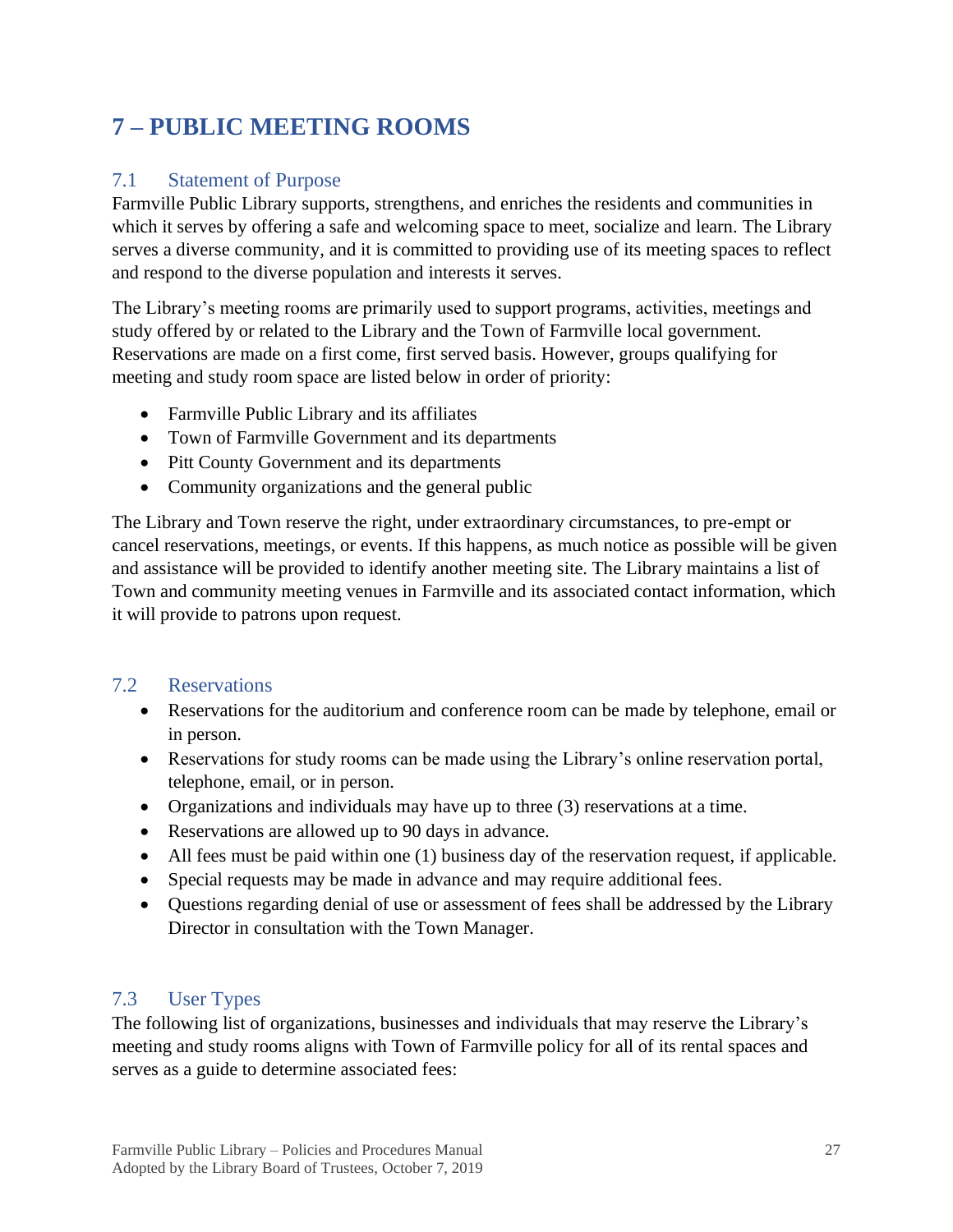# 7 – PUBLIC MEETING ROOMS

## 7.1 Statement of Purpose

Farmville Public Library supports, strengthens, and enriches the residents and communities in which it serves by offering a safe and welcoming space to meet, socialize and learn. The Library serves a diverse community, and it is committed to providing use of its meeting spaces to reflect and respond to the diverse population and interests it serves.

The Library's meeting rooms are primarily used to support programs, activities, meetings and study offered by or related to the Library and the Town of Farmville local government. Reservations are made on a first come, first served basis. However, groups qualifying for meeting and study room space are listed below in order of priority:

- Farmville Public Library and its affiliates
- Town of Farmville Government and its departments
- Pitt County Government and its departments
- Community organizations and the general public

The Library and Town reserve the right, under extraordinary circumstances, to pre-empt or cancel reservations, meetings, or events. If this happens, as much notice as possible will be given and assistance will be provided to identify another meeting site. The Library maintains a list of Town and community meeting venues in Farmville and its associated contact information, which it will provide to patrons upon request.

## 7.2 Reservations

- Reservations for the auditorium and conference room can be made by telephone, email or in person.
- Reservations for study rooms can be made using the Library's online reservation portal, telephone, email, or in person.
- Organizations and individuals may have up to three (3) reservations at a time.
- Reservations are allowed up to 90 days in advance.
- All fees must be paid within one (1) business day of the reservation request, if applicable.
- Special requests may be made in advance and may require additional fees.
- Questions regarding denial of use or assessment of fees shall be addressed by the Library Director in consultation with the Town Manager.

## 7.3 User Types

The following list of organizations, businesses and individuals that may reserve the Library's meeting and study rooms aligns with Town of Farmville policy for all of its rental spaces and serves as a guide to determine associated fees: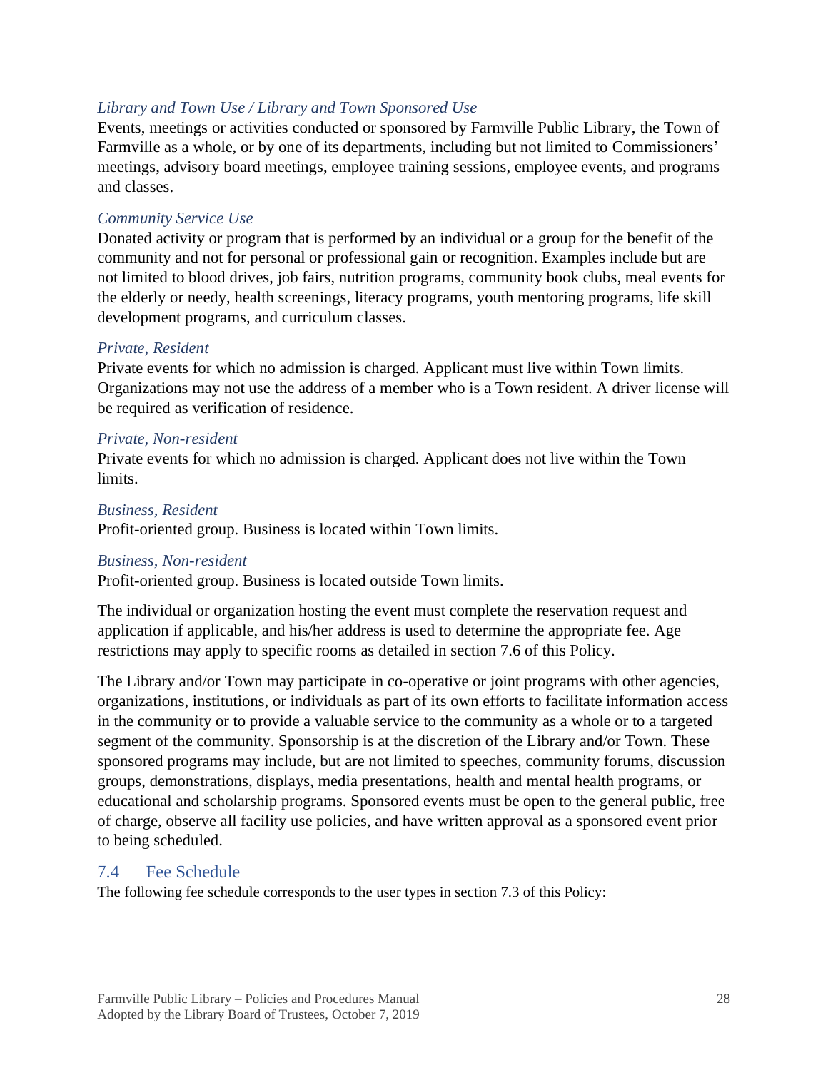*Library and Town Use / Library and Town Sponsored Use*

Events, meetings or activities conducted or sponsored by Farmville Public Library, the Town of Farmville as a whole, or by one of its departments, including but not limited to Commissioners' meetings, advisory board meetings, employee training sessions, employee events, and programs and classes.

*Community Service Use*

Donated activity or program that is performed by an individual or a group for the benefit of the community and not for personal or professional gain or recognition. Examples include but are not limited to blood drives, job fairs, nutrition programs, community book clubs, meal events for the elderly or needy, health screenings, literacy programs, youth mentoring programs, life skill development programs, and curriculum classes.

*Private, Resident*

Private events for which no admission is charged. Applicant must live within Town limits. Organizations may not use the address of a member who is a Town resident. A driver license will be required as verification of residence.

*Private, Non-resident*

Private events for which no admission is charged. Applicant does not live within the Town limits.

*Business, Resident*

Profit-oriented group. Business is located within Town limits.

*Business, Non-resident*

Profit-oriented group. Business is located outside Town limits.

The individual or organization hosting the event must complete the reservation request and application if applicable, and his/her address is used to determine the appropriate fee. Age restrictions may apply to specific rooms as detailed in section 7.6 of this Policy.

The Library and/or Town may participate in co-operative or joint programs with other agencies, organizations, institutions, or individuals as part of its own efforts to facilitate information access in the community or to provide a valuable service to the community as a whole or to a targeted segment of the community. Sponsorship is at the discretion of the Library and/or Town. These sponsored programs may include, but are not limited to speeches, community forums, discussion groups, demonstrations, displays, media presentations, health and mental health programs, or educational and scholarship programs. Sponsored events must be open to the general public, free of charge, observe all facility use policies, and have written approval as a sponsored event prior to being scheduled.

## 7.4 Fee Schedule

The following fee schedule corresponds to the user types in section 7.3 of this Policy: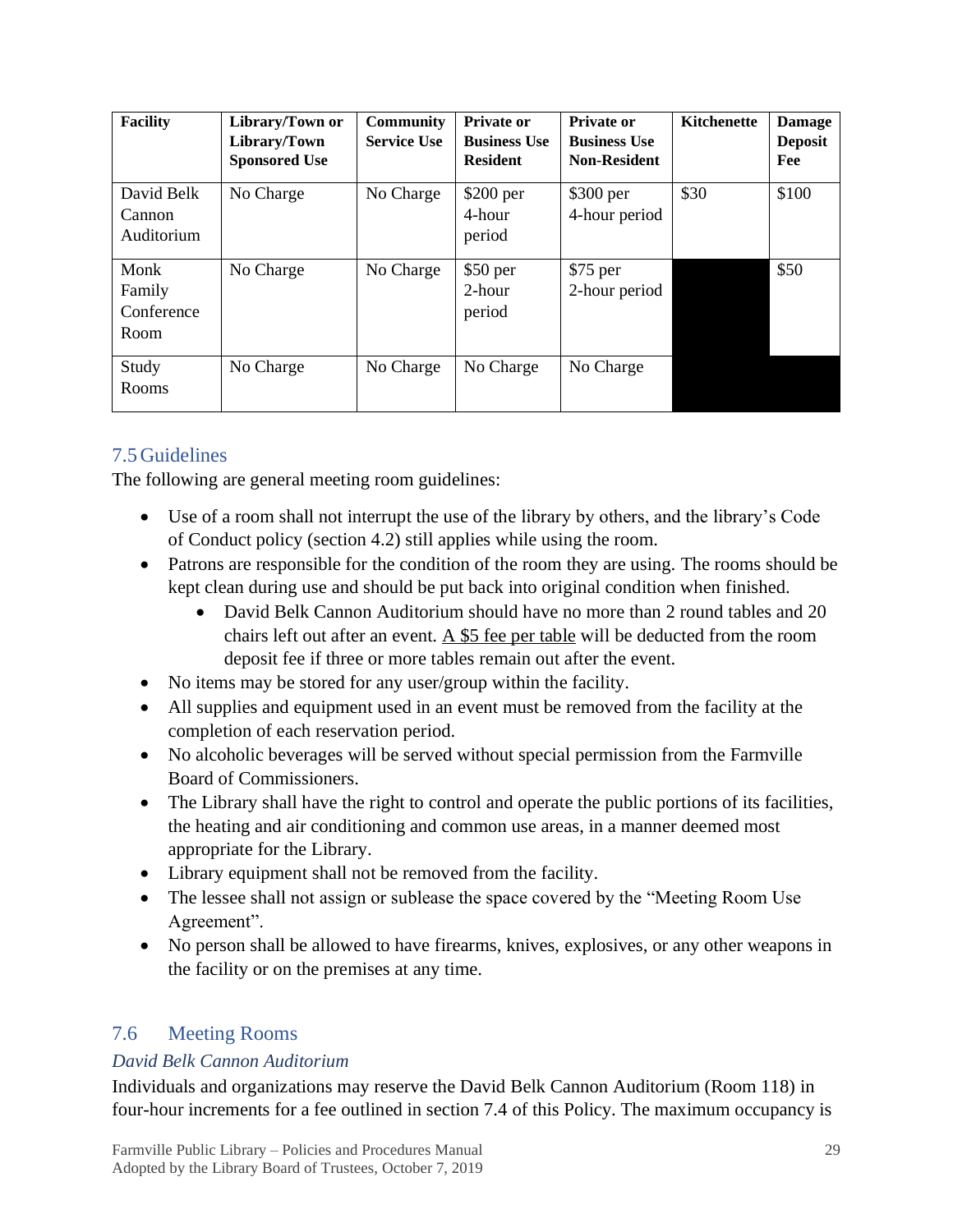| Facility | Library/Town or Library/Town Sponsored Use | Community Service Use | Private or Business Use Resident | Private or Business Use Non-Resident | Kitchenette | Damage Deposit Fee |
|---|---|---|---|---|---|---|
| David Belk Cannon Auditorium | No Charge | No Charge | $200 per 4-hour period | $300 per 4-hour period | $30 | $100 |
| Monk Family Conference Room | No Charge | No Charge | $50 per 2-hour period | $75 per 2-hour period | | $50 |
| Study Rooms | No Charge | No Charge | No Charge | No Charge | | |

## 7.5 Guidelines

The following are general meeting room guidelines:

- Use of a room shall not interrupt the use of the library by others, and the library's Code of Conduct policy (section 4.2) still applies while using the room.
- Patrons are responsible for the condition of the room they are using. The rooms should be kept clean during use and should be put back into original condition when finished.
    - David Belk Cannon Auditorium should have no more than 2 round tables and 20 chairs left out after an event. <u>A $5 fee per table</u> will be deducted from the room deposit fee if three or more tables remain out after the event.
- No items may be stored for any user/group within the facility.
- All supplies and equipment used in an event must be removed from the facility at the completion of each reservation period.
- No alcoholic beverages will be served without special permission from the Farmville Board of Commissioners.
- The Library shall have the right to control and operate the public portions of its facilities, the heating and air conditioning and common use areas, in a manner deemed most appropriate for the Library.
- Library equipment shall not be removed from the facility.
- The lessee shall not assign or sublease the space covered by the "Meeting Room Use Agreement".
- No person shall be allowed to have firearms, knives, explosives, or any other weapons in the facility or on the premises at any time.

## 7.6 Meeting Rooms

### *David Belk Cannon Auditorium*

Individuals and organizations may reserve the David Belk Cannon Auditorium (Room 118) in four-hour increments for a fee outlined in section 7.4 of this Policy. The maximum occupancy is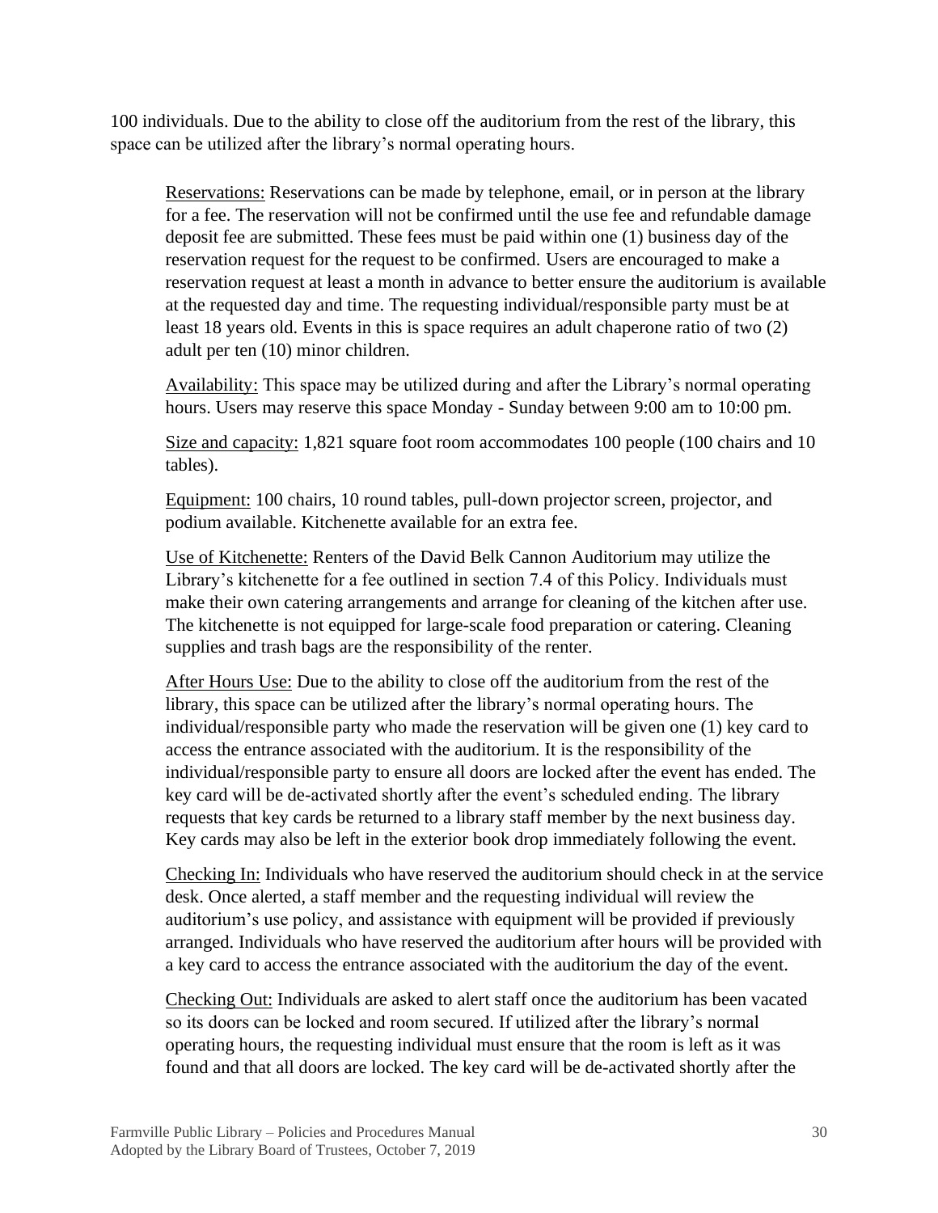100 individuals. Due to the ability to close off the auditorium from the rest of the library, this space can be utilized after the library's normal operating hours.

<u>Reservations:</u> Reservations can be made by telephone, email, or in person at the library for a fee. The reservation will not be confirmed until the use fee and refundable damage deposit fee are submitted. These fees must be paid within one (1) business day of the reservation request for the request to be confirmed. Users are encouraged to make a reservation request at least a month in advance to better ensure the auditorium is available at the requested day and time. The requesting individual/responsible party must be at least 18 years old. Events in this is space requires an adult chaperone ratio of two (2) adult per ten (10) minor children.

<u>Availability:</u> This space may be utilized during and after the Library's normal operating hours. Users may reserve this space Monday - Sunday between 9:00 am to 10:00 pm.

<u>Size and capacity:</u> 1,821 square foot room accommodates 100 people (100 chairs and 10 tables).

<u>Equipment:</u> 100 chairs, 10 round tables, pull-down projector screen, projector, and podium available. Kitchenette available for an extra fee.

<u>Use of Kitchenette:</u> Renters of the David Belk Cannon Auditorium may utilize the Library's kitchenette for a fee outlined in section 7.4 of this Policy. Individuals must make their own catering arrangements and arrange for cleaning of the kitchen after use. The kitchenette is not equipped for large-scale food preparation or catering. Cleaning supplies and trash bags are the responsibility of the renter.

<u>After Hours Use:</u> Due to the ability to close off the auditorium from the rest of the library, this space can be utilized after the library's normal operating hours. The individual/responsible party who made the reservation will be given one (1) key card to access the entrance associated with the auditorium. It is the responsibility of the individual/responsible party to ensure all doors are locked after the event has ended. The key card will be de-activated shortly after the event's scheduled ending. The library requests that key cards be returned to a library staff member by the next business day. Key cards may also be left in the exterior book drop immediately following the event.

<u>Checking In:</u> Individuals who have reserved the auditorium should check in at the service desk. Once alerted, a staff member and the requesting individual will review the auditorium's use policy, and assistance with equipment will be provided if previously arranged. Individuals who have reserved the auditorium after hours will be provided with a key card to access the entrance associated with the auditorium the day of the event.

<u>Checking Out:</u> Individuals are asked to alert staff once the auditorium has been vacated so its doors can be locked and room secured. If utilized after the library's normal operating hours, the requesting individual must ensure that the room is left as it was found and that all doors are locked. The key card will be de-activated shortly after the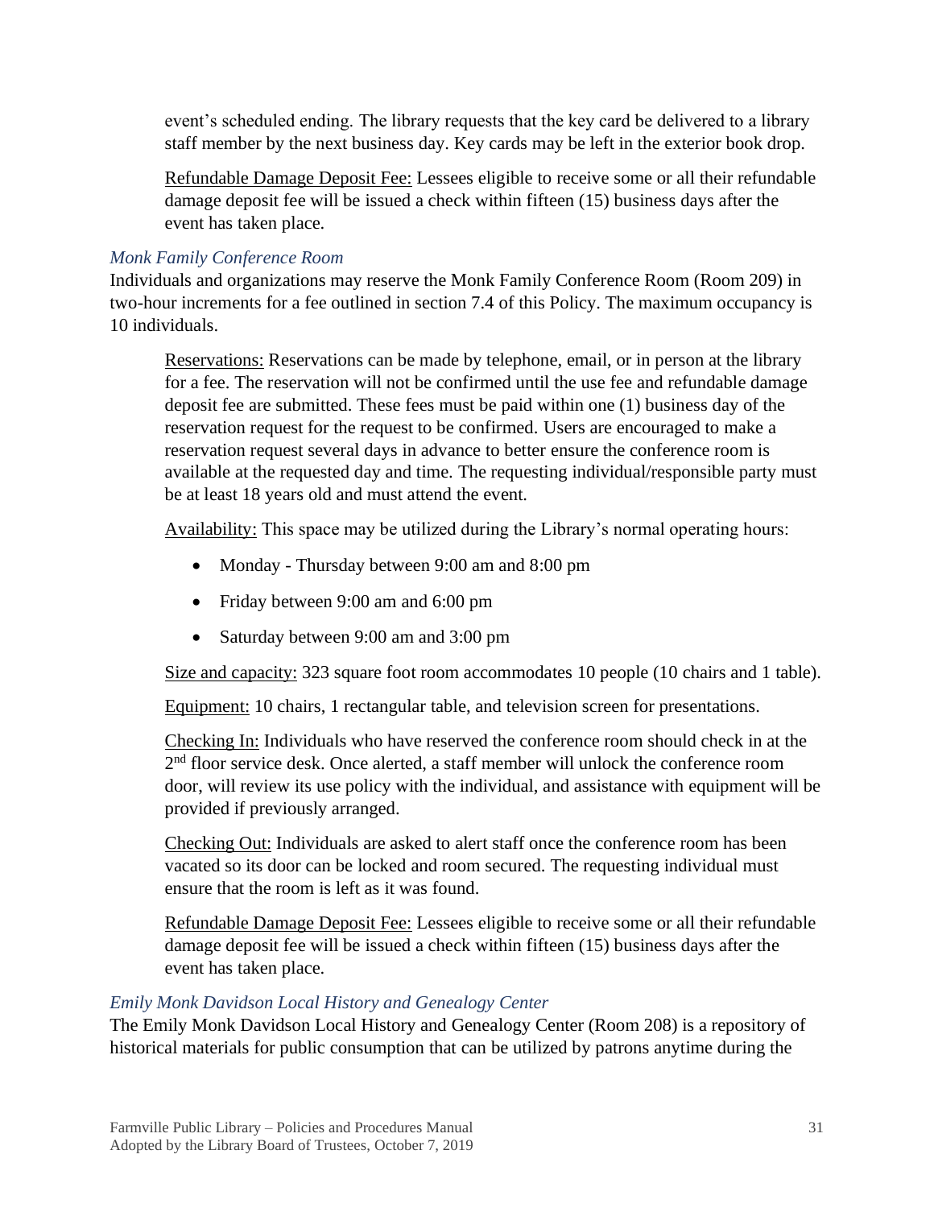event's scheduled ending. The library requests that the key card be delivered to a library staff member by the next business day. Key cards may be left in the exterior book drop.

Refundable Damage Deposit Fee: Lessees eligible to receive some or all their refundable damage deposit fee will be issued a check within fifteen (15) business days after the event has taken place.

### *Monk Family Conference Room*

Individuals and organizations may reserve the Monk Family Conference Room (Room 209) in two-hour increments for a fee outlined in section 7.4 of this Policy. The maximum occupancy is 10 individuals.

Reservations: Reservations can be made by telephone, email, or in person at the library for a fee. The reservation will not be confirmed until the use fee and refundable damage deposit fee are submitted. These fees must be paid within one (1) business day of the reservation request for the request to be confirmed. Users are encouraged to make a reservation request several days in advance to better ensure the conference room is available at the requested day and time. The requesting individual/responsible party must be at least 18 years old and must attend the event.

Availability: This space may be utilized during the Library's normal operating hours:

- Monday - Thursday between 9:00 am and 8:00 pm
- Friday between 9:00 am and 6:00 pm
- Saturday between 9:00 am and 3:00 pm

Size and capacity: 323 square foot room accommodates 10 people (10 chairs and 1 table).

Equipment: 10 chairs, 1 rectangular table, and television screen for presentations.

Checking In: Individuals who have reserved the conference room should check in at the 2nd floor service desk. Once alerted, a staff member will unlock the conference room door, will review its use policy with the individual, and assistance with equipment will be provided if previously arranged.

Checking Out: Individuals are asked to alert staff once the conference room has been vacated so its door can be locked and room secured. The requesting individual must ensure that the room is left as it was found.

Refundable Damage Deposit Fee: Lessees eligible to receive some or all their refundable damage deposit fee will be issued a check within fifteen (15) business days after the event has taken place.

### *Emily Monk Davidson Local History and Genealogy Center*

The Emily Monk Davidson Local History and Genealogy Center (Room 208) is a repository of historical materials for public consumption that can be utilized by patrons anytime during the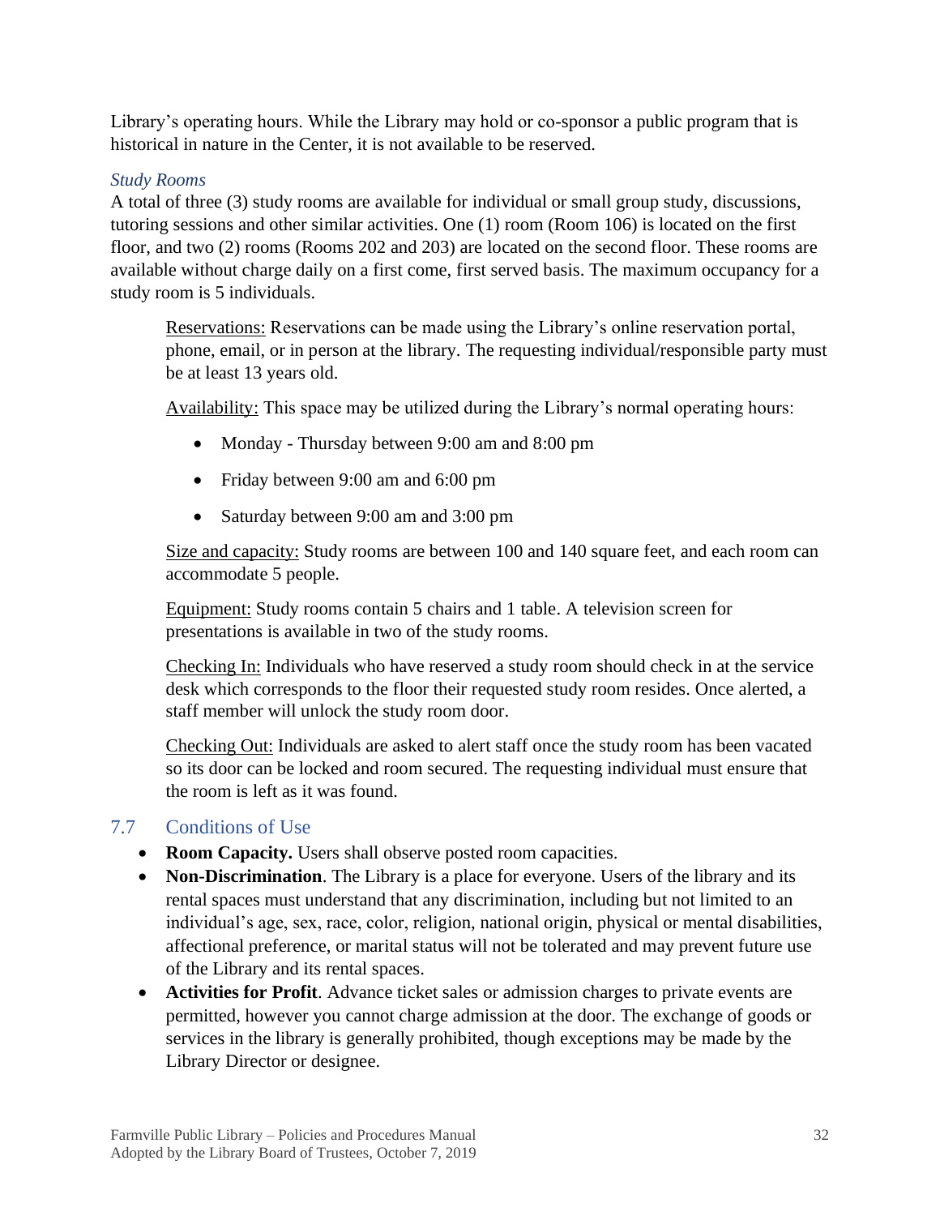Library's operating hours. While the Library may hold or co-sponsor a public program that is historical in nature in the Center, it is not available to be reserved.

*Study Rooms*

A total of three (3) study rooms are available for individual or small group study, discussions, tutoring sessions and other similar activities. One (1) room (Room 106) is located on the first floor, and two (2) rooms (Rooms 202 and 203) are located on the second floor. These rooms are available without charge daily on a first come, first served basis. The maximum occupancy for a study room is 5 individuals.

Reservations: Reservations can be made using the Library's online reservation portal, phone, email, or in person at the library. The requesting individual/responsible party must be at least 13 years old.

Availability: This space may be utilized during the Library's normal operating hours:

- Monday - Thursday between 9:00 am and 8:00 pm
- Friday between 9:00 am and 6:00 pm
- Saturday between 9:00 am and 3:00 pm

Size and capacity: Study rooms are between 100 and 140 square feet, and each room can accommodate 5 people.

Equipment: Study rooms contain 5 chairs and 1 table. A television screen for presentations is available in two of the study rooms.

Checking In: Individuals who have reserved a study room should check in at the service desk which corresponds to the floor their requested study room resides. Once alerted, a staff member will unlock the study room door.

Checking Out: Individuals are asked to alert staff once the study room has been vacated so its door can be locked and room secured. The requesting individual must ensure that the room is left as it was found.

## 7.7 Conditions of Use

- **Room Capacity.** Users shall observe posted room capacities.
- **Non-Discrimination**. The Library is a place for everyone. Users of the library and its rental spaces must understand that any discrimination, including but not limited to an individual's age, sex, race, color, religion, national origin, physical or mental disabilities, affectional preference, or marital status will not be tolerated and may prevent future use of the Library and its rental spaces.
- **Activities for Profit**. Advance ticket sales or admission charges to private events are permitted, however you cannot charge admission at the door. The exchange of goods or services in the library is generally prohibited, though exceptions may be made by the Library Director or designee.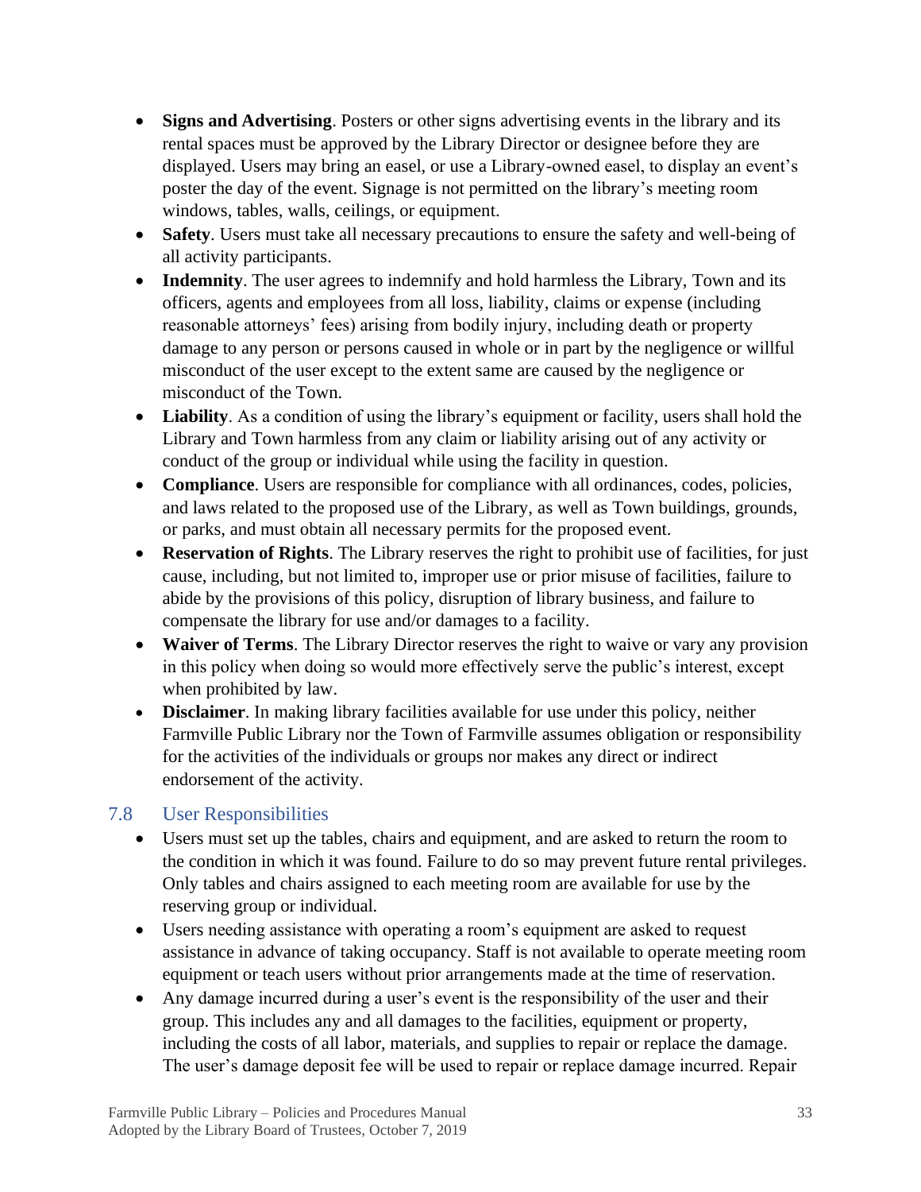- **Signs and Advertising**. Posters or other signs advertising events in the library and its rental spaces must be approved by the Library Director or designee before they are displayed. Users may bring an easel, or use a Library-owned easel, to display an event's poster the day of the event. Signage is not permitted on the library's meeting room windows, tables, walls, ceilings, or equipment.
- **Safety**. Users must take all necessary precautions to ensure the safety and well-being of all activity participants.
- **Indemnity**. The user agrees to indemnify and hold harmless the Library, Town and its officers, agents and employees from all loss, liability, claims or expense (including reasonable attorneys' fees) arising from bodily injury, including death or property damage to any person or persons caused in whole or in part by the negligence or willful misconduct of the user except to the extent same are caused by the negligence or misconduct of the Town.
- **Liability**. As a condition of using the library's equipment or facility, users shall hold the Library and Town harmless from any claim or liability arising out of any activity or conduct of the group or individual while using the facility in question.
- **Compliance**. Users are responsible for compliance with all ordinances, codes, policies, and laws related to the proposed use of the Library, as well as Town buildings, grounds, or parks, and must obtain all necessary permits for the proposed event.
- **Reservation of Rights**. The Library reserves the right to prohibit use of facilities, for just cause, including, but not limited to, improper use or prior misuse of facilities, failure to abide by the provisions of this policy, disruption of library business, and failure to compensate the library for use and/or damages to a facility.
- **Waiver of Terms**. The Library Director reserves the right to waive or vary any provision in this policy when doing so would more effectively serve the public's interest, except when prohibited by law.
- **Disclaimer**. In making library facilities available for use under this policy, neither Farmville Public Library nor the Town of Farmville assumes obligation or responsibility for the activities of the individuals or groups nor makes any direct or indirect endorsement of the activity.

## 7.8 User Responsibilities

- Users must set up the tables, chairs and equipment, and are asked to return the room to the condition in which it was found. Failure to do so may prevent future rental privileges. Only tables and chairs assigned to each meeting room are available for use by the reserving group or individual.
- Users needing assistance with operating a room's equipment are asked to request assistance in advance of taking occupancy. Staff is not available to operate meeting room equipment or teach users without prior arrangements made at the time of reservation.
- Any damage incurred during a user's event is the responsibility of the user and their group. This includes any and all damages to the facilities, equipment or property, including the costs of all labor, materials, and supplies to repair or replace the damage. The user's damage deposit fee will be used to repair or replace damage incurred. Repair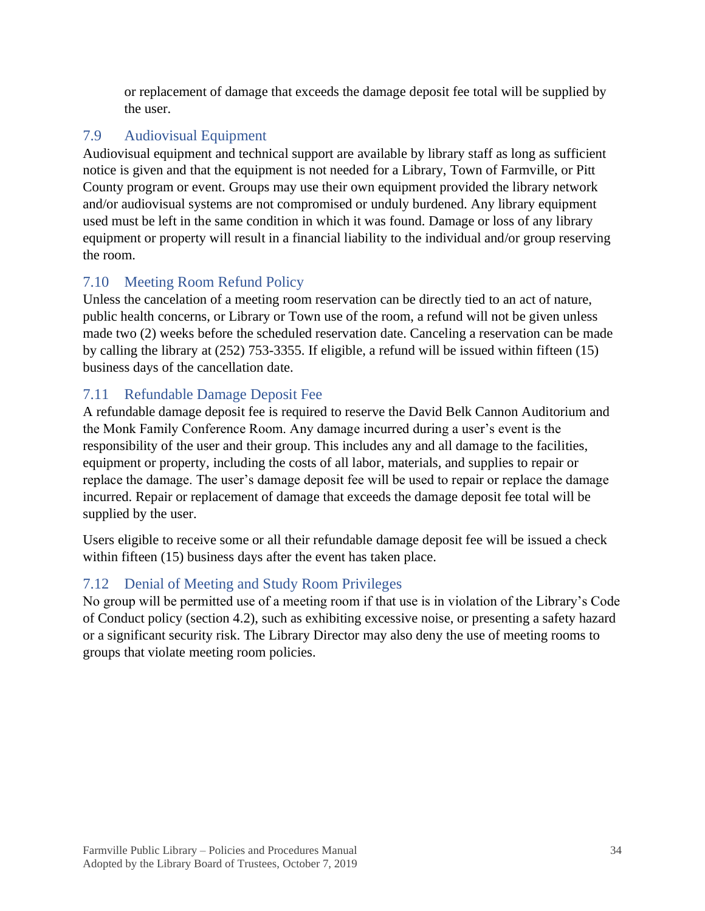or replacement of damage that exceeds the damage deposit fee total will be supplied by the user.

## 7.9 Audiovisual Equipment

Audiovisual equipment and technical support are available by library staff as long as sufficient notice is given and that the equipment is not needed for a Library, Town of Farmville, or Pitt County program or event. Groups may use their own equipment provided the library network and/or audiovisual systems are not compromised or unduly burdened. Any library equipment used must be left in the same condition in which it was found. Damage or loss of any library equipment or property will result in a financial liability to the individual and/or group reserving the room.

## 7.10 Meeting Room Refund Policy

Unless the cancelation of a meeting room reservation can be directly tied to an act of nature, public health concerns, or Library or Town use of the room, a refund will not be given unless made two (2) weeks before the scheduled reservation date. Canceling a reservation can be made by calling the library at (252) 753-3355. If eligible, a refund will be issued within fifteen (15) business days of the cancellation date.

## 7.11 Refundable Damage Deposit Fee

A refundable damage deposit fee is required to reserve the David Belk Cannon Auditorium and the Monk Family Conference Room. Any damage incurred during a user's event is the responsibility of the user and their group. This includes any and all damage to the facilities, equipment or property, including the costs of all labor, materials, and supplies to repair or replace the damage. The user's damage deposit fee will be used to repair or replace the damage incurred. Repair or replacement of damage that exceeds the damage deposit fee total will be supplied by the user.

Users eligible to receive some or all their refundable damage deposit fee will be issued a check within fifteen (15) business days after the event has taken place.

## 7.12 Denial of Meeting and Study Room Privileges

No group will be permitted use of a meeting room if that use is in violation of the Library's Code of Conduct policy (section 4.2), such as exhibiting excessive noise, or presenting a safety hazard or a significant security risk. The Library Director may also deny the use of meeting rooms to groups that violate meeting room policies.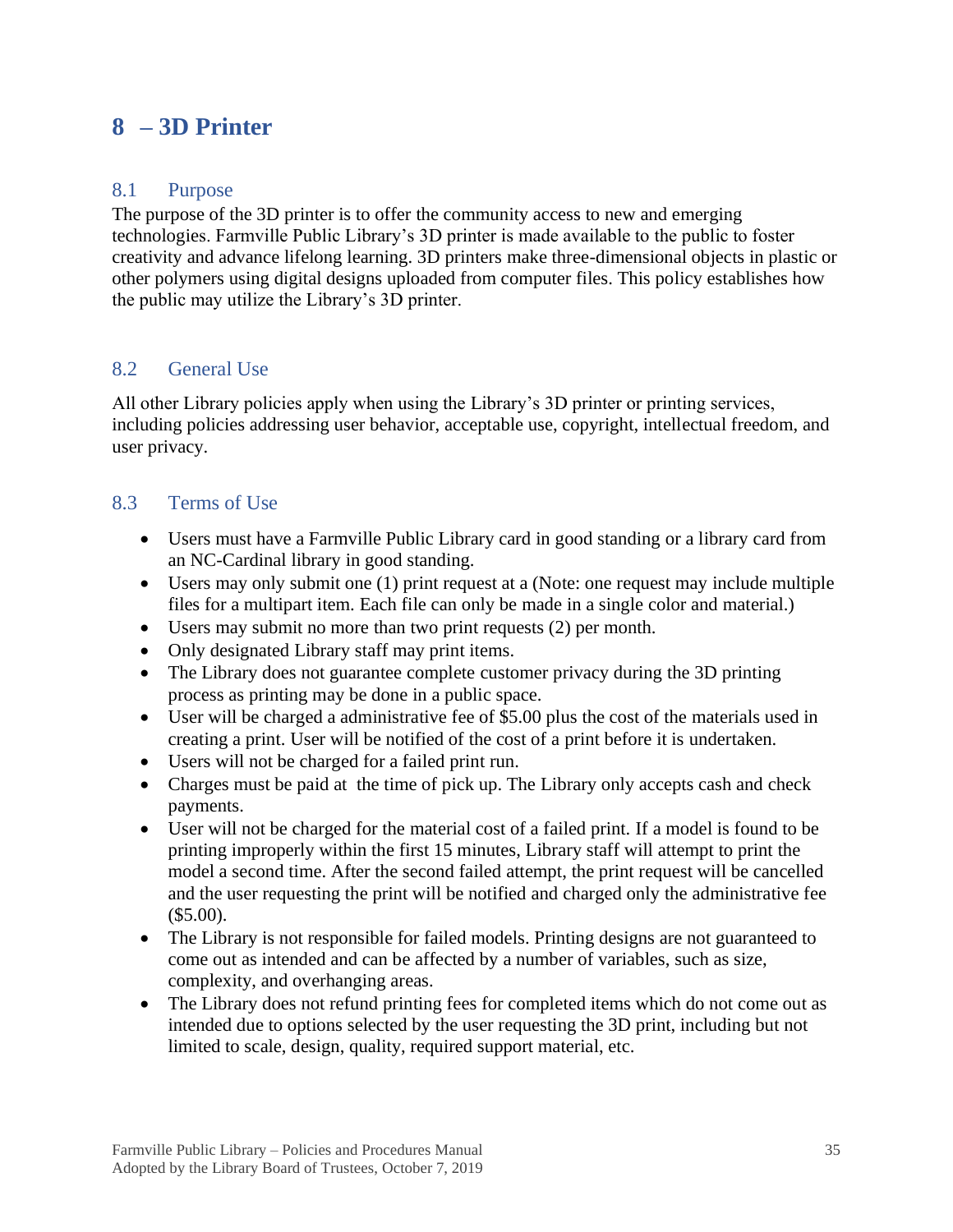# 8 – 3D Printer

## 8.1 Purpose

The purpose of the 3D printer is to offer the community access to new and emerging technologies. Farmville Public Library's 3D printer is made available to the public to foster creativity and advance lifelong learning. 3D printers make three-dimensional objects in plastic or other polymers using digital designs uploaded from computer files. This policy establishes how the public may utilize the Library's 3D printer.

## 8.2 General Use

All other Library policies apply when using the Library's 3D printer or printing services, including policies addressing user behavior, acceptable use, copyright, intellectual freedom, and user privacy.

## 8.3 Terms of Use

- Users must have a Farmville Public Library card in good standing or a library card from an NC-Cardinal library in good standing.
- Users may only submit one (1) print request at a (Note: one request may include multiple files for a multipart item. Each file can only be made in a single color and material.)
- Users may submit no more than two print requests (2) per month.
- Only designated Library staff may print items.
- The Library does not guarantee complete customer privacy during the 3D printing process as printing may be done in a public space.
- User will be charged a administrative fee of $5.00 plus the cost of the materials used in creating a print. User will be notified of the cost of a print before it is undertaken.
- Users will not be charged for a failed print run.
- Charges must be paid at the time of pick up. The Library only accepts cash and check payments.
- User will not be charged for the material cost of a failed print. If a model is found to be printing improperly within the first 15 minutes, Library staff will attempt to print the model a second time. After the second failed attempt, the print request will be cancelled and the user requesting the print will be notified and charged only the administrative fee ($5.00).
- The Library is not responsible for failed models. Printing designs are not guaranteed to come out as intended and can be affected by a number of variables, such as size, complexity, and overhanging areas.
- The Library does not refund printing fees for completed items which do not come out as intended due to options selected by the user requesting the 3D print, including but not limited to scale, design, quality, required support material, etc.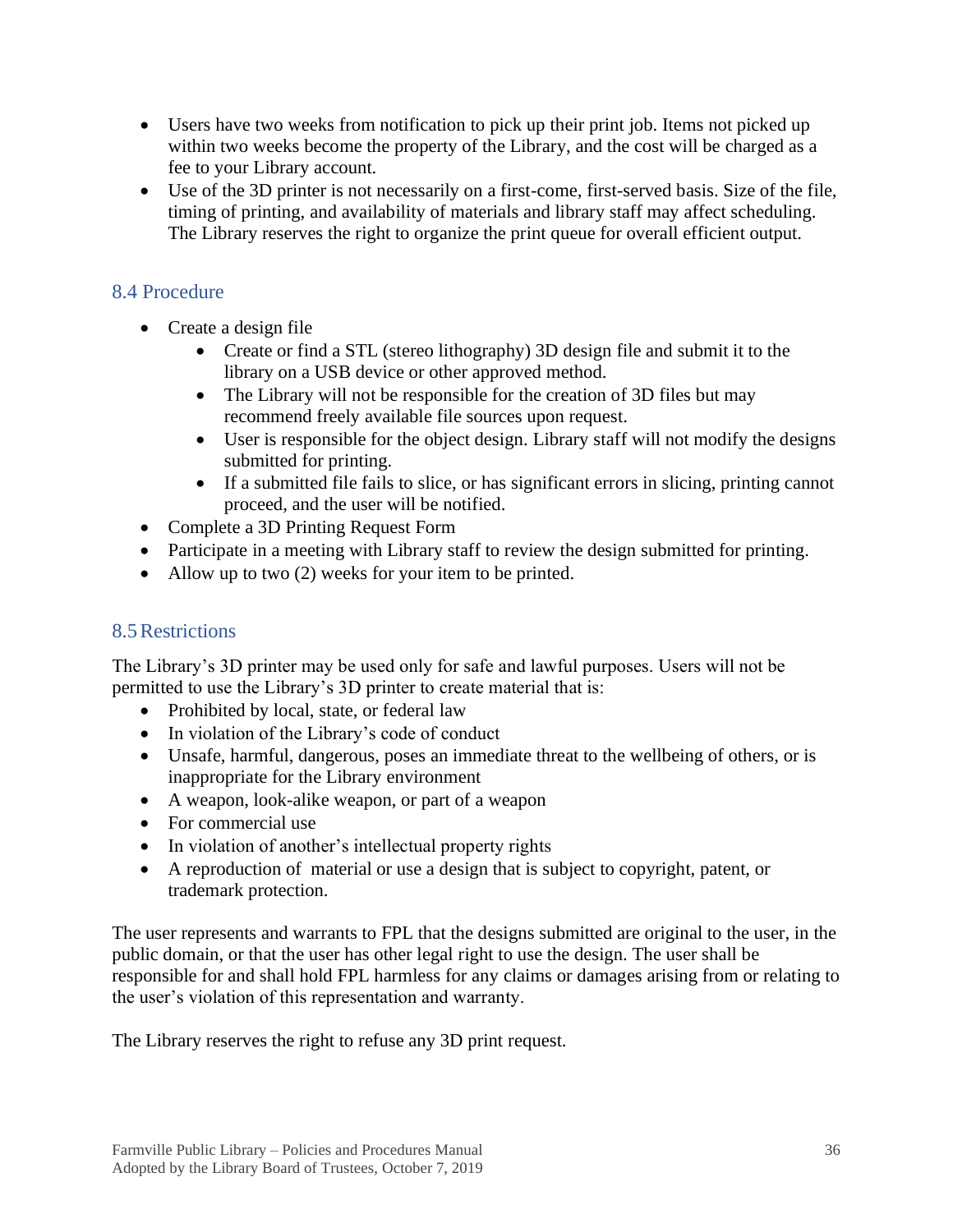- Users have two weeks from notification to pick up their print job. Items not picked up within two weeks become the property of the Library, and the cost will be charged as a fee to your Library account.
- Use of the 3D printer is not necessarily on a first-come, first-served basis. Size of the file, timing of printing, and availability of materials and library staff may affect scheduling. The Library reserves the right to organize the print queue for overall efficient output.

## 8.4 Procedure

- Create a design file
  - Create or find a STL (stereo lithography) 3D design file and submit it to the library on a USB device or other approved method.
  - The Library will not be responsible for the creation of 3D files but may recommend freely available file sources upon request.
  - User is responsible for the object design. Library staff will not modify the designs submitted for printing.
  - If a submitted file fails to slice, or has significant errors in slicing, printing cannot proceed, and the user will be notified.
- Complete a 3D Printing Request Form
- Participate in a meeting with Library staff to review the design submitted for printing.
- Allow up to two (2) weeks for your item to be printed.

## 8.5 Restrictions

The Library's 3D printer may be used only for safe and lawful purposes. Users will not be permitted to use the Library's 3D printer to create material that is:

- Prohibited by local, state, or federal law
- In violation of the Library's code of conduct
- Unsafe, harmful, dangerous, poses an immediate threat to the wellbeing of others, or is inappropriate for the Library environment
- A weapon, look-alike weapon, or part of a weapon
- For commercial use
- In violation of another's intellectual property rights
- A reproduction of material or use a design that is subject to copyright, patent, or trademark protection.

The user represents and warrants to FPL that the designs submitted are original to the user, in the public domain, or that the user has other legal right to use the design. The user shall be responsible for and shall hold FPL harmless for any claims or damages arising from or relating to the user's violation of this representation and warranty.

The Library reserves the right to refuse any 3D print request.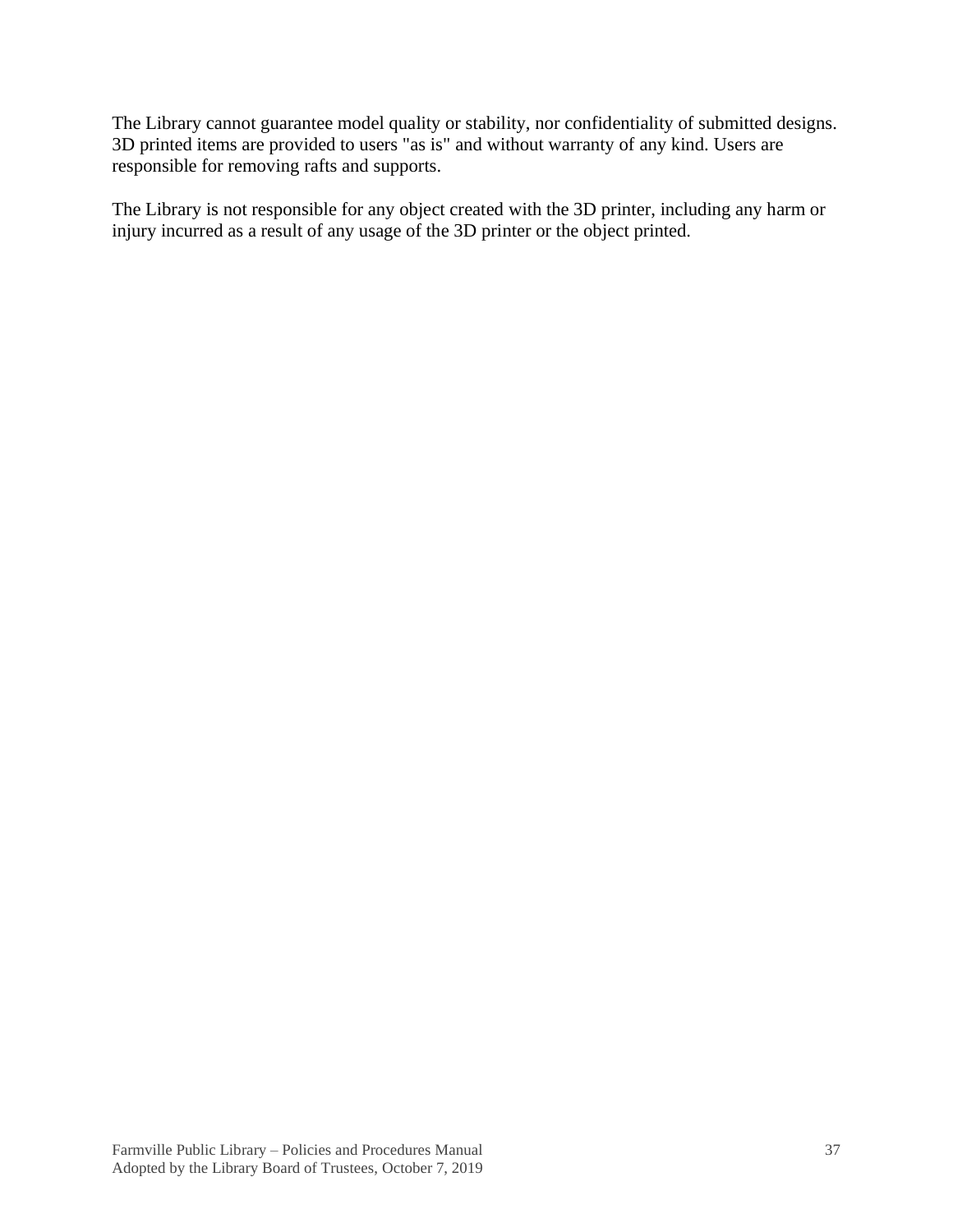The Library cannot guarantee model quality or stability, nor confidentiality of submitted designs. 3D printed items are provided to users "as is" and without warranty of any kind. Users are responsible for removing rafts and supports.

The Library is not responsible for any object created with the 3D printer, including any harm or injury incurred as a result of any usage of the 3D printer or the object printed.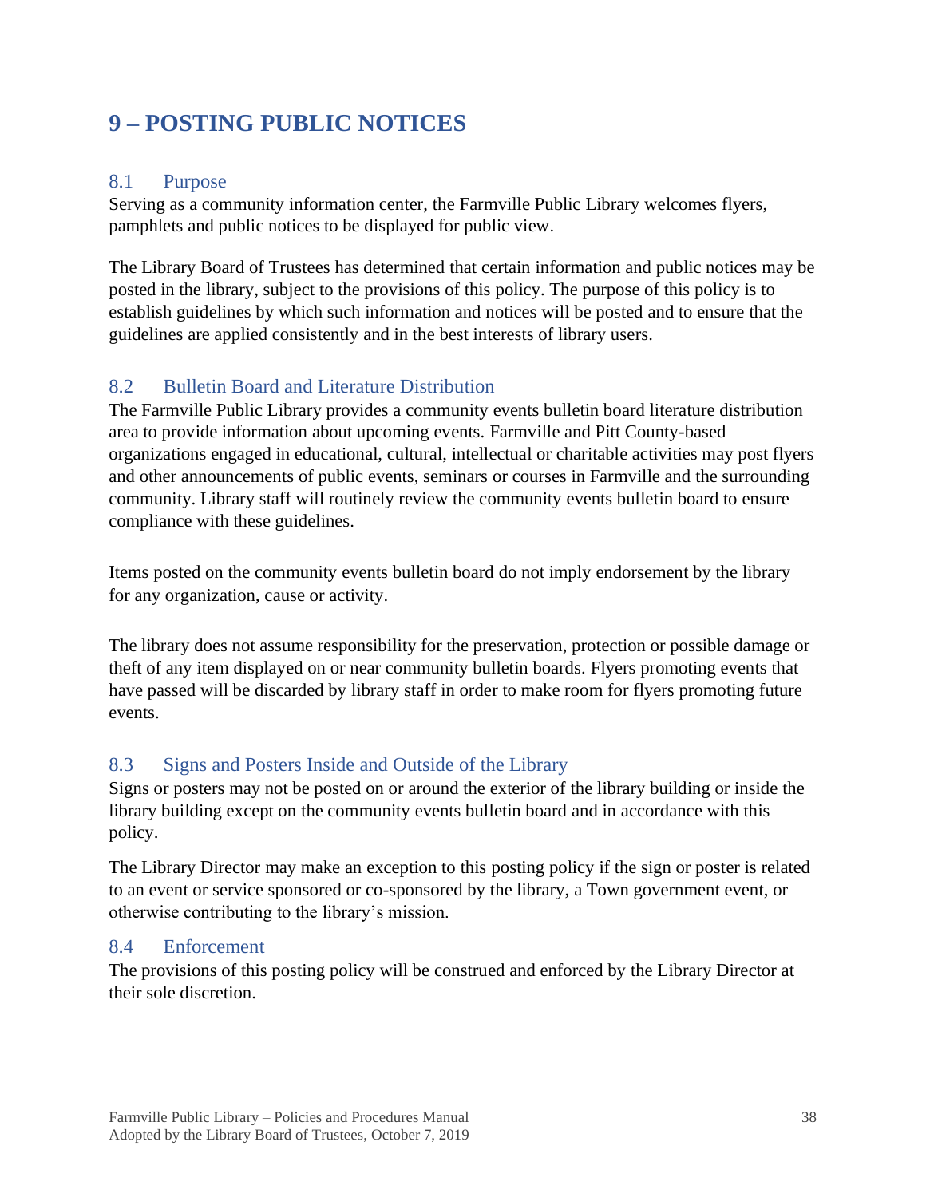# 9 – POSTING PUBLIC NOTICES

## 8.1 Purpose

Serving as a community information center, the Farmville Public Library welcomes flyers, pamphlets and public notices to be displayed for public view.

The Library Board of Trustees has determined that certain information and public notices may be posted in the library, subject to the provisions of this policy. The purpose of this policy is to establish guidelines by which such information and notices will be posted and to ensure that the guidelines are applied consistently and in the best interests of library users.

## 8.2 Bulletin Board and Literature Distribution

The Farmville Public Library provides a community events bulletin board literature distribution area to provide information about upcoming events. Farmville and Pitt County-based organizations engaged in educational, cultural, intellectual or charitable activities may post flyers and other announcements of public events, seminars or courses in Farmville and the surrounding community. Library staff will routinely review the community events bulletin board to ensure compliance with these guidelines.

Items posted on the community events bulletin board do not imply endorsement by the library for any organization, cause or activity.

The library does not assume responsibility for the preservation, protection or possible damage or theft of any item displayed on or near community bulletin boards. Flyers promoting events that have passed will be discarded by library staff in order to make room for flyers promoting future events.

## 8.3 Signs and Posters Inside and Outside of the Library

Signs or posters may not be posted on or around the exterior of the library building or inside the library building except on the community events bulletin board and in accordance with this policy.

The Library Director may make an exception to this posting policy if the sign or poster is related to an event or service sponsored or co-sponsored by the library, a Town government event, or otherwise contributing to the library's mission.

## 8.4 Enforcement

The provisions of this posting policy will be construed and enforced by the Library Director at their sole discretion.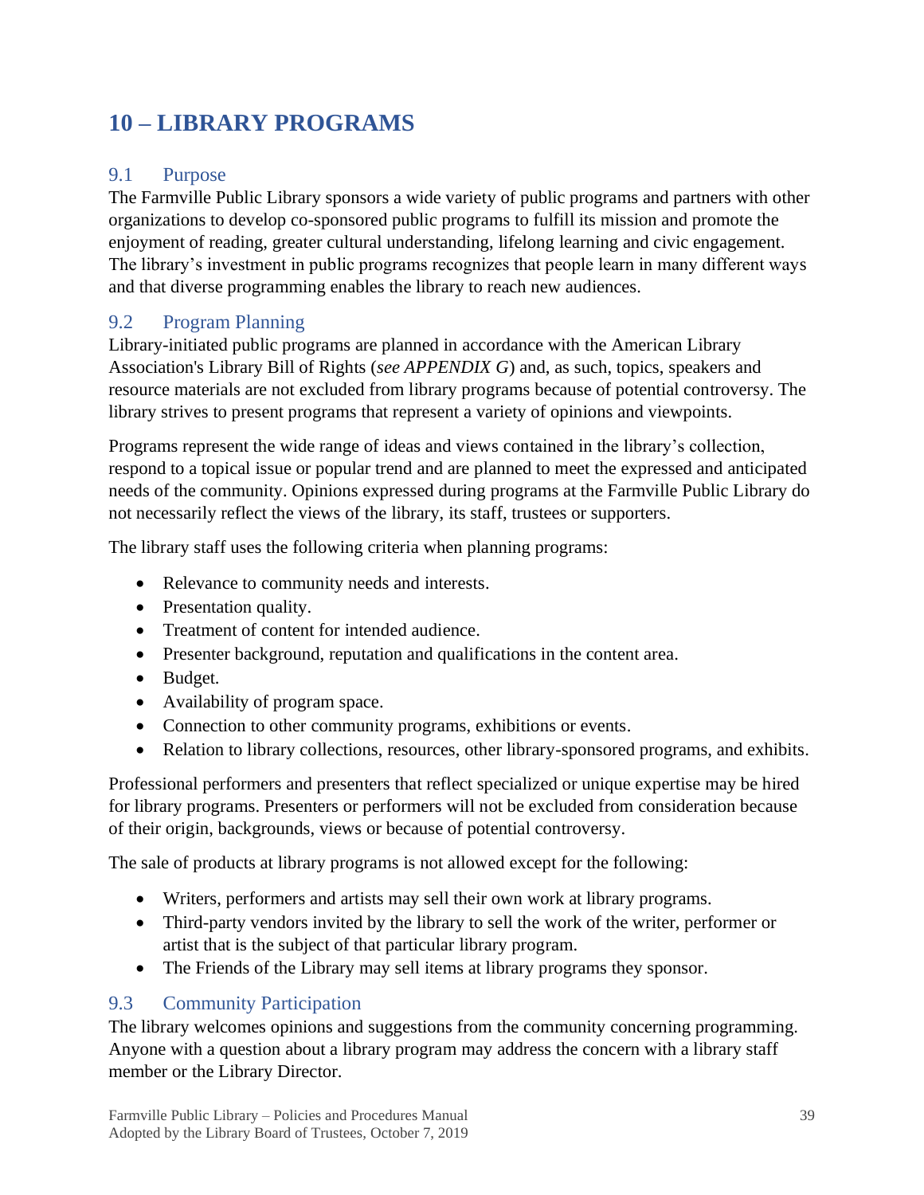# 10 – LIBRARY PROGRAMS

## 9.1 Purpose

The Farmville Public Library sponsors a wide variety of public programs and partners with other organizations to develop co-sponsored public programs to fulfill its mission and promote the enjoyment of reading, greater cultural understanding, lifelong learning and civic engagement. The library's investment in public programs recognizes that people learn in many different ways and that diverse programming enables the library to reach new audiences.

## 9.2 Program Planning

Library-initiated public programs are planned in accordance with the American Library Association's Library Bill of Rights (*see APPENDIX G*) and, as such, topics, speakers and resource materials are not excluded from library programs because of potential controversy. The library strives to present programs that represent a variety of opinions and viewpoints.

Programs represent the wide range of ideas and views contained in the library's collection, respond to a topical issue or popular trend and are planned to meet the expressed and anticipated needs of the community. Opinions expressed during programs at the Farmville Public Library do not necessarily reflect the views of the library, its staff, trustees or supporters.

The library staff uses the following criteria when planning programs:

- Relevance to community needs and interests.
- Presentation quality.
- Treatment of content for intended audience.
- Presenter background, reputation and qualifications in the content area.
- Budget.
- Availability of program space.
- Connection to other community programs, exhibitions or events.
- Relation to library collections, resources, other library-sponsored programs, and exhibits.

Professional performers and presenters that reflect specialized or unique expertise may be hired for library programs. Presenters or performers will not be excluded from consideration because of their origin, backgrounds, views or because of potential controversy.

The sale of products at library programs is not allowed except for the following:

- Writers, performers and artists may sell their own work at library programs.
- Third-party vendors invited by the library to sell the work of the writer, performer or artist that is the subject of that particular library program.
- The Friends of the Library may sell items at library programs they sponsor.

## 9.3 Community Participation

The library welcomes opinions and suggestions from the community concerning programming. Anyone with a question about a library program may address the concern with a library staff member or the Library Director.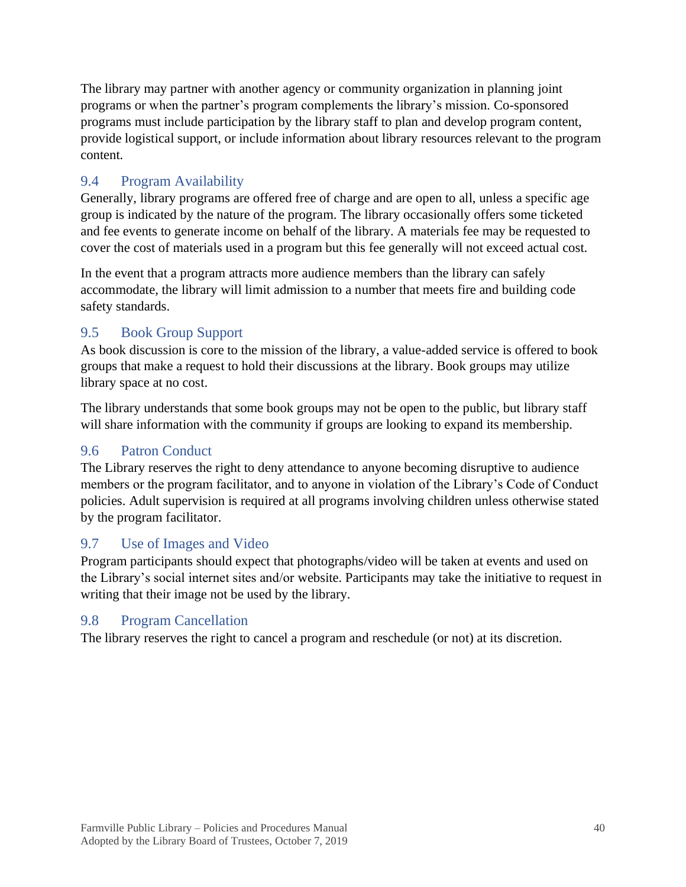The library may partner with another agency or community organization in planning joint programs or when the partner's program complements the library's mission. Co-sponsored programs must include participation by the library staff to plan and develop program content, provide logistical support, or include information about library resources relevant to the program content.

## 9.4 Program Availability

Generally, library programs are offered free of charge and are open to all, unless a specific age group is indicated by the nature of the program. The library occasionally offers some ticketed and fee events to generate income on behalf of the library. A materials fee may be requested to cover the cost of materials used in a program but this fee generally will not exceed actual cost.

In the event that a program attracts more audience members than the library can safely accommodate, the library will limit admission to a number that meets fire and building code safety standards.

## 9.5 Book Group Support

As book discussion is core to the mission of the library, a value-added service is offered to book groups that make a request to hold their discussions at the library. Book groups may utilize library space at no cost.

The library understands that some book groups may not be open to the public, but library staff will share information with the community if groups are looking to expand its membership.

## 9.6 Patron Conduct

The Library reserves the right to deny attendance to anyone becoming disruptive to audience members or the program facilitator, and to anyone in violation of the Library's Code of Conduct policies. Adult supervision is required at all programs involving children unless otherwise stated by the program facilitator.

## 9.7 Use of Images and Video

Program participants should expect that photographs/video will be taken at events and used on the Library's social internet sites and/or website. Participants may take the initiative to request in writing that their image not be used by the library.

## 9.8 Program Cancellation

The library reserves the right to cancel a program and reschedule (or not) at its discretion.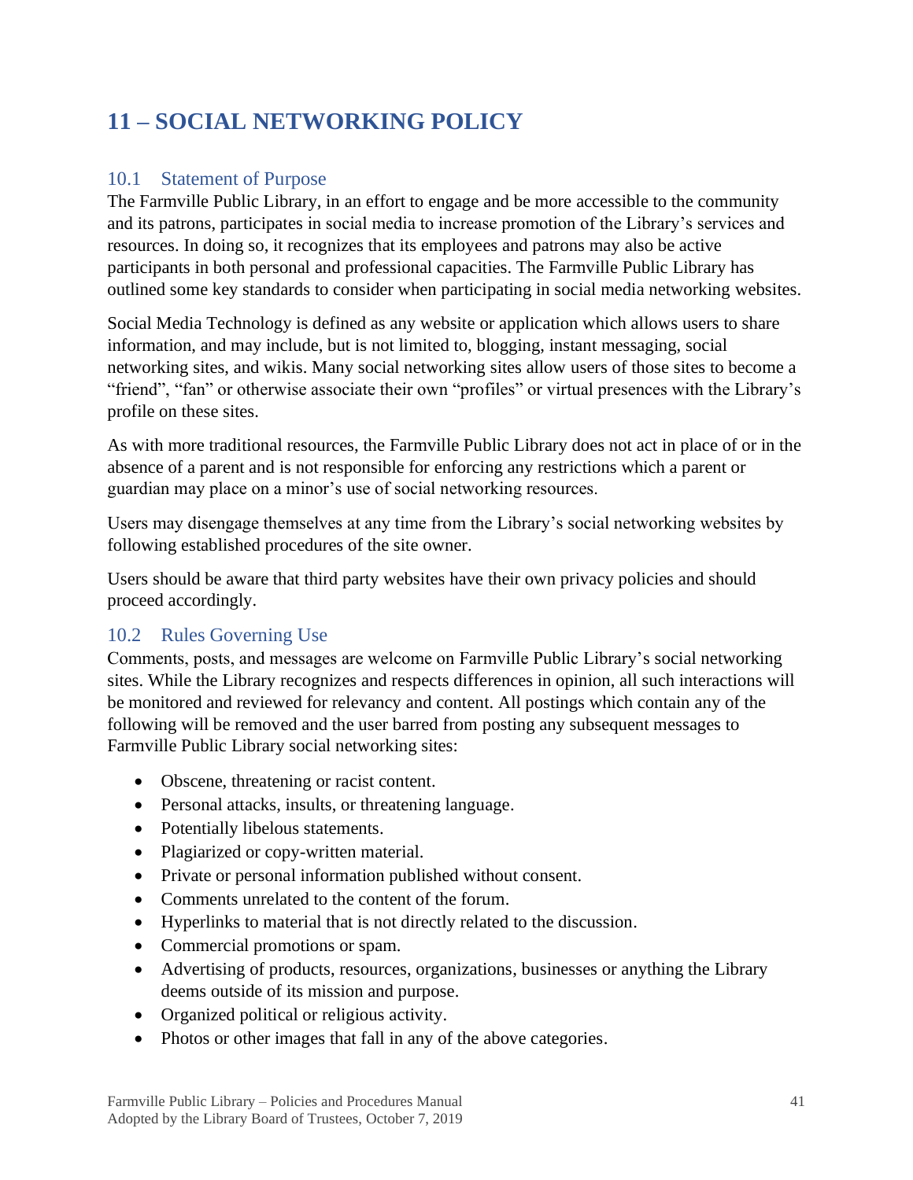# 11 – SOCIAL NETWORKING POLICY

## 10.1 Statement of Purpose

The Farmville Public Library, in an effort to engage and be more accessible to the community and its patrons, participates in social media to increase promotion of the Library's services and resources. In doing so, it recognizes that its employees and patrons may also be active participants in both personal and professional capacities. The Farmville Public Library has outlined some key standards to consider when participating in social media networking websites.

Social Media Technology is defined as any website or application which allows users to share information, and may include, but is not limited to, blogging, instant messaging, social networking sites, and wikis. Many social networking sites allow users of those sites to become a "friend", "fan" or otherwise associate their own "profiles" or virtual presences with the Library's profile on these sites.

As with more traditional resources, the Farmville Public Library does not act in place of or in the absence of a parent and is not responsible for enforcing any restrictions which a parent or guardian may place on a minor's use of social networking resources.

Users may disengage themselves at any time from the Library's social networking websites by following established procedures of the site owner.

Users should be aware that third party websites have their own privacy policies and should proceed accordingly.

## 10.2 Rules Governing Use

Comments, posts, and messages are welcome on Farmville Public Library's social networking sites. While the Library recognizes and respects differences in opinion, all such interactions will be monitored and reviewed for relevancy and content. All postings which contain any of the following will be removed and the user barred from posting any subsequent messages to Farmville Public Library social networking sites:

- Obscene, threatening or racist content.
- Personal attacks, insults, or threatening language.
- Potentially libelous statements.
- Plagiarized or copy-written material.
- Private or personal information published without consent.
- Comments unrelated to the content of the forum.
- Hyperlinks to material that is not directly related to the discussion.
- Commercial promotions or spam.
- Advertising of products, resources, organizations, businesses or anything the Library deems outside of its mission and purpose.
- Organized political or religious activity.
- Photos or other images that fall in any of the above categories.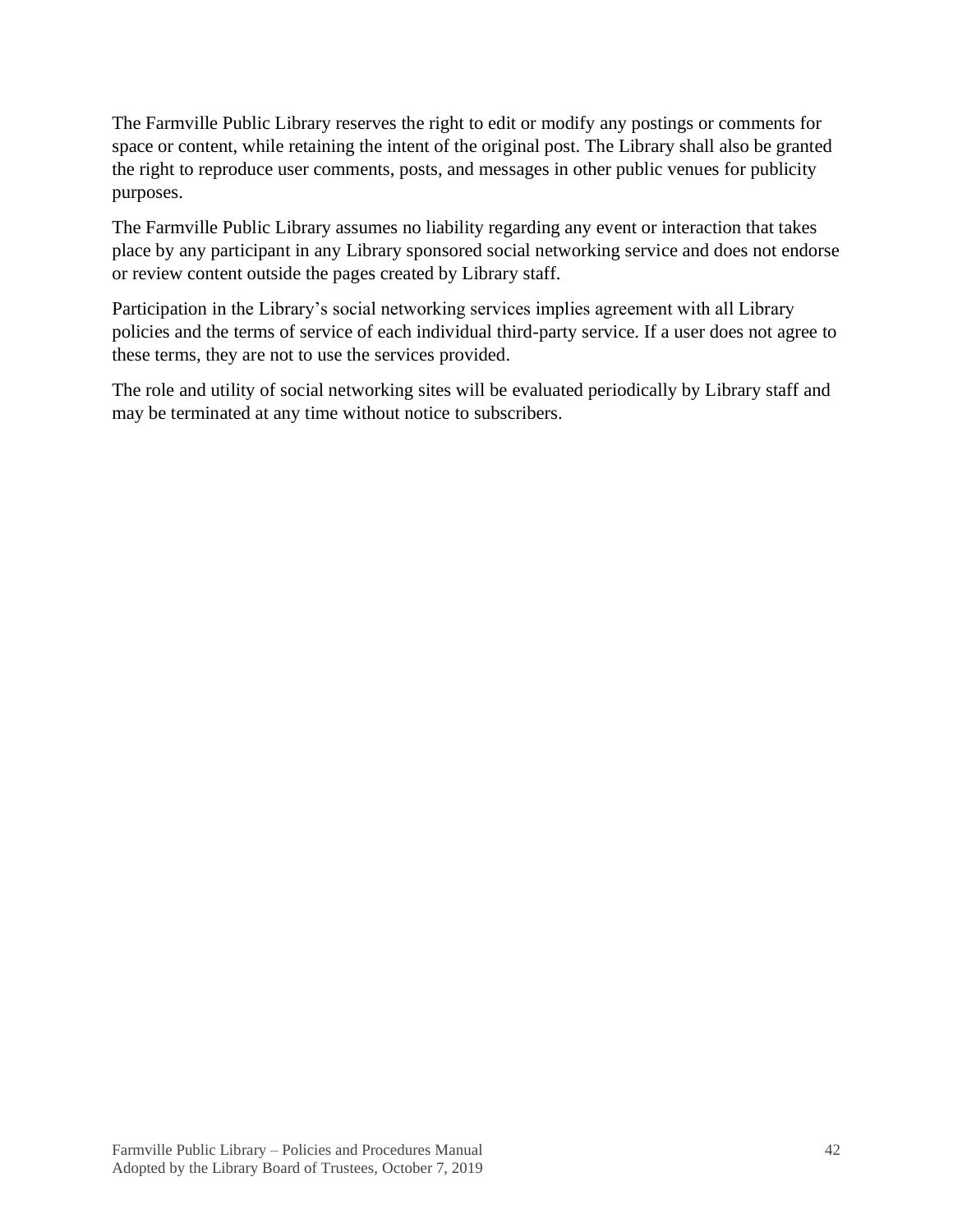The Farmville Public Library reserves the right to edit or modify any postings or comments for space or content, while retaining the intent of the original post. The Library shall also be granted the right to reproduce user comments, posts, and messages in other public venues for publicity purposes.

The Farmville Public Library assumes no liability regarding any event or interaction that takes place by any participant in any Library sponsored social networking service and does not endorse or review content outside the pages created by Library staff.

Participation in the Library's social networking services implies agreement with all Library policies and the terms of service of each individual third-party service. If a user does not agree to these terms, they are not to use the services provided.

The role and utility of social networking sites will be evaluated periodically by Library staff and may be terminated at any time without notice to subscribers.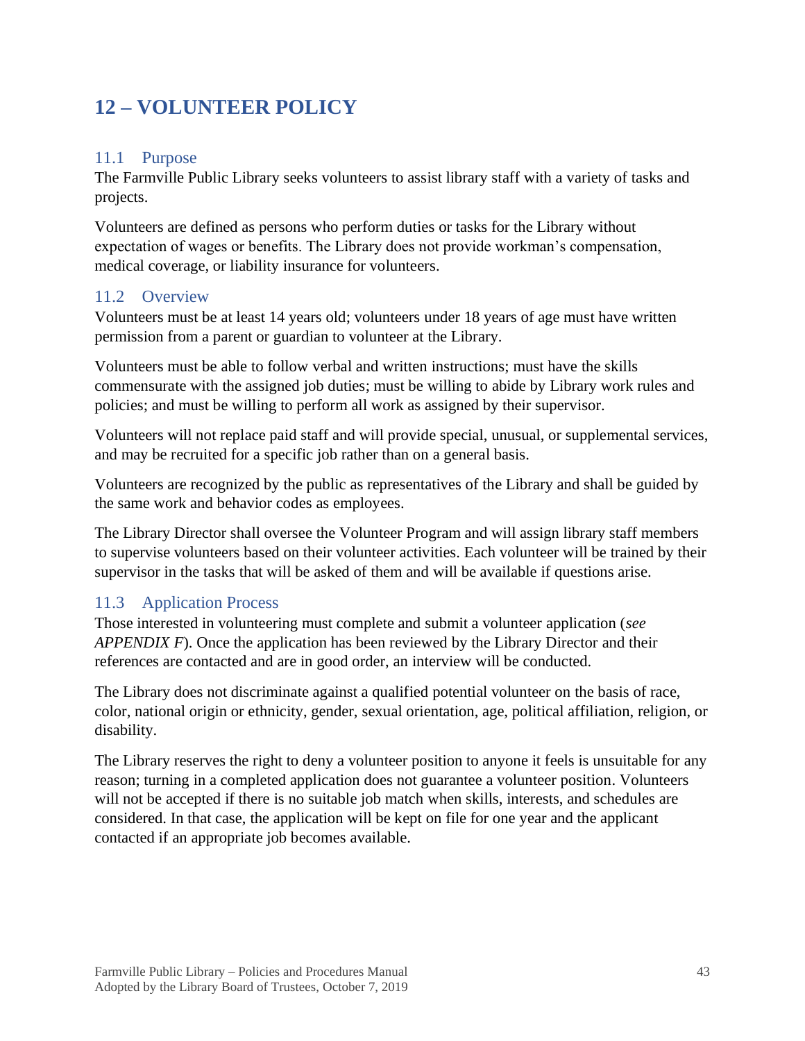# 12 – VOLUNTEER POLICY

## 11.1 Purpose

The Farmville Public Library seeks volunteers to assist library staff with a variety of tasks and projects.

Volunteers are defined as persons who perform duties or tasks for the Library without expectation of wages or benefits. The Library does not provide workman's compensation, medical coverage, or liability insurance for volunteers.

## 11.2 Overview

Volunteers must be at least 14 years old; volunteers under 18 years of age must have written permission from a parent or guardian to volunteer at the Library.

Volunteers must be able to follow verbal and written instructions; must have the skills commensurate with the assigned job duties; must be willing to abide by Library work rules and policies; and must be willing to perform all work as assigned by their supervisor.

Volunteers will not replace paid staff and will provide special, unusual, or supplemental services, and may be recruited for a specific job rather than on a general basis.

Volunteers are recognized by the public as representatives of the Library and shall be guided by the same work and behavior codes as employees.

The Library Director shall oversee the Volunteer Program and will assign library staff members to supervise volunteers based on their volunteer activities. Each volunteer will be trained by their supervisor in the tasks that will be asked of them and will be available if questions arise.

## 11.3 Application Process

Those interested in volunteering must complete and submit a volunteer application (*see APPENDIX F*). Once the application has been reviewed by the Library Director and their references are contacted and are in good order, an interview will be conducted.

The Library does not discriminate against a qualified potential volunteer on the basis of race, color, national origin or ethnicity, gender, sexual orientation, age, political affiliation, religion, or disability.

The Library reserves the right to deny a volunteer position to anyone it feels is unsuitable for any reason; turning in a completed application does not guarantee a volunteer position. Volunteers will not be accepted if there is no suitable job match when skills, interests, and schedules are considered. In that case, the application will be kept on file for one year and the applicant contacted if an appropriate job becomes available.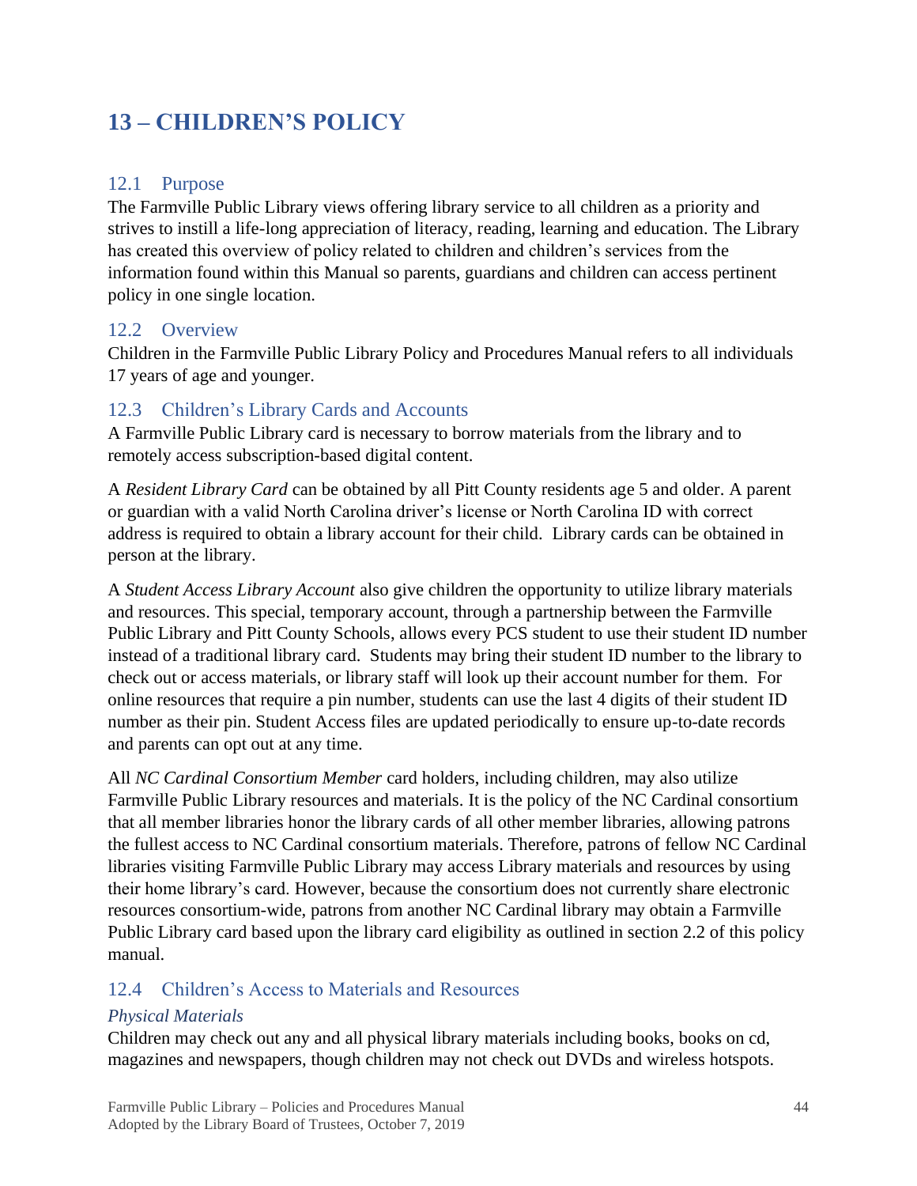# 13 – CHILDREN'S POLICY

## 12.1 Purpose

The Farmville Public Library views offering library service to all children as a priority and strives to instill a life-long appreciation of literacy, reading, learning and education. The Library has created this overview of policy related to children and children's services from the information found within this Manual so parents, guardians and children can access pertinent policy in one single location.

## 12.2 Overview

Children in the Farmville Public Library Policy and Procedures Manual refers to all individuals 17 years of age and younger.

## 12.3 Children's Library Cards and Accounts

A Farmville Public Library card is necessary to borrow materials from the library and to remotely access subscription-based digital content.

A *Resident Library Card* can be obtained by all Pitt County residents age 5 and older. A parent or guardian with a valid North Carolina driver's license or North Carolina ID with correct address is required to obtain a library account for their child. Library cards can be obtained in person at the library.

A *Student Access Library Account* also give children the opportunity to utilize library materials and resources. This special, temporary account, through a partnership between the Farmville Public Library and Pitt County Schools, allows every PCS student to use their student ID number instead of a traditional library card. Students may bring their student ID number to the library to check out or access materials, or library staff will look up their account number for them. For online resources that require a pin number, students can use the last 4 digits of their student ID number as their pin. Student Access files are updated periodically to ensure up-to-date records and parents can opt out at any time.

All *NC Cardinal Consortium Member* card holders, including children, may also utilize Farmville Public Library resources and materials. It is the policy of the NC Cardinal consortium that all member libraries honor the library cards of all other member libraries, allowing patrons the fullest access to NC Cardinal consortium materials. Therefore, patrons of fellow NC Cardinal libraries visiting Farmville Public Library may access Library materials and resources by using their home library's card. However, because the consortium does not currently share electronic resources consortium-wide, patrons from another NC Cardinal library may obtain a Farmville Public Library card based upon the library card eligibility as outlined in section 2.2 of this policy manual.

## 12.4 Children's Access to Materials and Resources

### *Physical Materials*

Children may check out any and all physical library materials including books, books on cd, magazines and newspapers, though children may not check out DVDs and wireless hotspots.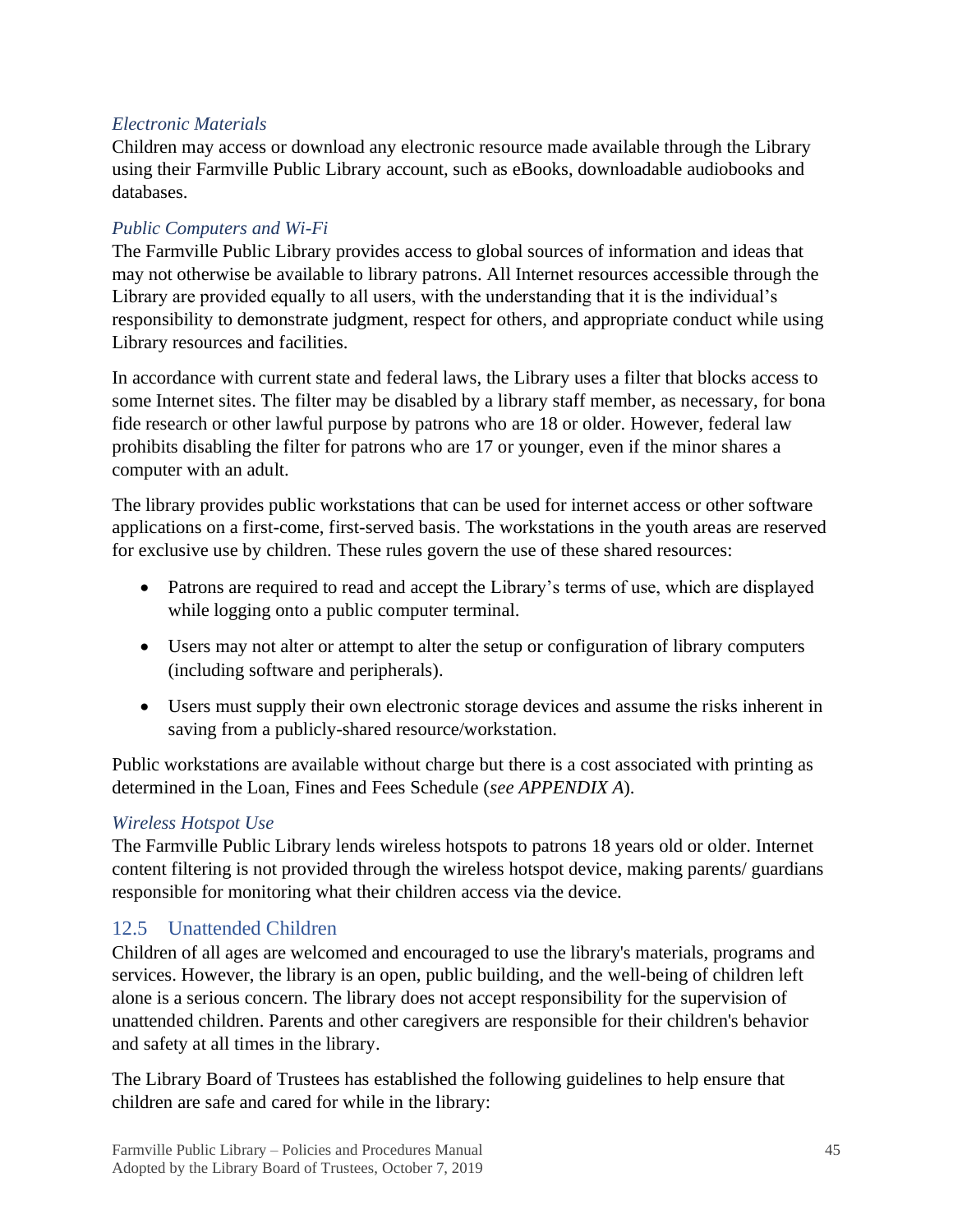#### *Electronic Materials*

Children may access or download any electronic resource made available through the Library using their Farmville Public Library account, such as eBooks, downloadable audiobooks and databases.

#### *Public Computers and Wi-Fi*

The Farmville Public Library provides access to global sources of information and ideas that may not otherwise be available to library patrons. All Internet resources accessible through the Library are provided equally to all users, with the understanding that it is the individual's responsibility to demonstrate judgment, respect for others, and appropriate conduct while using Library resources and facilities.

In accordance with current state and federal laws, the Library uses a filter that blocks access to some Internet sites. The filter may be disabled by a library staff member, as necessary, for bona fide research or other lawful purpose by patrons who are 18 or older. However, federal law prohibits disabling the filter for patrons who are 17 or younger, even if the minor shares a computer with an adult.

The library provides public workstations that can be used for internet access or other software applications on a first-come, first-served basis. The workstations in the youth areas are reserved for exclusive use by children. These rules govern the use of these shared resources:

- Patrons are required to read and accept the Library's terms of use, which are displayed while logging onto a public computer terminal.
- Users may not alter or attempt to alter the setup or configuration of library computers (including software and peripherals).
- Users must supply their own electronic storage devices and assume the risks inherent in saving from a publicly-shared resource/workstation.

Public workstations are available without charge but there is a cost associated with printing as determined in the Loan, Fines and Fees Schedule (*see APPENDIX A*).

#### *Wireless Hotspot Use*

The Farmville Public Library lends wireless hotspots to patrons 18 years old or older. Internet content filtering is not provided through the wireless hotspot device, making parents/ guardians responsible for monitoring what their children access via the device.

### 12.5 Unattended Children

Children of all ages are welcomed and encouraged to use the library's materials, programs and services. However, the library is an open, public building, and the well-being of children left alone is a serious concern. The library does not accept responsibility for the supervision of unattended children. Parents and other caregivers are responsible for their children's behavior and safety at all times in the library.

The Library Board of Trustees has established the following guidelines to help ensure that children are safe and cared for while in the library: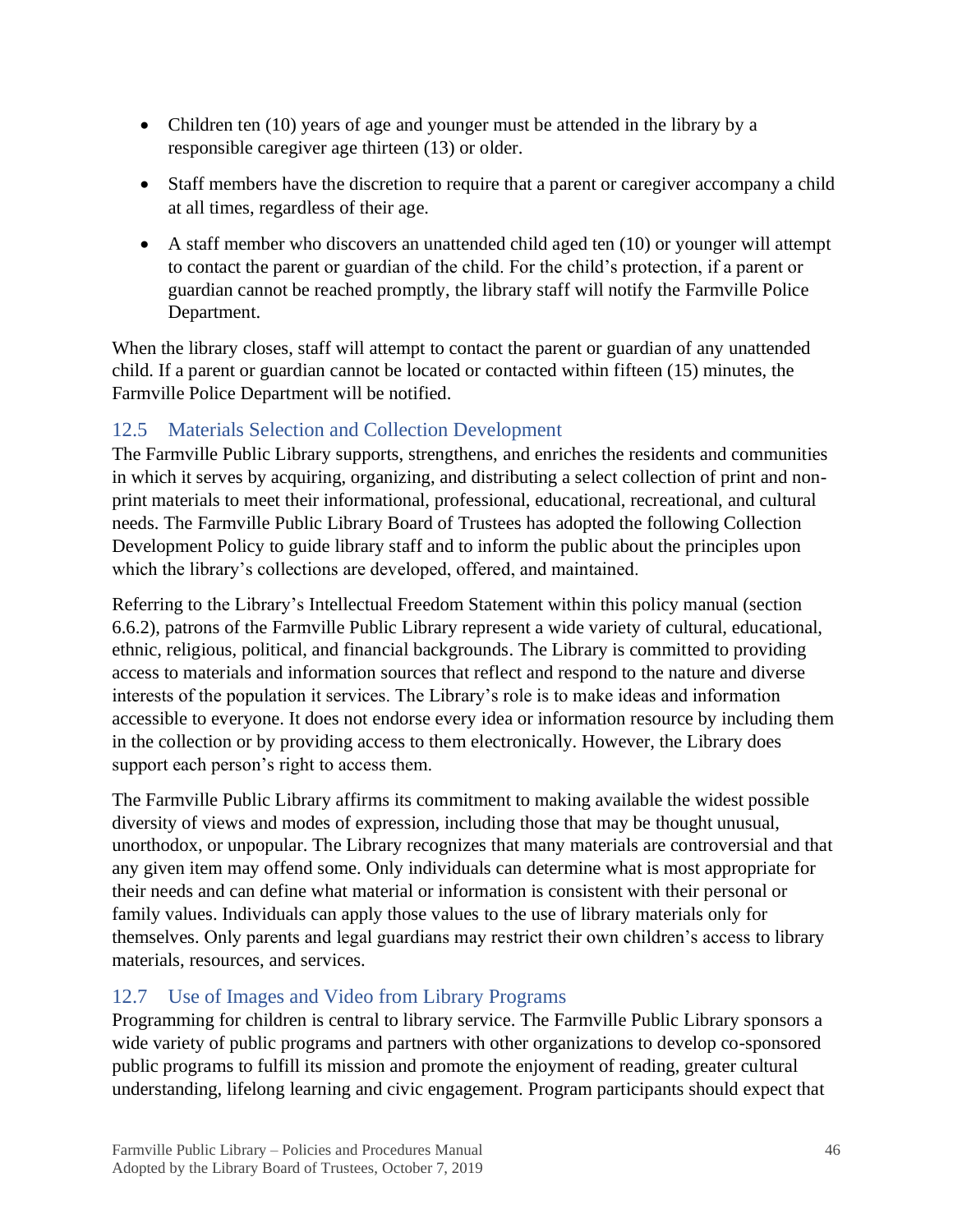- Children ten (10) years of age and younger must be attended in the library by a responsible caregiver age thirteen (13) or older.
- Staff members have the discretion to require that a parent or caregiver accompany a child at all times, regardless of their age.
- A staff member who discovers an unattended child aged ten (10) or younger will attempt to contact the parent or guardian of the child. For the child's protection, if a parent or guardian cannot be reached promptly, the library staff will notify the Farmville Police Department.

When the library closes, staff will attempt to contact the parent or guardian of any unattended child. If a parent or guardian cannot be located or contacted within fifteen (15) minutes, the Farmville Police Department will be notified.

## 12.5 Materials Selection and Collection Development

The Farmville Public Library supports, strengthens, and enriches the residents and communities in which it serves by acquiring, organizing, and distributing a select collection of print and non-print materials to meet their informational, professional, educational, recreational, and cultural needs. The Farmville Public Library Board of Trustees has adopted the following Collection Development Policy to guide library staff and to inform the public about the principles upon which the library's collections are developed, offered, and maintained.

Referring to the Library's Intellectual Freedom Statement within this policy manual (section 6.6.2), patrons of the Farmville Public Library represent a wide variety of cultural, educational, ethnic, religious, political, and financial backgrounds. The Library is committed to providing access to materials and information sources that reflect and respond to the nature and diverse interests of the population it services. The Library's role is to make ideas and information accessible to everyone. It does not endorse every idea or information resource by including them in the collection or by providing access to them electronically. However, the Library does support each person's right to access them.

The Farmville Public Library affirms its commitment to making available the widest possible diversity of views and modes of expression, including those that may be thought unusual, unorthodox, or unpopular. The Library recognizes that many materials are controversial and that any given item may offend some. Only individuals can determine what is most appropriate for their needs and can define what material or information is consistent with their personal or family values. Individuals can apply those values to the use of library materials only for themselves. Only parents and legal guardians may restrict their own children's access to library materials, resources, and services.

## 12.7 Use of Images and Video from Library Programs

Programming for children is central to library service. The Farmville Public Library sponsors a wide variety of public programs and partners with other organizations to develop co-sponsored public programs to fulfill its mission and promote the enjoyment of reading, greater cultural understanding, lifelong learning and civic engagement. Program participants should expect that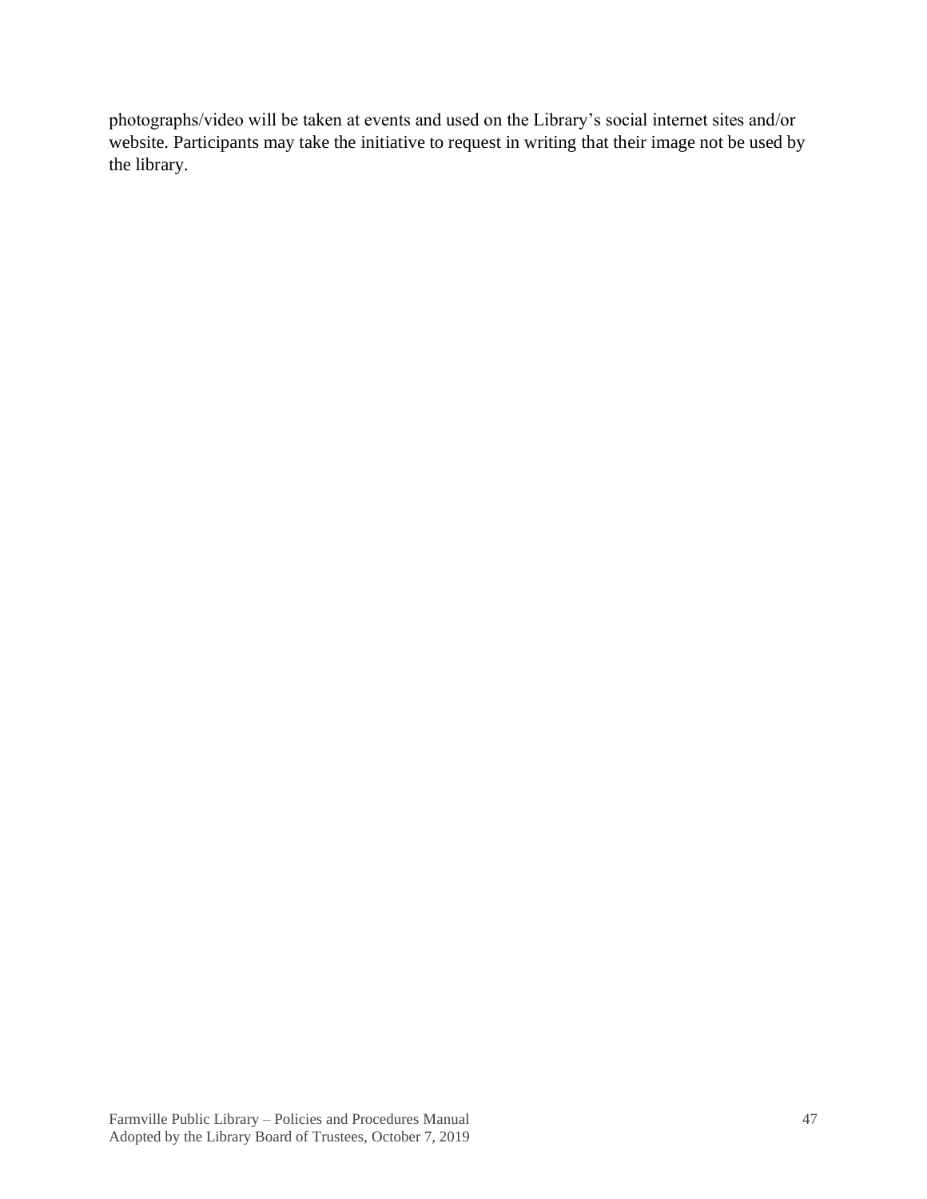photographs/video will be taken at events and used on the Library's social internet sites and/or website. Participants may take the initiative to request in writing that their image not be used by the library.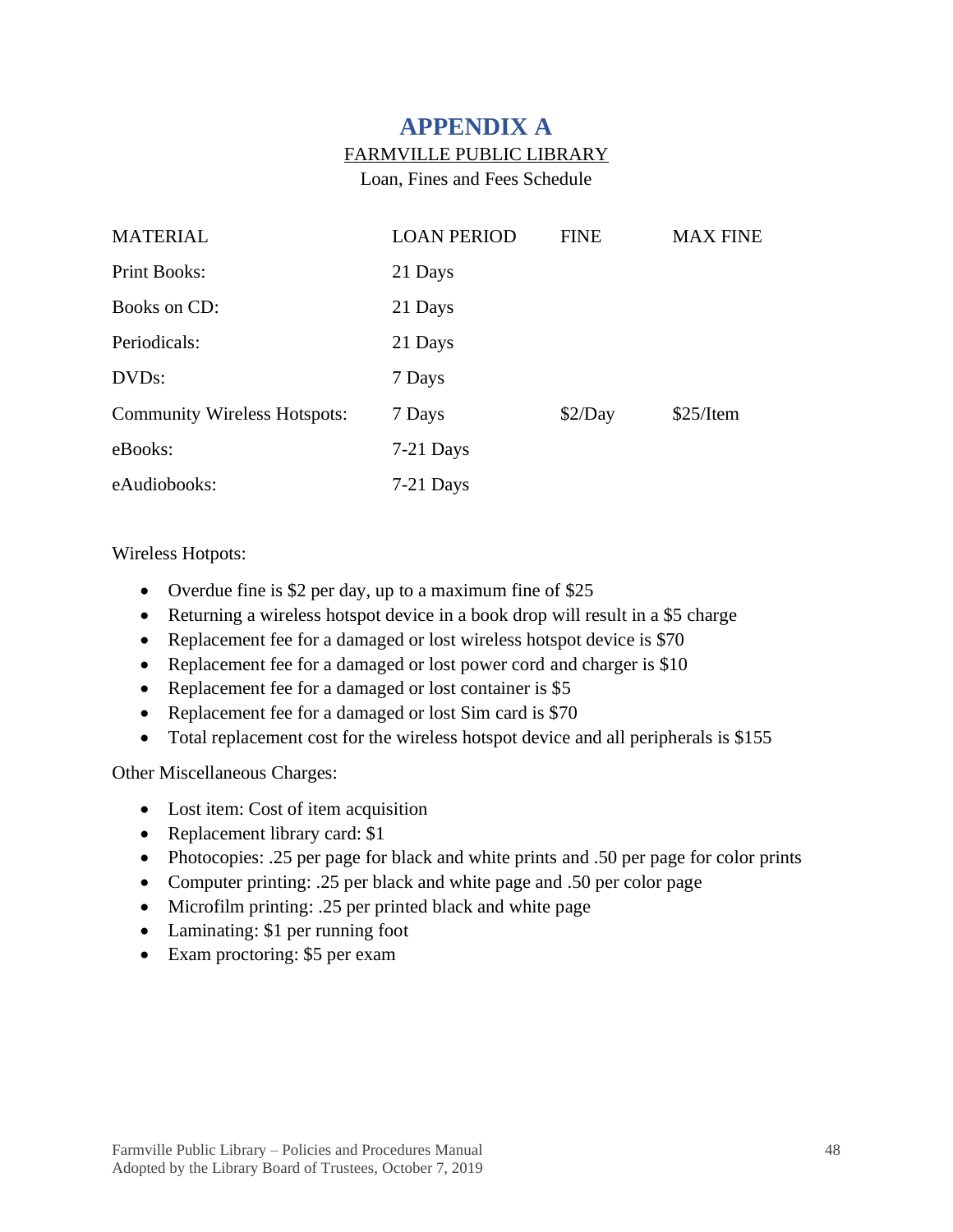# APPENDIX A

FARMVILLE PUBLIC LIBRARY

Loan, Fines and Fees Schedule

| MATERIAL | LOAN PERIOD | FINE | MAX FINE |
|---|---|---|---|
| Print Books: | 21 Days | | |
| Books on CD: | 21 Days | | |
| Periodicals: | 21 Days | | |
| DVDs: | 7 Days | | |
| Community Wireless Hotspots: | 7 Days | $2/Day | $25/Item |
| eBooks: | 7-21 Days | | |
| eAudiobooks: | 7-21 Days | | |

Wireless Hotpots:

- Overdue fine is $2 per day, up to a maximum fine of $25
- Returning a wireless hotspot device in a book drop will result in a $5 charge
- Replacement fee for a damaged or lost wireless hotspot device is $70
- Replacement fee for a damaged or lost power cord and charger is $10
- Replacement fee for a damaged or lost container is $5
- Replacement fee for a damaged or lost Sim card is $70
- Total replacement cost for the wireless hotspot device and all peripherals is $155

Other Miscellaneous Charges:

- Lost item: Cost of item acquisition
- Replacement library card: $1
- Photocopies: .25 per page for black and white prints and .50 per page for color prints
- Computer printing: .25 per black and white page and .50 per color page
- Microfilm printing: .25 per printed black and white page
- Laminating: $1 per running foot
- Exam proctoring: $5 per exam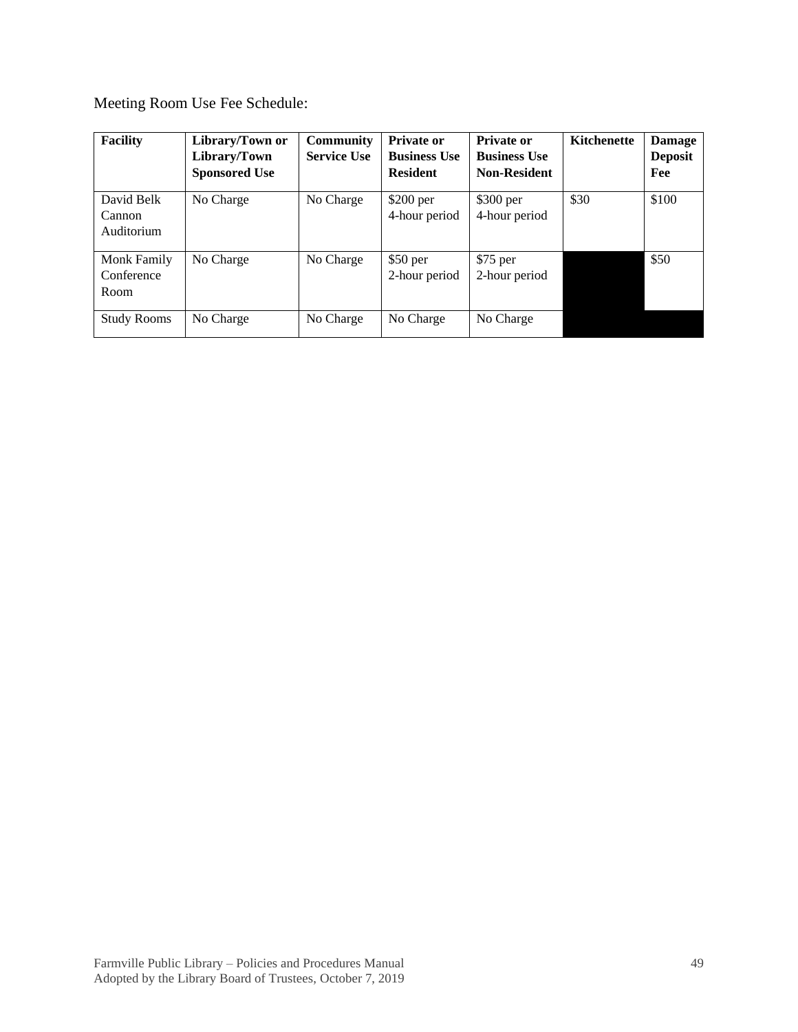Meeting Room Use Fee Schedule:

| Facility | Library/Town or Library/Town Sponsored Use | Community Service Use | Private or Business Use Resident | Private or Business Use Non-Resident | Kitchenette | Damage Deposit Fee |
|---|---|---|---|---|---|---|
| David Belk Cannon Auditorium | No Charge | No Charge | $200 per 4-hour period | $300 per 4-hour period | $30 | $100 |
| Monk Family Conference Room | No Charge | No Charge | $50 per 2-hour period | $75 per 2-hour period | | $50 |
| Study Rooms | No Charge | No Charge | No Charge | No Charge | | |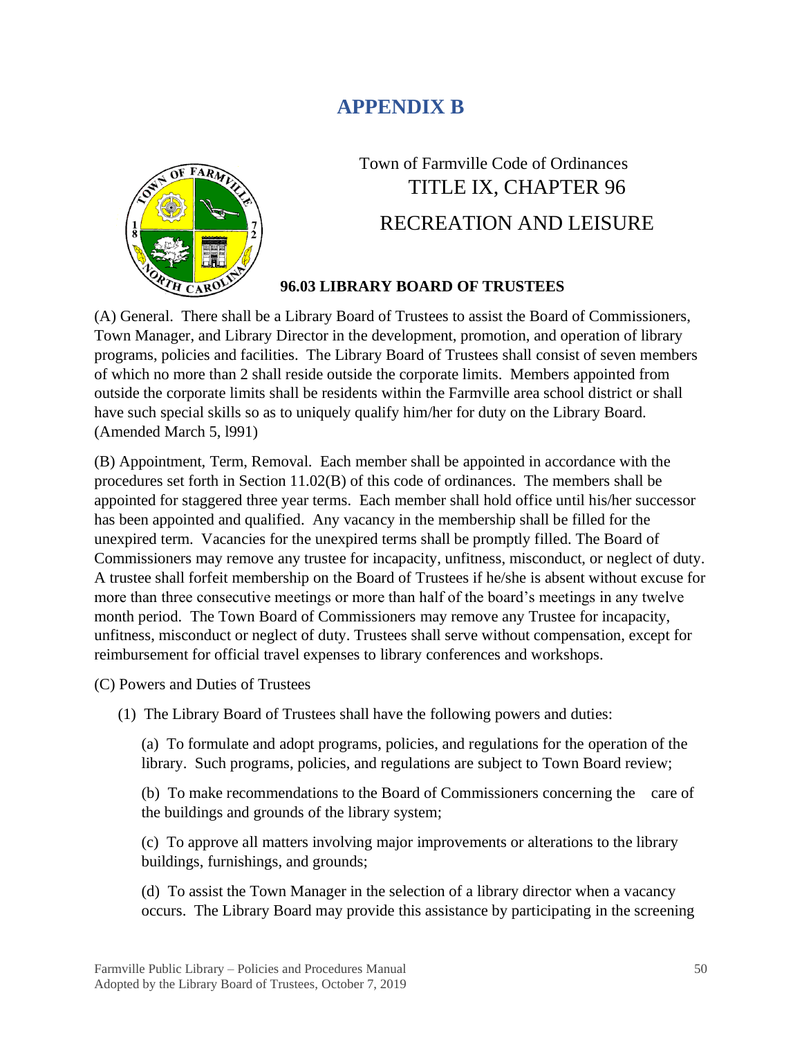# APPENDIX B

Town of Farmville Code of Ordinances

TITLE IX, CHAPTER 96

RECREATION AND LEISURE

**96.03 LIBRARY BOARD OF TRUSTEES**

(A) General. There shall be a Library Board of Trustees to assist the Board of Commissioners, Town Manager, and Library Director in the development, promotion, and operation of library programs, policies and facilities. The Library Board of Trustees shall consist of seven members of which no more than 2 shall reside outside the corporate limits. Members appointed from outside the corporate limits shall be residents within the Farmville area school district or shall have such special skills so as to uniquely qualify him/her for duty on the Library Board. (Amended March 5, l991)

(B) Appointment, Term, Removal. Each member shall be appointed in accordance with the procedures set forth in Section 11.02(B) of this code of ordinances. The members shall be appointed for staggered three year terms. Each member shall hold office until his/her successor has been appointed and qualified. Any vacancy in the membership shall be filled for the unexpired term. Vacancies for the unexpired terms shall be promptly filled. The Board of Commissioners may remove any trustee for incapacity, unfitness, misconduct, or neglect of duty. A trustee shall forfeit membership on the Board of Trustees if he/she is absent without excuse for more than three consecutive meetings or more than half of the board's meetings in any twelve month period. The Town Board of Commissioners may remove any Trustee for incapacity, unfitness, misconduct or neglect of duty. Trustees shall serve without compensation, except for reimbursement for official travel expenses to library conferences and workshops.

(C) Powers and Duties of Trustees

(1) The Library Board of Trustees shall have the following powers and duties:

(a) To formulate and adopt programs, policies, and regulations for the operation of the library. Such programs, policies, and regulations are subject to Town Board review;

(b) To make recommendations to the Board of Commissioners concerning the care of the buildings and grounds of the library system;

(c) To approve all matters involving major improvements or alterations to the library buildings, furnishings, and grounds;

(d) To assist the Town Manager in the selection of a library director when a vacancy occurs. The Library Board may provide this assistance by participating in the screening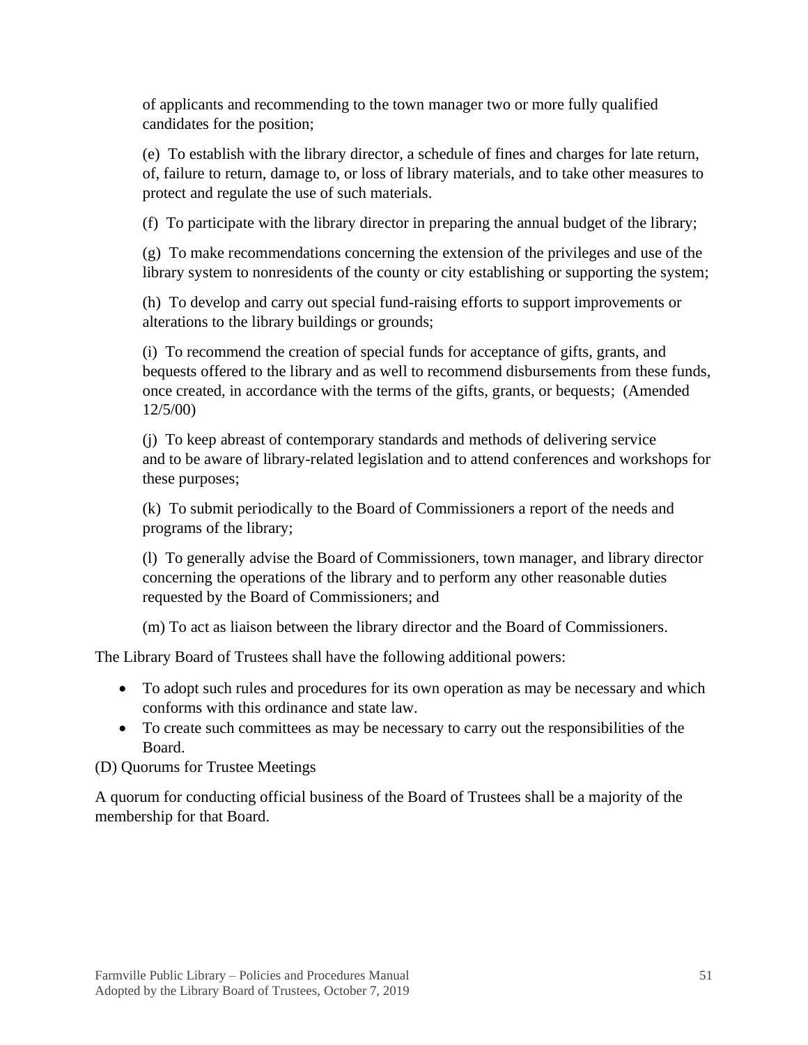of applicants and recommending to the town manager two or more fully qualified candidates for the position;

(e) To establish with the library director, a schedule of fines and charges for late return, of, failure to return, damage to, or loss of library materials, and to take other measures to protect and regulate the use of such materials.

(f) To participate with the library director in preparing the annual budget of the library;

(g) To make recommendations concerning the extension of the privileges and use of the library system to nonresidents of the county or city establishing or supporting the system;

(h) To develop and carry out special fund-raising efforts to support improvements or alterations to the library buildings or grounds;

(i) To recommend the creation of special funds for acceptance of gifts, grants, and bequests offered to the library and as well to recommend disbursements from these funds, once created, in accordance with the terms of the gifts, grants, or bequests; (Amended 12/5/00)

(j) To keep abreast of contemporary standards and methods of delivering service and to be aware of library-related legislation and to attend conferences and workshops for these purposes;

(k) To submit periodically to the Board of Commissioners a report of the needs and programs of the library;

(l) To generally advise the Board of Commissioners, town manager, and library director concerning the operations of the library and to perform any other reasonable duties requested by the Board of Commissioners; and

(m) To act as liaison between the library director and the Board of Commissioners.

The Library Board of Trustees shall have the following additional powers:

- To adopt such rules and procedures for its own operation as may be necessary and which conforms with this ordinance and state law.
- To create such committees as may be necessary to carry out the responsibilities of the Board.

(D) Quorums for Trustee Meetings

A quorum for conducting official business of the Board of Trustees shall be a majority of the membership for that Board.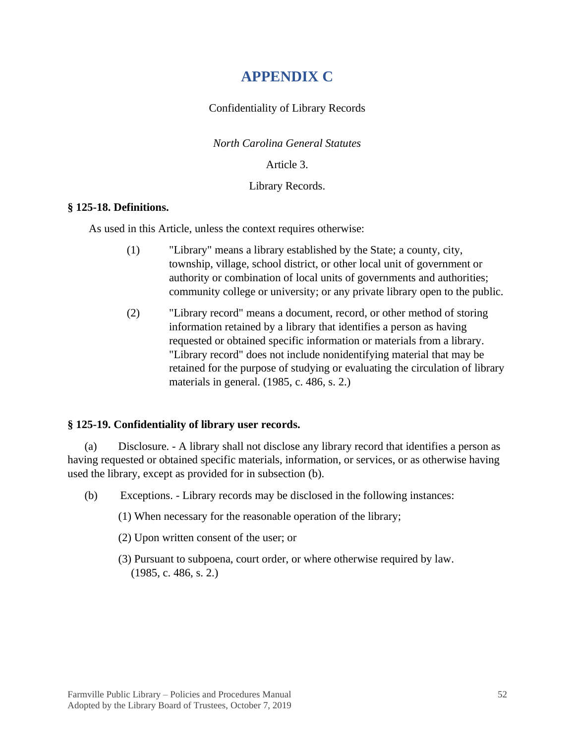# APPENDIX C

Confidentiality of Library Records

*North Carolina General Statutes*

Article 3.

Library Records.

**§ 125-18. Definitions.**

As used in this Article, unless the context requires otherwise:

(1) "Library" means a library established by the State; a county, city, township, village, school district, or other local unit of government or authority or combination of local units of governments and authorities; community college or university; or any private library open to the public.

(2) "Library record" means a document, record, or other method of storing information retained by a library that identifies a person as having requested or obtained specific information or materials from a library. "Library record" does not include nonidentifying material that may be retained for the purpose of studying or evaluating the circulation of library materials in general. (1985, c. 486, s. 2.)

**§ 125-19. Confidentiality of library user records.**

(a) Disclosure. - A library shall not disclose any library record that identifies a person as having requested or obtained specific materials, information, or services, or as otherwise having used the library, except as provided for in subsection (b).

(b) Exceptions. - Library records may be disclosed in the following instances:

(1) When necessary for the reasonable operation of the library;

(2) Upon written consent of the user; or

(3) Pursuant to subpoena, court order, or where otherwise required by law. (1985, c. 486, s. 2.)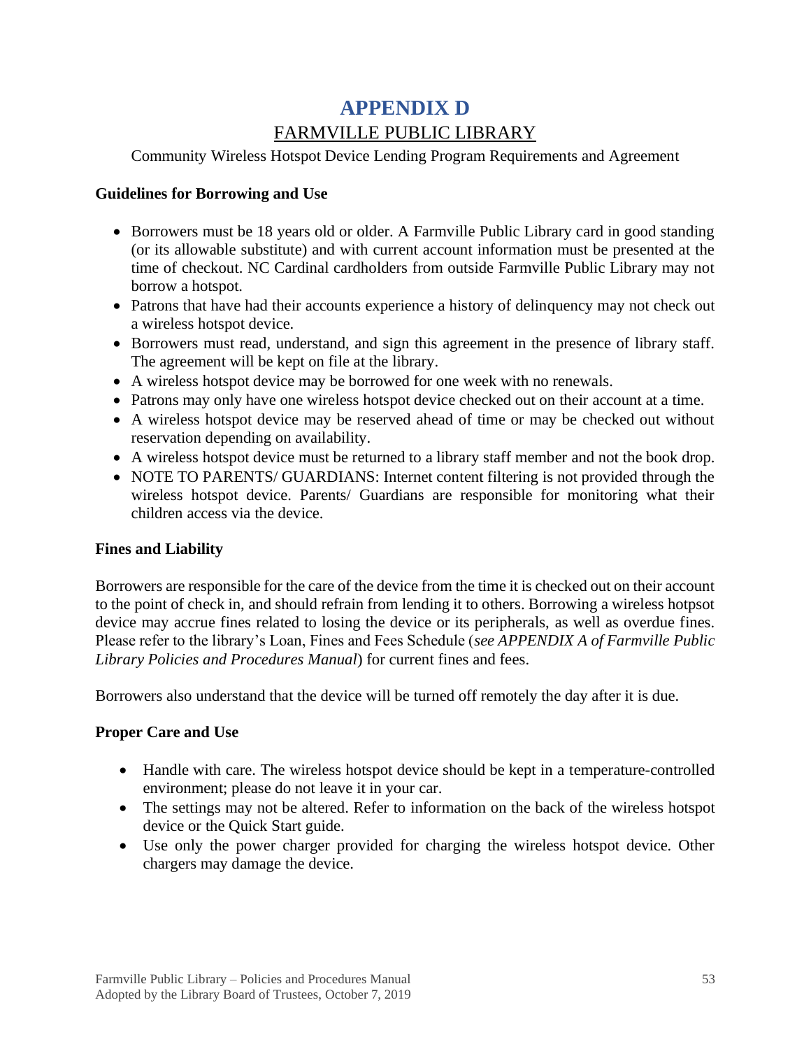# APPENDIX D

## FARMVILLE PUBLIC LIBRARY

Community Wireless Hotspot Device Lending Program Requirements and Agreement

**Guidelines for Borrowing and Use**

- Borrowers must be 18 years old or older. A Farmville Public Library card in good standing (or its allowable substitute) and with current account information must be presented at the time of checkout. NC Cardinal cardholders from outside Farmville Public Library may not borrow a hotspot.
- Patrons that have had their accounts experience a history of delinquency may not check out a wireless hotspot device.
- Borrowers must read, understand, and sign this agreement in the presence of library staff. The agreement will be kept on file at the library.
- A wireless hotspot device may be borrowed for one week with no renewals.
- Patrons may only have one wireless hotspot device checked out on their account at a time.
- A wireless hotspot device may be reserved ahead of time or may be checked out without reservation depending on availability.
- A wireless hotspot device must be returned to a library staff member and not the book drop.
- NOTE TO PARENTS/ GUARDIANS: Internet content filtering is not provided through the wireless hotspot device. Parents/ Guardians are responsible for monitoring what their children access via the device.

**Fines and Liability**

Borrowers are responsible for the care of the device from the time it is checked out on their account to the point of check in, and should refrain from lending it to others. Borrowing a wireless hotpsot device may accrue fines related to losing the device or its peripherals, as well as overdue fines. Please refer to the library's Loan, Fines and Fees Schedule (*see APPENDIX A of Farmville Public Library Policies and Procedures Manual*) for current fines and fees.

Borrowers also understand that the device will be turned off remotely the day after it is due.

**Proper Care and Use**

- Handle with care. The wireless hotspot device should be kept in a temperature-controlled environment; please do not leave it in your car.
- The settings may not be altered. Refer to information on the back of the wireless hotspot device or the Quick Start guide.
- Use only the power charger provided for charging the wireless hotspot device. Other chargers may damage the device.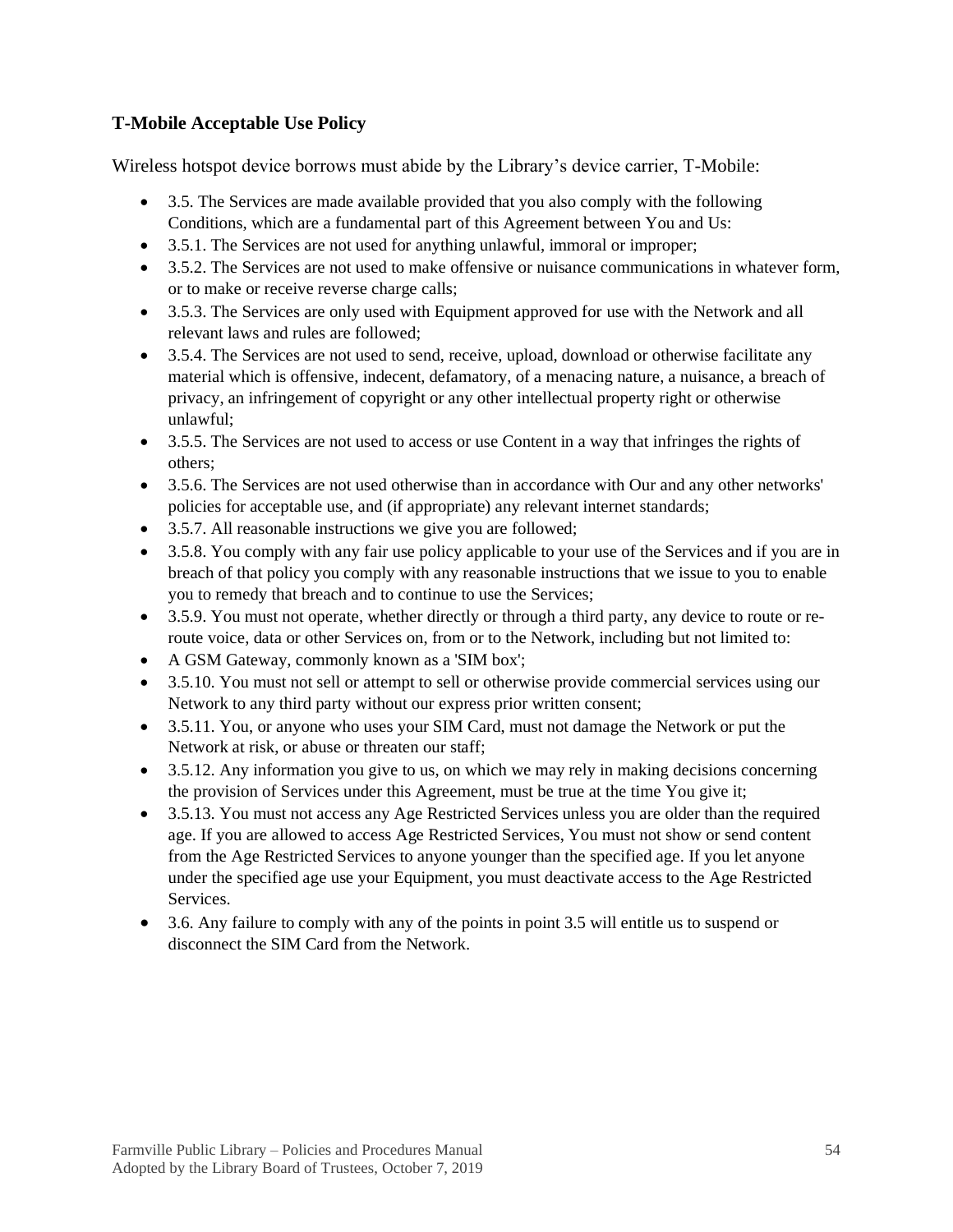**T-Mobile Acceptable Use Policy**

Wireless hotspot device borrows must abide by the Library's device carrier, T-Mobile:

- 3.5. The Services are made available provided that you also comply with the following Conditions, which are a fundamental part of this Agreement between You and Us:
- 3.5.1. The Services are not used for anything unlawful, immoral or improper;
- 3.5.2. The Services are not used to make offensive or nuisance communications in whatever form, or to make or receive reverse charge calls;
- 3.5.3. The Services are only used with Equipment approved for use with the Network and all relevant laws and rules are followed;
- 3.5.4. The Services are not used to send, receive, upload, download or otherwise facilitate any material which is offensive, indecent, defamatory, of a menacing nature, a nuisance, a breach of privacy, an infringement of copyright or any other intellectual property right or otherwise unlawful;
- 3.5.5. The Services are not used to access or use Content in a way that infringes the rights of others;
- 3.5.6. The Services are not used otherwise than in accordance with Our and any other networks' policies for acceptable use, and (if appropriate) any relevant internet standards;
- 3.5.7. All reasonable instructions we give you are followed;
- 3.5.8. You comply with any fair use policy applicable to your use of the Services and if you are in breach of that policy you comply with any reasonable instructions that we issue to you to enable you to remedy that breach and to continue to use the Services;
- 3.5.9. You must not operate, whether directly or through a third party, any device to route or re-route voice, data or other Services on, from or to the Network, including but not limited to:
- A GSM Gateway, commonly known as a 'SIM box';
- 3.5.10. You must not sell or attempt to sell or otherwise provide commercial services using our Network to any third party without our express prior written consent;
- 3.5.11. You, or anyone who uses your SIM Card, must not damage the Network or put the Network at risk, or abuse or threaten our staff;
- 3.5.12. Any information you give to us, on which we may rely in making decisions concerning the provision of Services under this Agreement, must be true at the time You give it;
- 3.5.13. You must not access any Age Restricted Services unless you are older than the required age. If you are allowed to access Age Restricted Services, You must not show or send content from the Age Restricted Services to anyone younger than the specified age. If you let anyone under the specified age use your Equipment, you must deactivate access to the Age Restricted Services.
- 3.6. Any failure to comply with any of the points in point 3.5 will entitle us to suspend or disconnect the SIM Card from the Network.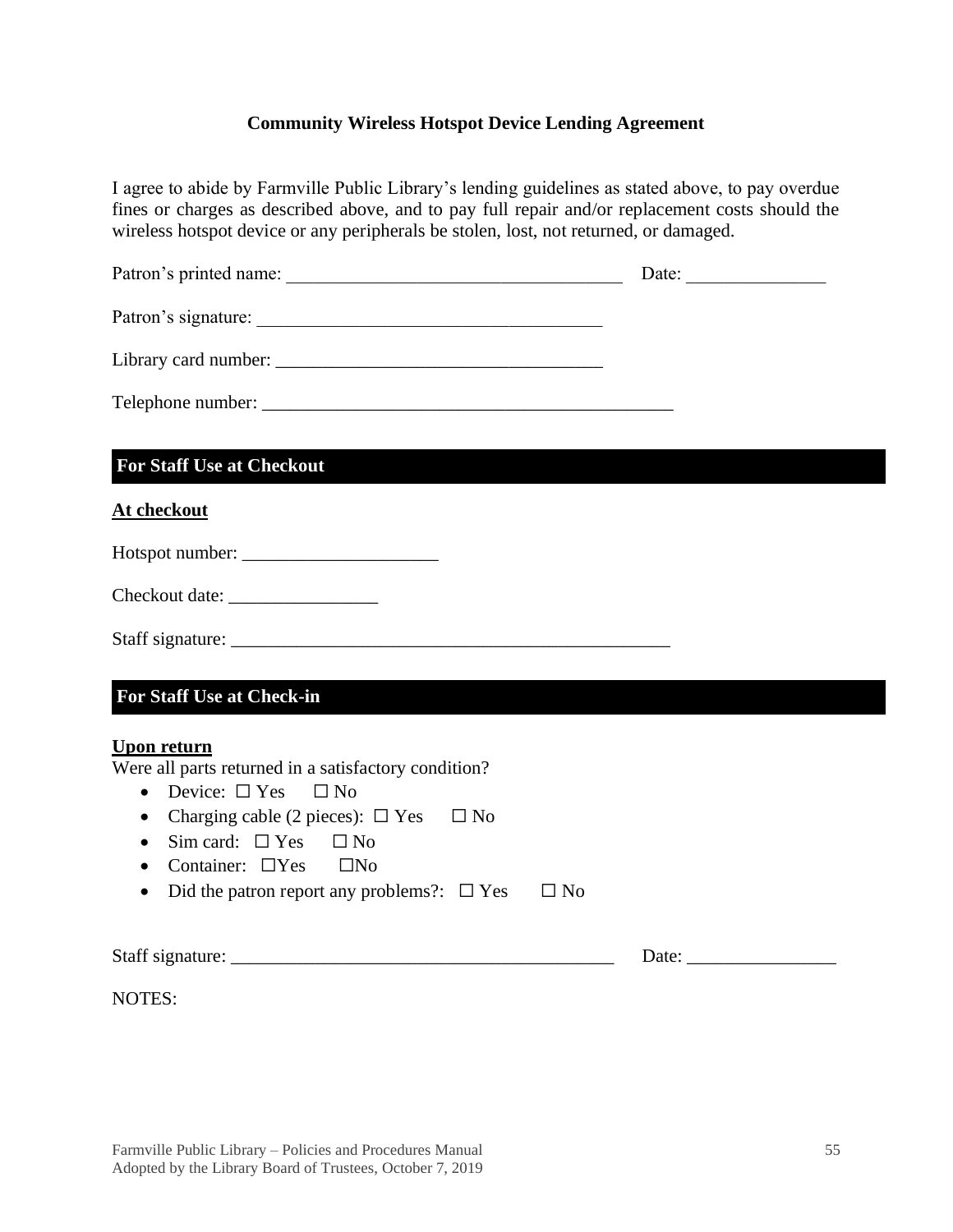### Community Wireless Hotspot Device Lending Agreement

I agree to abide by Farmville Public Library's lending guidelines as stated above, to pay overdue fines or charges as described above, and to pay full repair and/or replacement costs should the wireless hotspot device or any peripherals be stolen, lost, not returned, or damaged.

Patron's printed name: ____________________________________ Date: _______________

Patron's signature: ____________________________________

Library card number: ____________________________________

Telephone number: _____________________________________________

## For Staff Use at Checkout

**At checkout**

Hotspot number: _____________________

Checkout date: ________________

Staff signature: ________________________________________________

## For Staff Use at Check-in

**Upon return**

Were all parts returned in a satisfactory condition?

- Device: ☐ Yes ☐ No
- Charging cable (2 pieces): ☐ Yes ☐ No
- Sim card: ☐ Yes ☐ No
- Container: ☐Yes ☐No
- Did the patron report any problems?: ☐ Yes ☐ No

Staff signature: __________________________________________ Date: ________________

NOTES: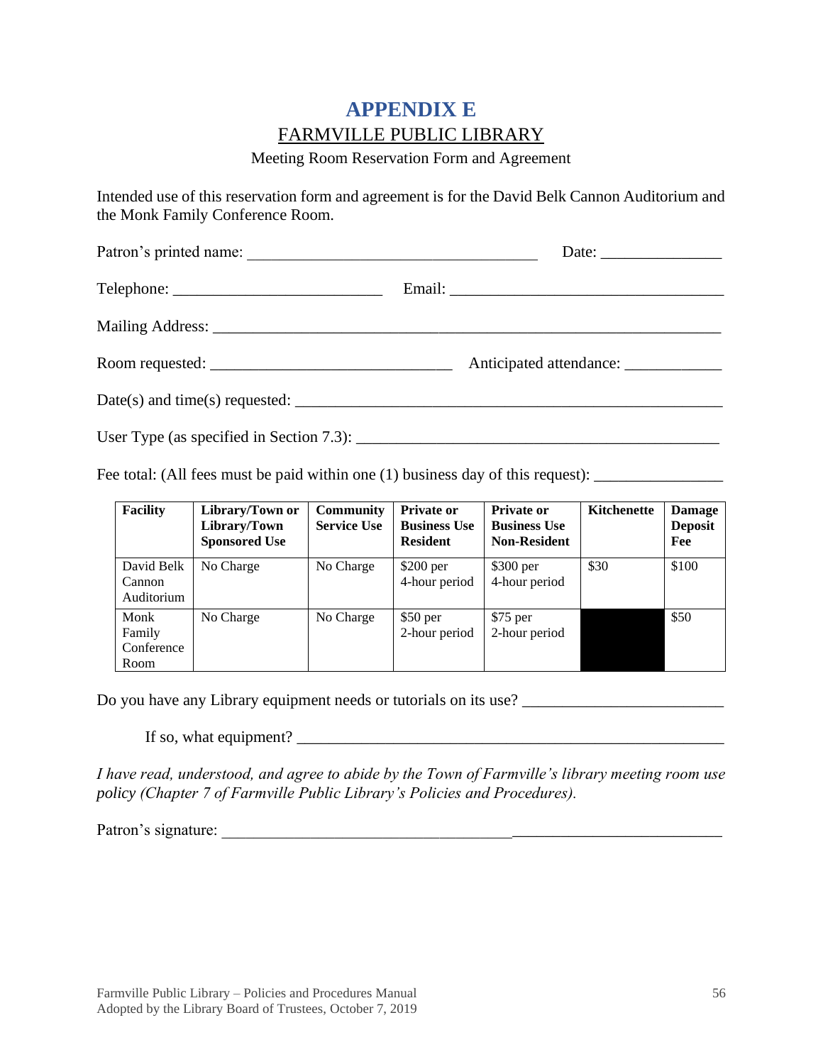# APPENDIX E

## FARMVILLE PUBLIC LIBRARY

Meeting Room Reservation Form and Agreement

Intended use of this reservation form and agreement is for the David Belk Cannon Auditorium and the Monk Family Conference Room.

Patron's printed name: ___________________________________ Date: _______________

Telephone: _________________________ Email: _________________________________

Mailing Address: _______________________________________________________________

Room requested: ____________________________ Anticipated attendance: ____________

Date(s) and time(s) requested: ____________________________________________________

User Type (as specified in Section 7.3): ____________________________________________

Fee total: (All fees must be paid within one (1) business day of this request): ________________

| Facility | Library/Town or Library/Town Sponsored Use | Community Service Use | Private or Business Use Resident | Private or Business Use Non-Resident | Kitchenette | Damage Deposit Fee |
|---|---|---|---|---|---|---|
| David Belk Cannon Auditorium | No Charge | No Charge | $200 per 4-hour period | $300 per 4-hour period | $30 | $100 |
| Monk Family Conference Room | No Charge | No Charge | $50 per 2-hour period | $75 per 2-hour period | | $50 |

Do you have any Library equipment needs or tutorials on its use? ________________________

If so, what equipment? ______________________________________________________

*I have read, understood, and agree to abide by the Town of Farmville's library meeting room use policy (Chapter 7 of Farmville Public Library's Policies and Procedures).*

Patron's signature: ____________________________________________________________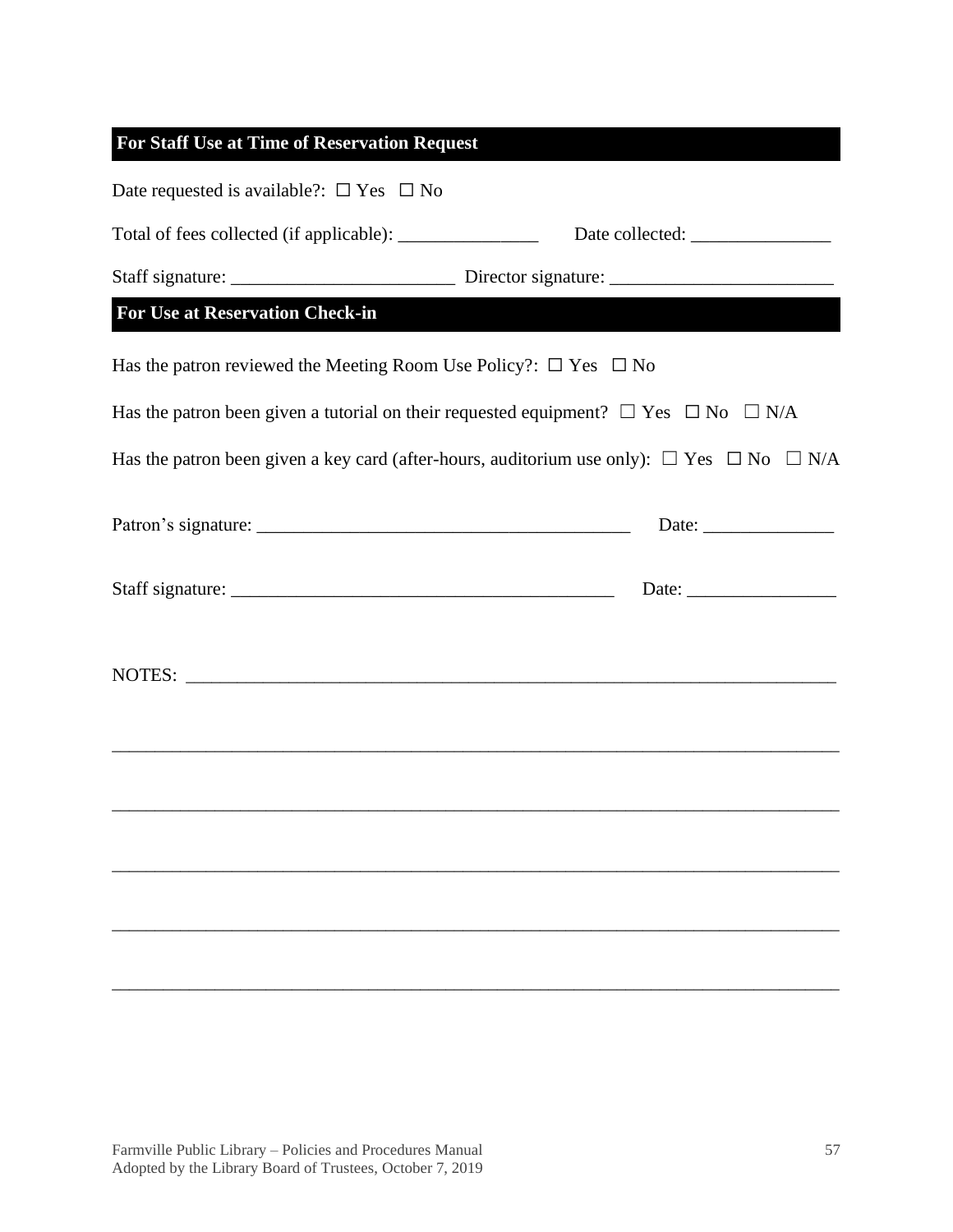## For Staff Use at Time of Reservation Request

Date requested is available?: ☐ Yes ☐ No

Total of fees collected (if applicable): _______________ Date collected: _______________

Staff signature: ________________________ Director signature: ________________________

## For Use at Reservation Check-in

Has the patron reviewed the Meeting Room Use Policy?: ☐ Yes ☐ No

Has the patron been given a tutorial on their requested equipment? ☐ Yes ☐ No ☐ N/A

Has the patron been given a key card (after-hours, auditorium use only): ☐ Yes ☐ No ☐ N/A

Patron's signature: ________________________________________ Date: ______________

Staff signature: _________________________________________ Date: ________________

NOTES: _________________________________________________________________________

________________________________________________________________________________

________________________________________________________________________________

________________________________________________________________________________

________________________________________________________________________________

________________________________________________________________________________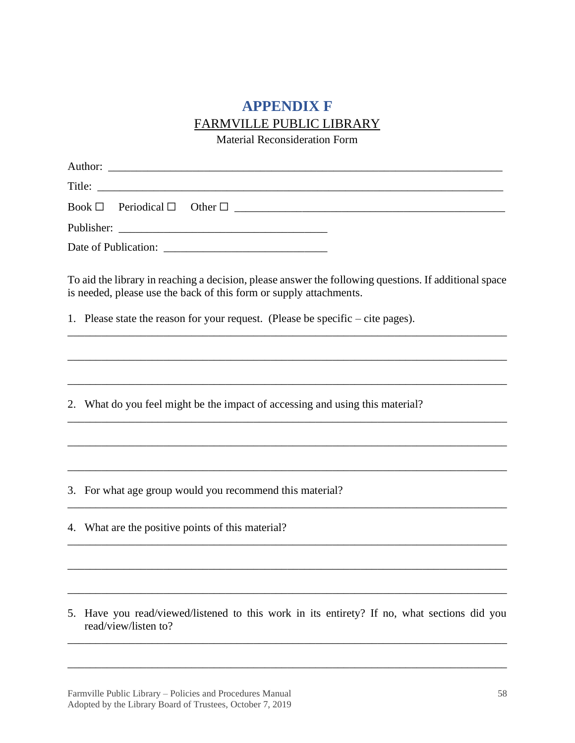# APPENDIX F

## FARMVILLE PUBLIC LIBRARY

Material Reconsideration Form

Author: ___________________________________________________________________

Title: _____________________________________________________________________

Book ☐ Periodical ☐ Other ☐ _______________________________________________

Publisher: ___________________________________

Date of Publication: ___________________________

To aid the library in reaching a decision, please answer the following questions. If additional space is needed, please use the back of this form or supply attachments.

1. Please state the reason for your request. (Please be specific – cite pages).

_______________________________________________________________________________

_______________________________________________________________________________

_______________________________________________________________________________

2. What do you feel might be the impact of accessing and using this material?

_______________________________________________________________________________

_______________________________________________________________________________

_______________________________________________________________________________

3. For what age group would you recommend this material?

_______________________________________________________________________________

4. What are the positive points of this material?

_______________________________________________________________________________

_______________________________________________________________________________

_______________________________________________________________________________

5. Have you read/viewed/listened to this work in its entirety? If no, what sections did you read/view/listen to?

_______________________________________________________________________________

_______________________________________________________________________________

Farmville Public Library – Policies and Procedures Manual
Adopted by the Library Board of Trustees, October 7, 2019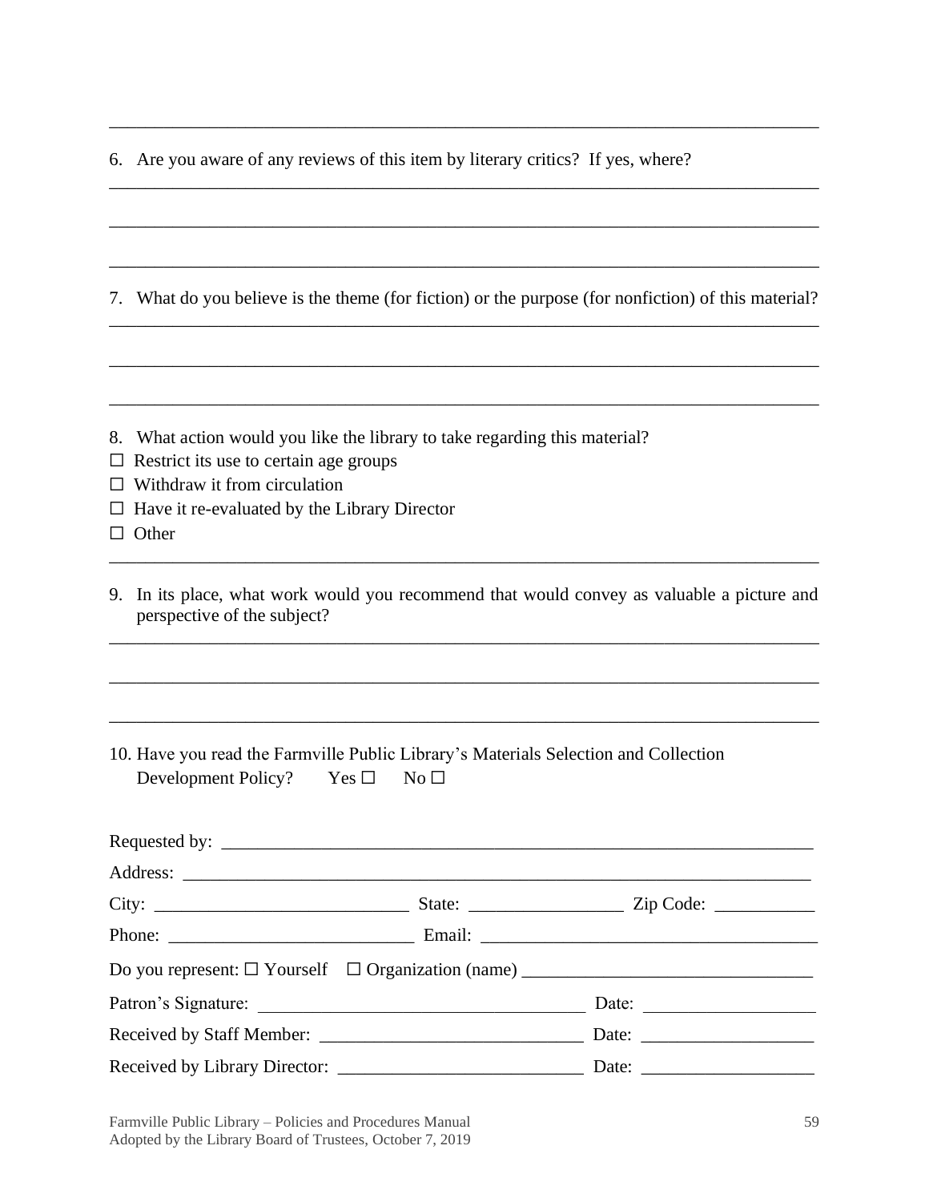_______________________________________________________________________________

6. Are you aware of any reviews of this item by literary critics? If yes, where?

_______________________________________________________________________________

_______________________________________________________________________________

_______________________________________________________________________________

7. What do you believe is the theme (for fiction) or the purpose (for nonfiction) of this material?

_______________________________________________________________________________

_______________________________________________________________________________

_______________________________________________________________________________

8. What action would you like the library to take regarding this material?

☐ Restrict its use to certain age groups
☐ Withdraw it from circulation
☐ Have it re-evaluated by the Library Director
☐ Other

_______________________________________________________________________________

9. In its place, what work would you recommend that would convey as valuable a picture and perspective of the subject?

_______________________________________________________________________________

_______________________________________________________________________________

_______________________________________________________________________________

10. Have you read the Farmville Public Library's Materials Selection and Collection Development Policy? Yes ☐ No ☐

Requested by: _______________________________________________________________

Address: ___________________________________________________________________

City: ___________________________ State: ________________ Zip Code: __________

Phone: __________________________ Email: ___________________________________

Do you represent: ☐ Yourself ☐ Organization (name) ______________________________

Patron's Signature: __________________________________ Date: __________________

Received by Staff Member: ____________________________ Date: __________________

Received by Library Director: __________________________ Date: __________________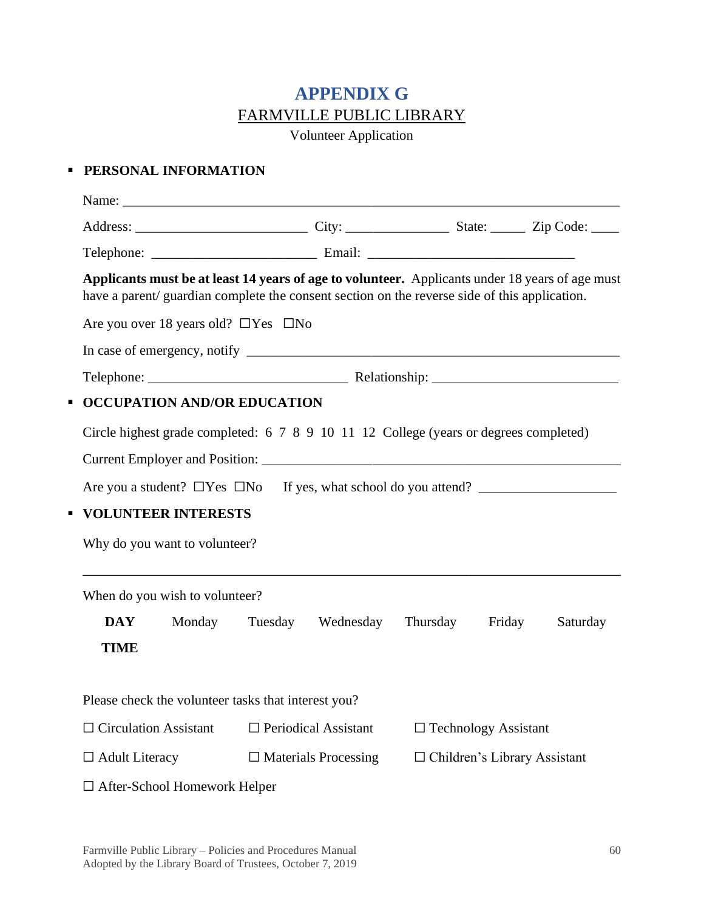# APPENDIX G

## FARMVILLE PUBLIC LIBRARY

Volunteer Application

- **PERSONAL INFORMATION**

Name: ___________________________________________________________________________

Address: _________________________ City: ______________ State: _____ Zip Code: ____

Telephone: ________________________ Email: ______________________________

**Applicants must be at least 14 years of age to volunteer.** Applicants under 18 years of age must have a parent/ guardian complete the consent section on the reverse side of this application.

Are you over 18 years old? ☐Yes ☐No

In case of emergency, notify _______________________________________________________

Telephone: ____________________________ Relationship: __________________________

- **OCCUPATION AND/OR EDUCATION**

Circle highest grade completed: 6 7 8 9 10 11 12 College (years or degrees completed)

Current Employer and Position: _____________________________________________________

Are you a student? ☐Yes ☐No If yes, what school do you attend? ___________________

- **VOLUNTEER INTERESTS**

Why do you want to volunteer?

_____________________________________________________________________________

When do you wish to volunteer?

| DAY | Monday | Tuesday | Wednesday | Thursday | Friday | Saturday |
|---|---|---|---|---|---|---|
| TIME | | | | | | |

Please check the volunteer tasks that interest you?

☐ Circulation Assistant ☐ Periodical Assistant ☐ Technology Assistant

☐ Adult Literacy ☐ Materials Processing ☐ Children's Library Assistant

☐ After-School Homework Helper

Farmville Public Library – Policies and Procedures Manual
Adopted by the Library Board of Trustees, October 7, 2019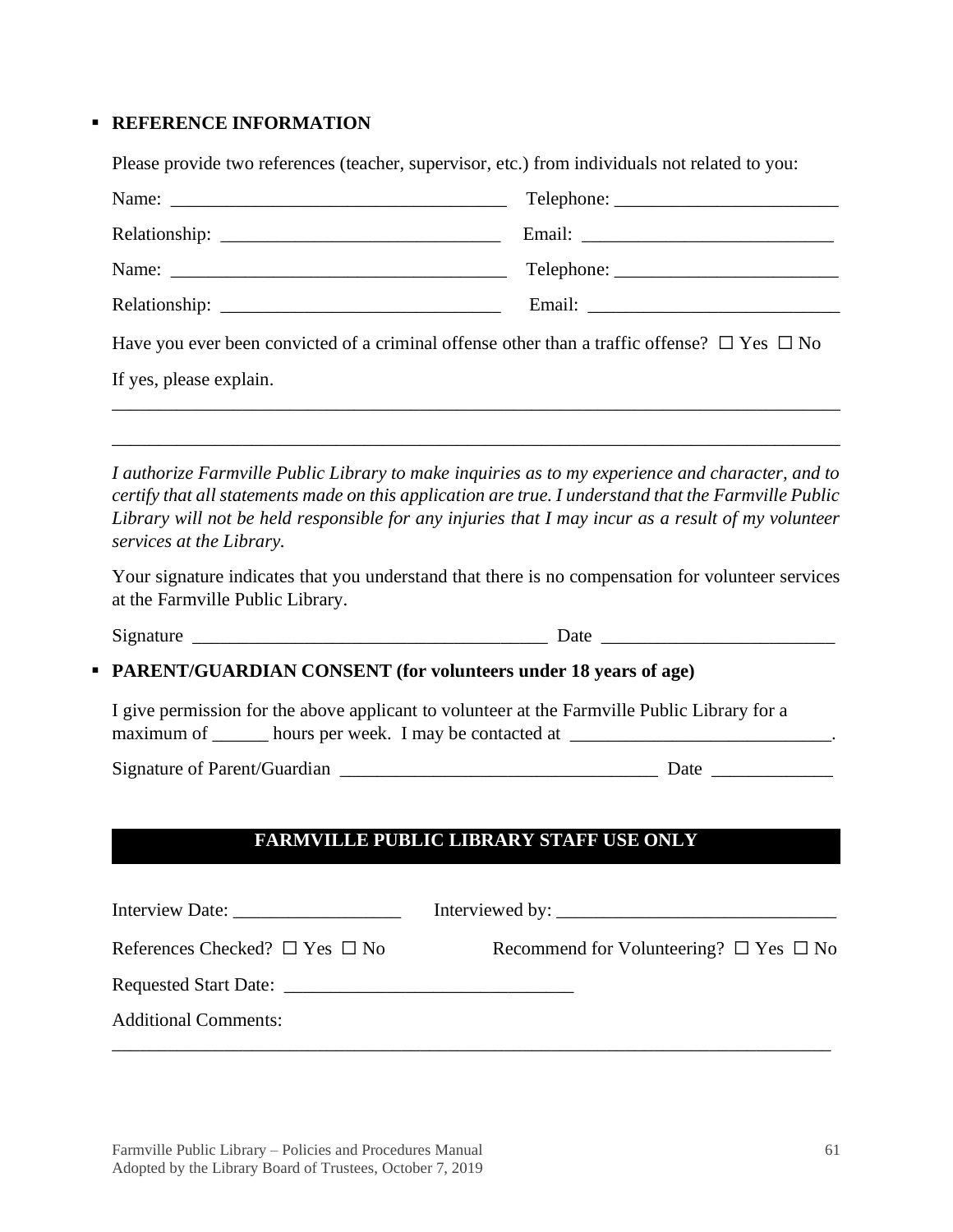- **REFERENCE INFORMATION**

  Please provide two references (teacher, supervisor, etc.) from individuals not related to you:

  Name: ___________________________________ Telephone: ________________________

  Relationship: _____________________________ Email: ___________________________

  Name: ___________________________________ Telephone: ________________________

  Relationship: _____________________________ Email: ___________________________

  Have you ever been convicted of a criminal offense other than a traffic offense? ☐ Yes ☐ No

  If yes, please explain.

  ________________________________________________________________________________

  ________________________________________________________________________________

  *I authorize Farmville Public Library to make inquiries as to my experience and character, and to certify that all statements made on this application are true. I understand that the Farmville Public Library will not be held responsible for any injuries that I may incur as a result of my volunteer services at the Library.*

  Your signature indicates that you understand that there is no compensation for volunteer services at the Farmville Public Library.

  Signature ______________________________________ Date _________________________

- **PARENT/GUARDIAN CONSENT (for volunteers under 18 years of age)**

  I give permission for the above applicant to volunteer at the Farmville Public Library for a maximum of ______ hours per week. I may be contacted at ____________________________.

  Signature of Parent/Guardian __________________________________ Date _____________

## FARMVILLE PUBLIC LIBRARY STAFF USE ONLY

Interview Date: __________________ Interviewed by: ______________________________

References Checked? ☐ Yes ☐ No Recommend for Volunteering? ☐ Yes ☐ No

Requested Start Date: ______________________________

Additional Comments:

________________________________________________________________________________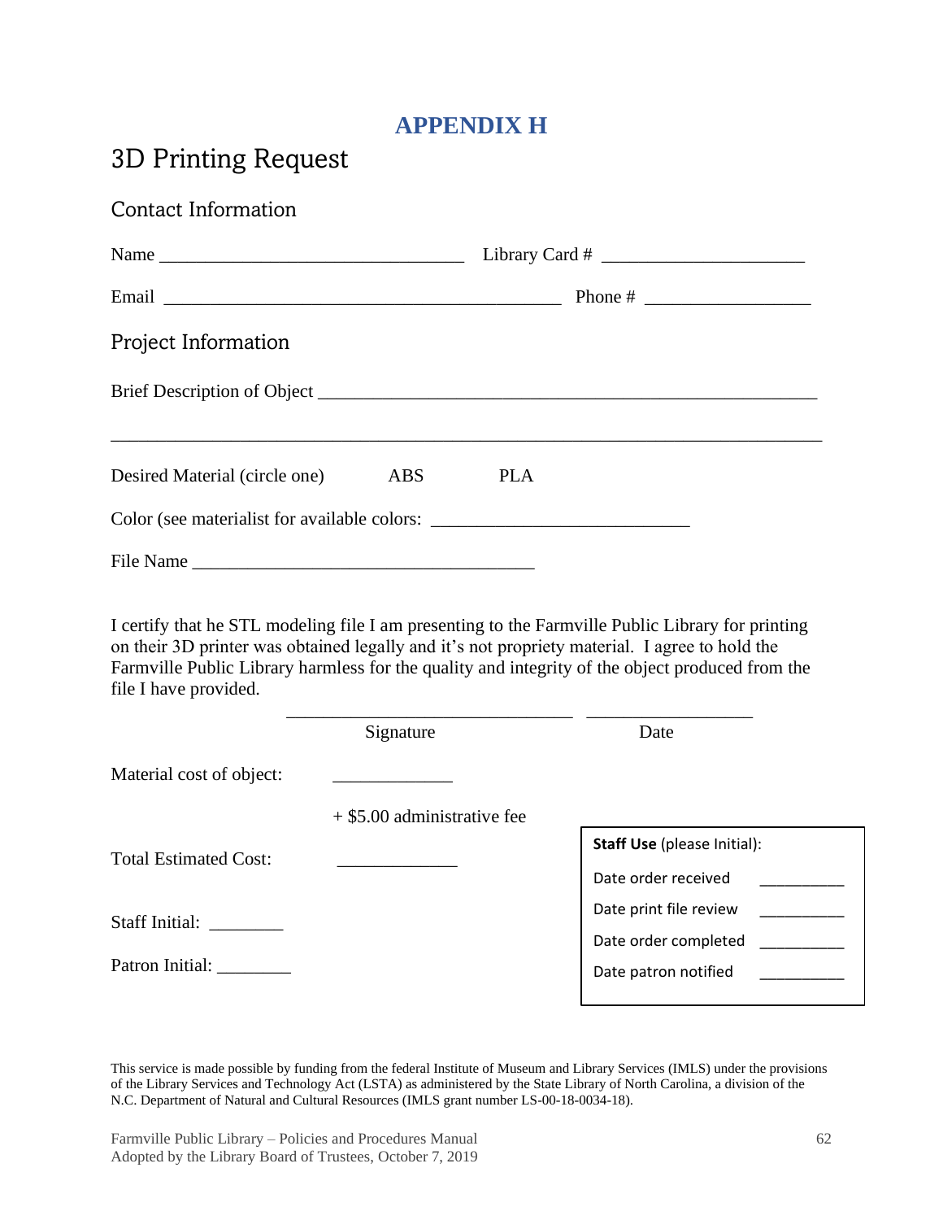# APPENDIX H

## 3D Printing Request

### Contact Information

Name ________________________________ Library Card # _____________________

Email __________________________________________ Phone # _________________

### Project Information

Brief Description of Object _____________________________________________________

_____________________________________________________________________________

Desired Material (circle one) ABS PLA

Color (see materialist for available colors: ___________________________

File Name ____________________________________

I certify that he STL modeling file I am presenting to the Farmville Public Library for printing on their 3D printer was obtained legally and it's not propriety material. I agree to hold the Farmville Public Library harmless for the quality and integrity of the object produced from the file I have provided.

______________________________ _________________
Signature Date

Material cost of object: _____________

+ $5.00 administrative fee

Total Estimated Cost: _____________

Staff Initial: ________

Patron Initial: ________

**Staff Use** (please Initial):

Date order received __________

Date print file review __________

Date order completed __________

Date patron notified __________

This service is made possible by funding from the federal Institute of Museum and Library Services (IMLS) under the provisions of the Library Services and Technology Act (LSTA) as administered by the State Library of North Carolina, a division of the N.C. Department of Natural and Cultural Resources (IMLS grant number LS-00-18-0034-18).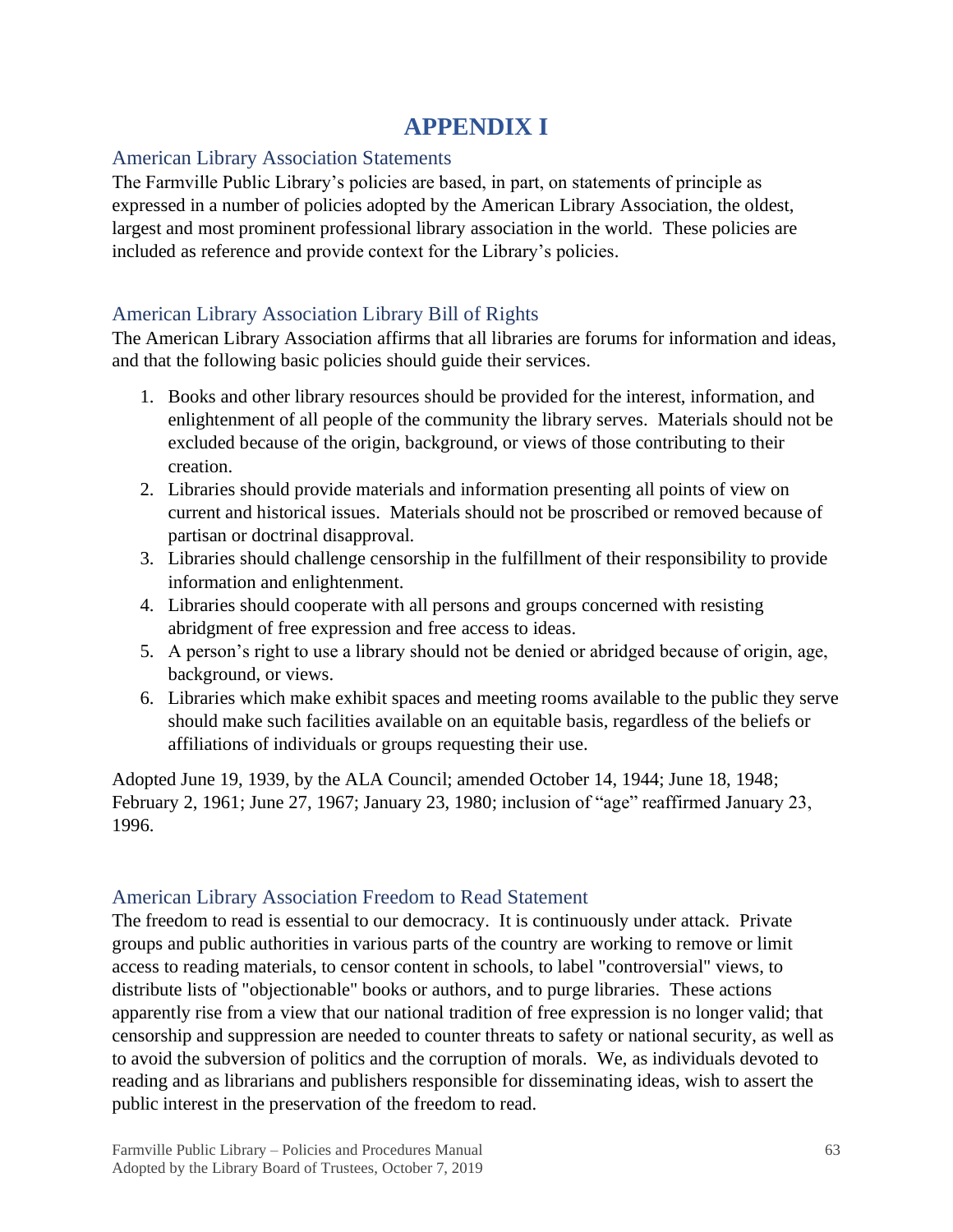# APPENDIX I

## American Library Association Statements

The Farmville Public Library's policies are based, in part, on statements of principle as expressed in a number of policies adopted by the American Library Association, the oldest, largest and most prominent professional library association in the world. These policies are included as reference and provide context for the Library's policies.

## American Library Association Library Bill of Rights

The American Library Association affirms that all libraries are forums for information and ideas, and that the following basic policies should guide their services.

1. Books and other library resources should be provided for the interest, information, and enlightenment of all people of the community the library serves. Materials should not be excluded because of the origin, background, or views of those contributing to their creation.
2. Libraries should provide materials and information presenting all points of view on current and historical issues. Materials should not be proscribed or removed because of partisan or doctrinal disapproval.
3. Libraries should challenge censorship in the fulfillment of their responsibility to provide information and enlightenment.
4. Libraries should cooperate with all persons and groups concerned with resisting abridgment of free expression and free access to ideas.
5. A person's right to use a library should not be denied or abridged because of origin, age, background, or views.
6. Libraries which make exhibit spaces and meeting rooms available to the public they serve should make such facilities available on an equitable basis, regardless of the beliefs or affiliations of individuals or groups requesting their use.

Adopted June 19, 1939, by the ALA Council; amended October 14, 1944; June 18, 1948; February 2, 1961; June 27, 1967; January 23, 1980; inclusion of "age" reaffirmed January 23, 1996.

## American Library Association Freedom to Read Statement

The freedom to read is essential to our democracy. It is continuously under attack. Private groups and public authorities in various parts of the country are working to remove or limit access to reading materials, to censor content in schools, to label "controversial" views, to distribute lists of "objectionable" books or authors, and to purge libraries. These actions apparently rise from a view that our national tradition of free expression is no longer valid; that censorship and suppression are needed to counter threats to safety or national security, as well as to avoid the subversion of politics and the corruption of morals. We, as individuals devoted to reading and as librarians and publishers responsible for disseminating ideas, wish to assert the public interest in the preservation of the freedom to read.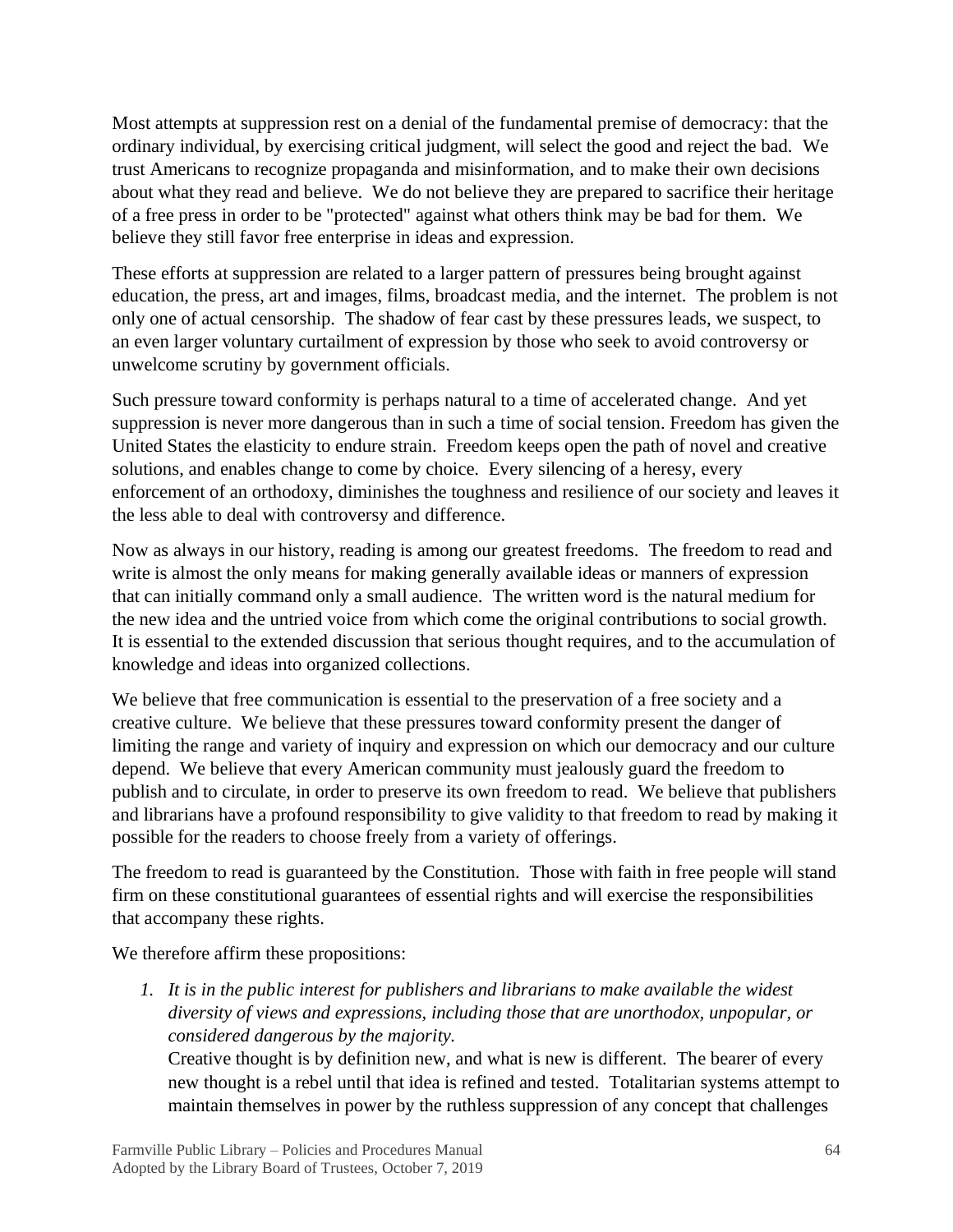Most attempts at suppression rest on a denial of the fundamental premise of democracy: that the ordinary individual, by exercising critical judgment, will select the good and reject the bad. We trust Americans to recognize propaganda and misinformation, and to make their own decisions about what they read and believe. We do not believe they are prepared to sacrifice their heritage of a free press in order to be "protected" against what others think may be bad for them. We believe they still favor free enterprise in ideas and expression.

These efforts at suppression are related to a larger pattern of pressures being brought against education, the press, art and images, films, broadcast media, and the internet. The problem is not only one of actual censorship. The shadow of fear cast by these pressures leads, we suspect, to an even larger voluntary curtailment of expression by those who seek to avoid controversy or unwelcome scrutiny by government officials.

Such pressure toward conformity is perhaps natural to a time of accelerated change. And yet suppression is never more dangerous than in such a time of social tension. Freedom has given the United States the elasticity to endure strain. Freedom keeps open the path of novel and creative solutions, and enables change to come by choice. Every silencing of a heresy, every enforcement of an orthodoxy, diminishes the toughness and resilience of our society and leaves it the less able to deal with controversy and difference.

Now as always in our history, reading is among our greatest freedoms. The freedom to read and write is almost the only means for making generally available ideas or manners of expression that can initially command only a small audience. The written word is the natural medium for the new idea and the untried voice from which come the original contributions to social growth. It is essential to the extended discussion that serious thought requires, and to the accumulation of knowledge and ideas into organized collections.

We believe that free communication is essential to the preservation of a free society and a creative culture. We believe that these pressures toward conformity present the danger of limiting the range and variety of inquiry and expression on which our democracy and our culture depend. We believe that every American community must jealously guard the freedom to publish and to circulate, in order to preserve its own freedom to read. We believe that publishers and librarians have a profound responsibility to give validity to that freedom to read by making it possible for the readers to choose freely from a variety of offerings.

The freedom to read is guaranteed by the Constitution. Those with faith in free people will stand firm on these constitutional guarantees of essential rights and will exercise the responsibilities that accompany these rights.

We therefore affirm these propositions:

1. *It is in the public interest for publishers and librarians to make available the widest diversity of views and expressions, including those that are unorthodox, unpopular, or considered dangerous by the majority.*
   Creative thought is by definition new, and what is new is different. The bearer of every new thought is a rebel until that idea is refined and tested. Totalitarian systems attempt to maintain themselves in power by the ruthless suppression of any concept that challenges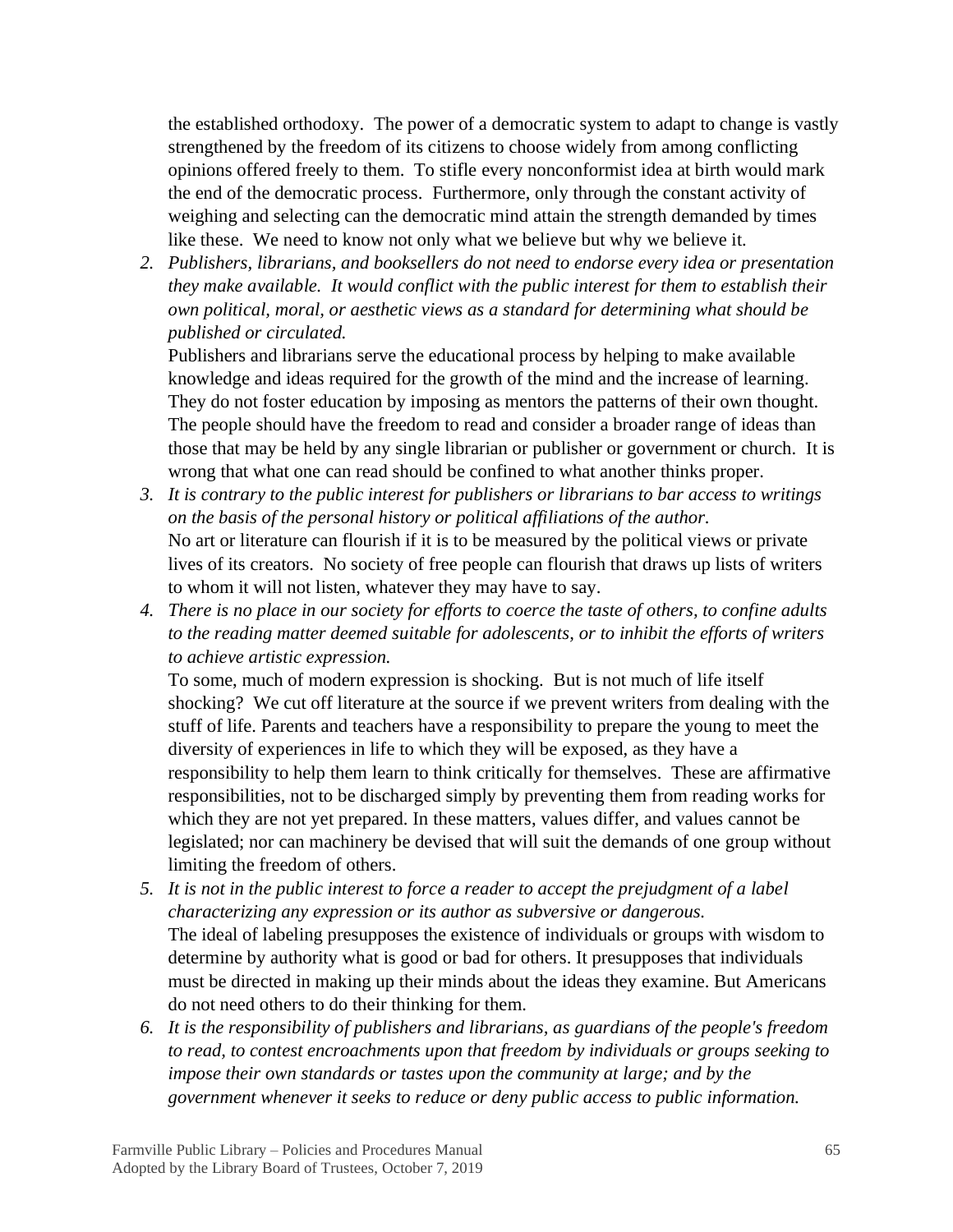the established orthodoxy. The power of a democratic system to adapt to change is vastly strengthened by the freedom of its citizens to choose widely from among conflicting opinions offered freely to them. To stifle every nonconformist idea at birth would mark the end of the democratic process. Furthermore, only through the constant activity of weighing and selecting can the democratic mind attain the strength demanded by times like these. We need to know not only what we believe but why we believe it.

2. *Publishers, librarians, and booksellers do not need to endorse every idea or presentation they make available. It would conflict with the public interest for them to establish their own political, moral, or aesthetic views as a standard for determining what should be published or circulated.*
   Publishers and librarians serve the educational process by helping to make available knowledge and ideas required for the growth of the mind and the increase of learning. They do not foster education by imposing as mentors the patterns of their own thought. The people should have the freedom to read and consider a broader range of ideas than those that may be held by any single librarian or publisher or government or church. It is wrong that what one can read should be confined to what another thinks proper.
3. *It is contrary to the public interest for publishers or librarians to bar access to writings on the basis of the personal history or political affiliations of the author.*
   No art or literature can flourish if it is to be measured by the political views or private lives of its creators. No society of free people can flourish that draws up lists of writers to whom it will not listen, whatever they may have to say.
4. *There is no place in our society for efforts to coerce the taste of others, to confine adults to the reading matter deemed suitable for adolescents, or to inhibit the efforts of writers to achieve artistic expression.*
   To some, much of modern expression is shocking. But is not much of life itself shocking? We cut off literature at the source if we prevent writers from dealing with the stuff of life. Parents and teachers have a responsibility to prepare the young to meet the diversity of experiences in life to which they will be exposed, as they have a responsibility to help them learn to think critically for themselves. These are affirmative responsibilities, not to be discharged simply by preventing them from reading works for which they are not yet prepared. In these matters, values differ, and values cannot be legislated; nor can machinery be devised that will suit the demands of one group without limiting the freedom of others.
5. *It is not in the public interest to force a reader to accept the prejudgment of a label characterizing any expression or its author as subversive or dangerous.*
   The ideal of labeling presupposes the existence of individuals or groups with wisdom to determine by authority what is good or bad for others. It presupposes that individuals must be directed in making up their minds about the ideas they examine. But Americans do not need others to do their thinking for them.
6. *It is the responsibility of publishers and librarians, as guardians of the people's freedom to read, to contest encroachments upon that freedom by individuals or groups seeking to impose their own standards or tastes upon the community at large; and by the government whenever it seeks to reduce or deny public access to public information.*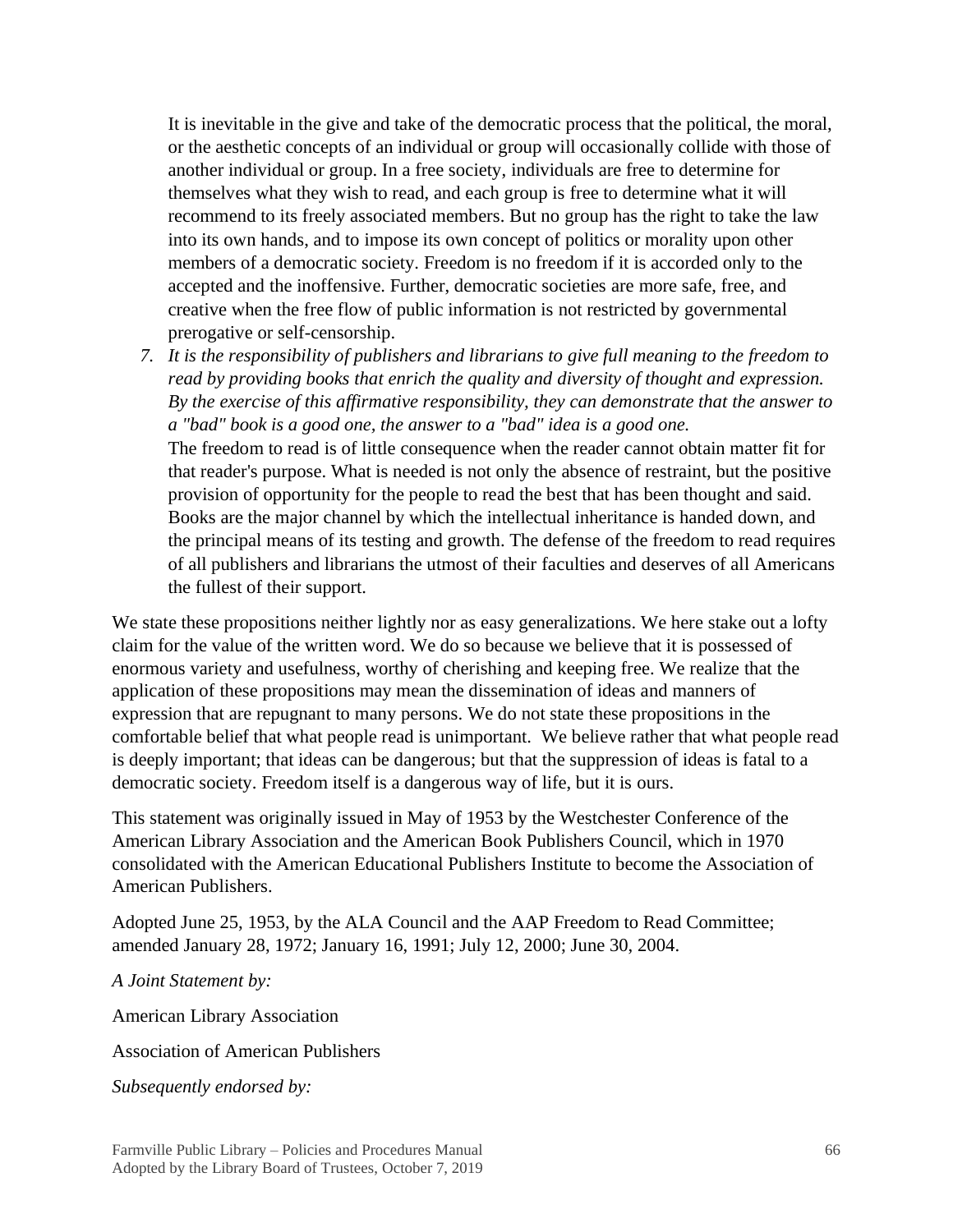It is inevitable in the give and take of the democratic process that the political, the moral, or the aesthetic concepts of an individual or group will occasionally collide with those of another individual or group. In a free society, individuals are free to determine for themselves what they wish to read, and each group is free to determine what it will recommend to its freely associated members. But no group has the right to take the law into its own hands, and to impose its own concept of politics or morality upon other members of a democratic society. Freedom is no freedom if it is accorded only to the accepted and the inoffensive. Further, democratic societies are more safe, free, and creative when the free flow of public information is not restricted by governmental prerogative or self-censorship.

7. *It is the responsibility of publishers and librarians to give full meaning to the freedom to read by providing books that enrich the quality and diversity of thought and expression. By the exercise of this affirmative responsibility, they can demonstrate that the answer to a "bad" book is a good one, the answer to a "bad" idea is a good one.*
   The freedom to read is of little consequence when the reader cannot obtain matter fit for that reader's purpose. What is needed is not only the absence of restraint, but the positive provision of opportunity for the people to read the best that has been thought and said. Books are the major channel by which the intellectual inheritance is handed down, and the principal means of its testing and growth. The defense of the freedom to read requires of all publishers and librarians the utmost of their faculties and deserves of all Americans the fullest of their support.

We state these propositions neither lightly nor as easy generalizations. We here stake out a lofty claim for the value of the written word. We do so because we believe that it is possessed of enormous variety and usefulness, worthy of cherishing and keeping free. We realize that the application of these propositions may mean the dissemination of ideas and manners of expression that are repugnant to many persons. We do not state these propositions in the comfortable belief that what people read is unimportant. We believe rather that what people read is deeply important; that ideas can be dangerous; but that the suppression of ideas is fatal to a democratic society. Freedom itself is a dangerous way of life, but it is ours.

This statement was originally issued in May of 1953 by the Westchester Conference of the American Library Association and the American Book Publishers Council, which in 1970 consolidated with the American Educational Publishers Institute to become the Association of American Publishers.

Adopted June 25, 1953, by the ALA Council and the AAP Freedom to Read Committee; amended January 28, 1972; January 16, 1991; July 12, 2000; June 30, 2004.

*A Joint Statement by:*

American Library Association

Association of American Publishers

*Subsequently endorsed by:*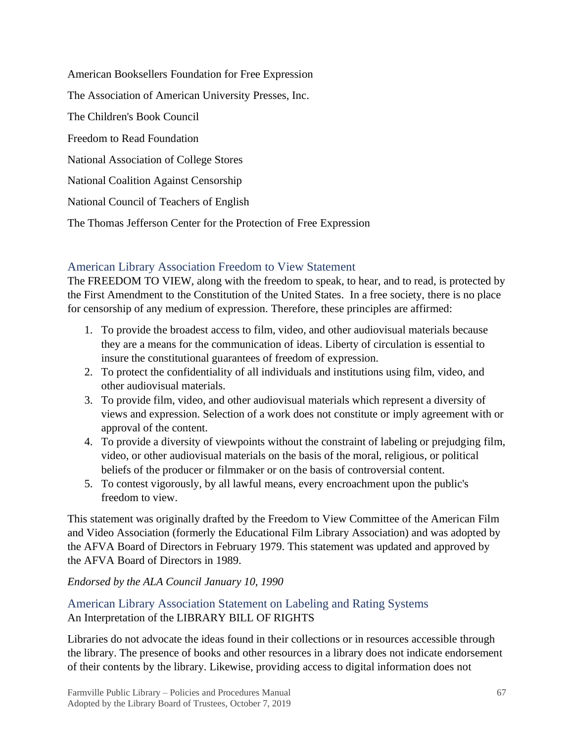American Booksellers Foundation for Free Expression

The Association of American University Presses, Inc.

The Children's Book Council

Freedom to Read Foundation

National Association of College Stores

National Coalition Against Censorship

National Council of Teachers of English

The Thomas Jefferson Center for the Protection of Free Expression

## American Library Association Freedom to View Statement

The FREEDOM TO VIEW, along with the freedom to speak, to hear, and to read, is protected by the First Amendment to the Constitution of the United States. In a free society, there is no place for censorship of any medium of expression. Therefore, these principles are affirmed:

1. To provide the broadest access to film, video, and other audiovisual materials because they are a means for the communication of ideas. Liberty of circulation is essential to insure the constitutional guarantees of freedom of expression.
2. To protect the confidentiality of all individuals and institutions using film, video, and other audiovisual materials.
3. To provide film, video, and other audiovisual materials which represent a diversity of views and expression. Selection of a work does not constitute or imply agreement with or approval of the content.
4. To provide a diversity of viewpoints without the constraint of labeling or prejudging film, video, or other audiovisual materials on the basis of the moral, religious, or political beliefs of the producer or filmmaker or on the basis of controversial content.
5. To contest vigorously, by all lawful means, every encroachment upon the public's freedom to view.

This statement was originally drafted by the Freedom to View Committee of the American Film and Video Association (formerly the Educational Film Library Association) and was adopted by the AFVA Board of Directors in February 1979. This statement was updated and approved by the AFVA Board of Directors in 1989.

*Endorsed by the ALA Council January 10, 1990*

## American Library Association Statement on Labeling and Rating Systems

An Interpretation of the LIBRARY BILL OF RIGHTS

Libraries do not advocate the ideas found in their collections or in resources accessible through the library. The presence of books and other resources in a library does not indicate endorsement of their contents by the library. Likewise, providing access to digital information does not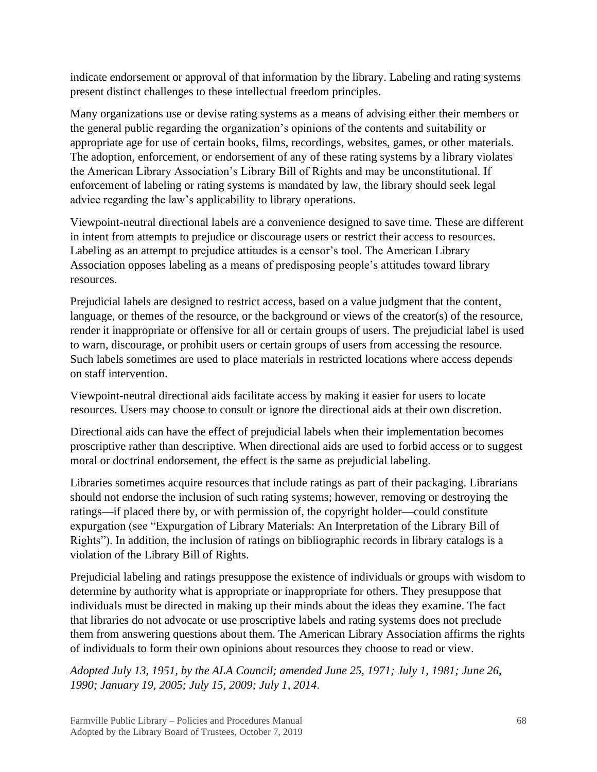indicate endorsement or approval of that information by the library. Labeling and rating systems present distinct challenges to these intellectual freedom principles.

Many organizations use or devise rating systems as a means of advising either their members or the general public regarding the organization's opinions of the contents and suitability or appropriate age for use of certain books, films, recordings, websites, games, or other materials. The adoption, enforcement, or endorsement of any of these rating systems by a library violates the American Library Association's Library Bill of Rights and may be unconstitutional. If enforcement of labeling or rating systems is mandated by law, the library should seek legal advice regarding the law's applicability to library operations.

Viewpoint-neutral directional labels are a convenience designed to save time. These are different in intent from attempts to prejudice or discourage users or restrict their access to resources. Labeling as an attempt to prejudice attitudes is a censor's tool. The American Library Association opposes labeling as a means of predisposing people's attitudes toward library resources.

Prejudicial labels are designed to restrict access, based on a value judgment that the content, language, or themes of the resource, or the background or views of the creator(s) of the resource, render it inappropriate or offensive for all or certain groups of users. The prejudicial label is used to warn, discourage, or prohibit users or certain groups of users from accessing the resource. Such labels sometimes are used to place materials in restricted locations where access depends on staff intervention.

Viewpoint-neutral directional aids facilitate access by making it easier for users to locate resources. Users may choose to consult or ignore the directional aids at their own discretion.

Directional aids can have the effect of prejudicial labels when their implementation becomes proscriptive rather than descriptive. When directional aids are used to forbid access or to suggest moral or doctrinal endorsement, the effect is the same as prejudicial labeling.

Libraries sometimes acquire resources that include ratings as part of their packaging. Librarians should not endorse the inclusion of such rating systems; however, removing or destroying the ratings—if placed there by, or with permission of, the copyright holder—could constitute expurgation (see "Expurgation of Library Materials: An Interpretation of the Library Bill of Rights"). In addition, the inclusion of ratings on bibliographic records in library catalogs is a violation of the Library Bill of Rights.

Prejudicial labeling and ratings presuppose the existence of individuals or groups with wisdom to determine by authority what is appropriate or inappropriate for others. They presuppose that individuals must be directed in making up their minds about the ideas they examine. The fact that libraries do not advocate or use proscriptive labels and rating systems does not preclude them from answering questions about them. The American Library Association affirms the rights of individuals to form their own opinions about resources they choose to read or view.

*Adopted July 13, 1951, by the ALA Council; amended June 25, 1971; July 1, 1981; June 26, 1990; January 19, 2005; July 15, 2009; July 1, 2014.*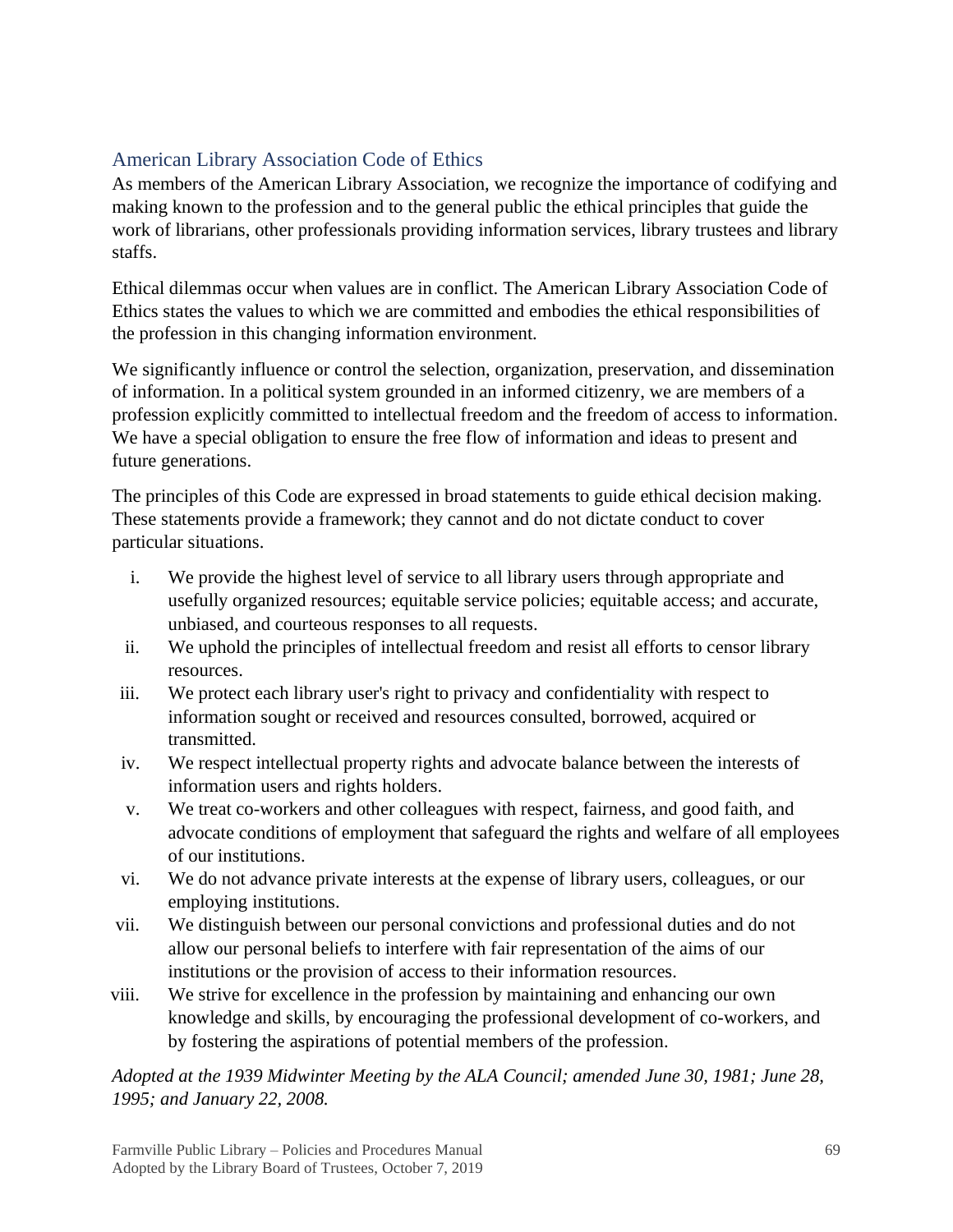## American Library Association Code of Ethics

As members of the American Library Association, we recognize the importance of codifying and making known to the profession and to the general public the ethical principles that guide the work of librarians, other professionals providing information services, library trustees and library staffs.

Ethical dilemmas occur when values are in conflict. The American Library Association Code of Ethics states the values to which we are committed and embodies the ethical responsibilities of the profession in this changing information environment.

We significantly influence or control the selection, organization, preservation, and dissemination of information. In a political system grounded in an informed citizenry, we are members of a profession explicitly committed to intellectual freedom and the freedom of access to information. We have a special obligation to ensure the free flow of information and ideas to present and future generations.

The principles of this Code are expressed in broad statements to guide ethical decision making. These statements provide a framework; they cannot and do not dictate conduct to cover particular situations.

i. We provide the highest level of service to all library users through appropriate and usefully organized resources; equitable service policies; equitable access; and accurate, unbiased, and courteous responses to all requests.
ii. We uphold the principles of intellectual freedom and resist all efforts to censor library resources.
iii. We protect each library user's right to privacy and confidentiality with respect to information sought or received and resources consulted, borrowed, acquired or transmitted.
iv. We respect intellectual property rights and advocate balance between the interests of information users and rights holders.
v. We treat co-workers and other colleagues with respect, fairness, and good faith, and advocate conditions of employment that safeguard the rights and welfare of all employees of our institutions.
vi. We do not advance private interests at the expense of library users, colleagues, or our employing institutions.
vii. We distinguish between our personal convictions and professional duties and do not allow our personal beliefs to interfere with fair representation of the aims of our institutions or the provision of access to their information resources.
viii. We strive for excellence in the profession by maintaining and enhancing our own knowledge and skills, by encouraging the professional development of co-workers, and by fostering the aspirations of potential members of the profession.

*Adopted at the 1939 Midwinter Meeting by the ALA Council; amended June 30, 1981; June 28, 1995; and January 22, 2008.*